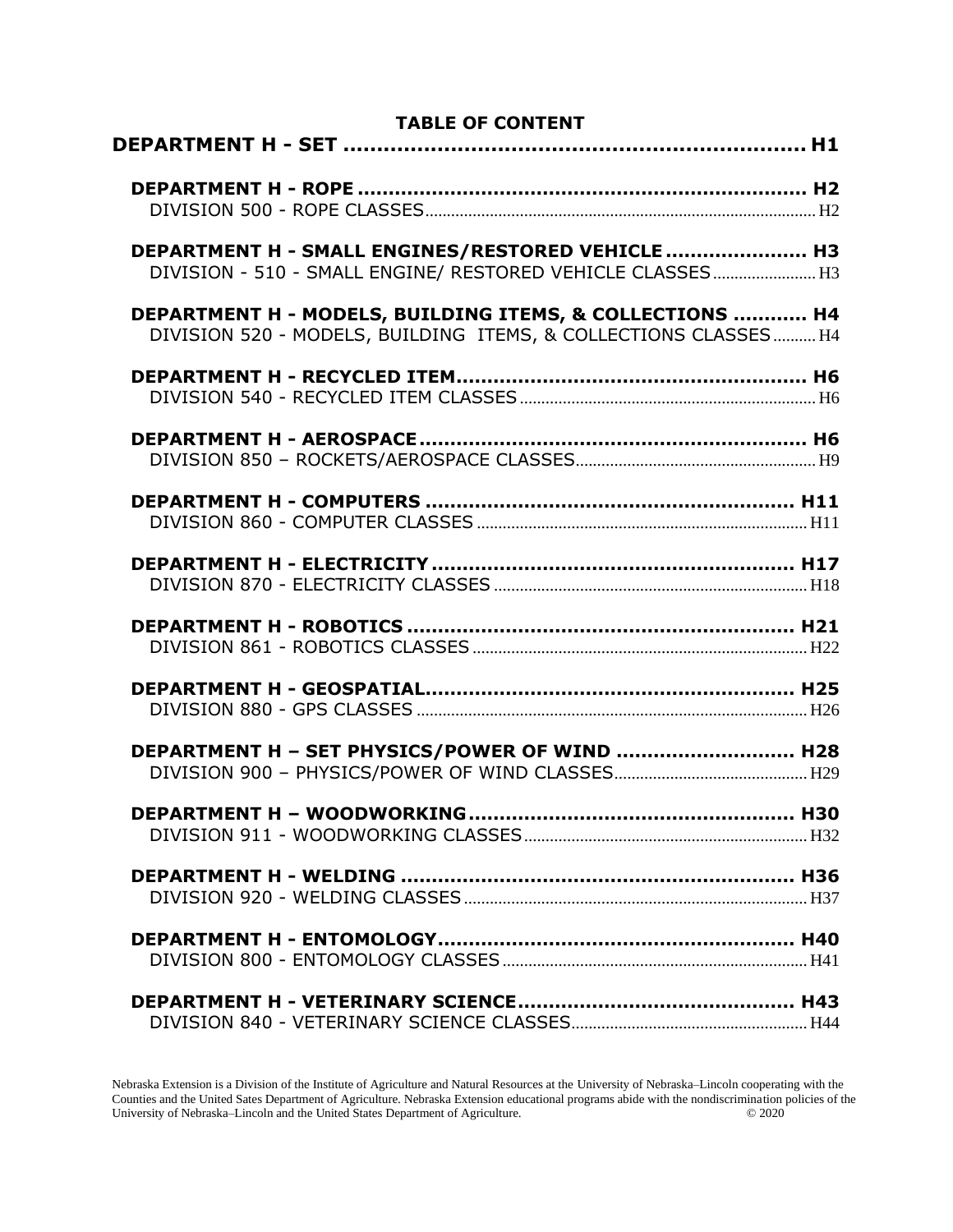# TABLE OF CONTENT

**DEPARTMENT H - SET ..................................................................... H1**

**DEPARTMENT H - ROPE ..................................................................... H2**
DIVISION 500 - ROPE CLASSES..................................................................... H2

**DEPARTMENT H - SMALL ENGINES/RESTORED VEHICLE ...................... H3**
DIVISION - 510 - SMALL ENGINE/ RESTORED VEHICLE CLASSES ..................... H3

**DEPARTMENT H - MODELS, BUILDING ITEMS, & COLLECTIONS ............ H4**
DIVISION 520 - MODELS, BUILDING ITEMS, & COLLECTIONS CLASSES .......... H4

**DEPARTMENT H - RECYCLED ITEM........................................................ H6**
DIVISION 540 - RECYCLED ITEM CLASSES..................................................... H6

**DEPARTMENT H - AEROSPACE .............................................................. H6**
DIVISION 850 – ROCKETS/AEROSPACE CLASSES........................................ H9

**DEPARTMENT H - COMPUTERS ........................................................... H11**
DIVISION 860 - COMPUTER CLASSES ............................................................ H11

**DEPARTMENT H - ELECTRICITY .......................................................... H17**
DIVISION 870 - ELECTRICITY CLASSES ........................................................ H18

**DEPARTMENT H - ROBOTICS .............................................................. H21**
DIVISION 861 - ROBOTICS CLASSES ............................................................. H22

**DEPARTMENT H - GEOSPATIAL........................................................... H25**
DIVISION 880 - GPS CLASSES ......................................................................... H26

**DEPARTMENT H – SET PHYSICS/POWER OF WIND ............................ H28**
DIVISION 900 – PHYSICS/POWER OF WIND CLASSES.................................. H29

**DEPARTMENT H – WOODWORKING..................................................... H30**
DIVISION 911 - WOODWORKING CLASSES.................................................. H32

**DEPARTMENT H - WELDING ................................................................ H36**
DIVISION 920 - WELDING CLASSES ................................................................ H37

**DEPARTMENT H - ENTOMOLOGY......................................................... H40**
DIVISION 800 - ENTOMOLOGY CLASSES ....................................................... H41

**DEPARTMENT H - VETERINARY SCIENCE............................................ H43**
DIVISION 840 - VETERINARY SCIENCE CLASSES........................................ H44

Nebraska Extension is a Division of the Institute of Agriculture and Natural Resources at the University of Nebraska–Lincoln cooperating with the Counties and the United Sates Department of Agriculture. Nebraska Extension educational programs abide with the nondiscrimination policies of the University of Nebraska–Lincoln and the United States Department of Agriculture. © 2020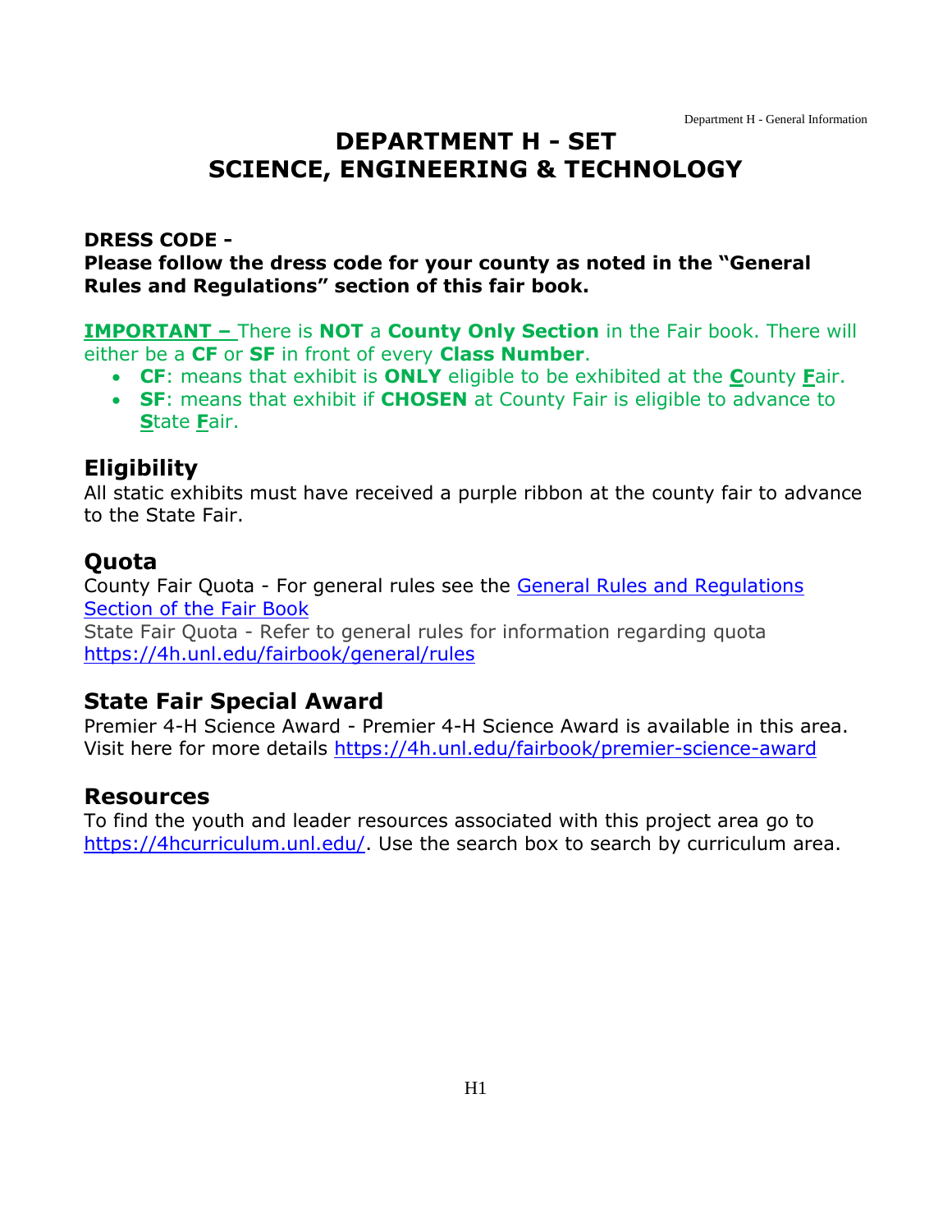# DEPARTMENT H - SET
# SCIENCE, ENGINEERING & TECHNOLOGY

**DRESS CODE -**
**Please follow the dress code for your county as noted in the "General Rules and Regulations" section of this fair book.**

**IMPORTANT –** There is **NOT** a **County Only Section** in the Fair book. There will either be a **CF** or **SF** in front of every **Class Number**.

- **CF**: means that exhibit is **ONLY** eligible to be exhibited at the **C**ounty **F**air.
- **SF**: means that exhibit if **CHOSEN** at County Fair is eligible to advance to **S**tate **F**air.

## Eligibility

All static exhibits must have received a purple ribbon at the county fair to advance to the State Fair.

## Quota

County Fair Quota - For general rules see the General Rules and Regulations Section of the Fair Book

State Fair Quota - Refer to general rules for information regarding quota https://4h.unl.edu/fairbook/general/rules

## State Fair Special Award

Premier 4-H Science Award - Premier 4-H Science Award is available in this area. Visit here for more details https://4h.unl.edu/fairbook/premier-science-award

## Resources

To find the youth and leader resources associated with this project area go to https://4hcurriculum.unl.edu/. Use the search box to search by curriculum area.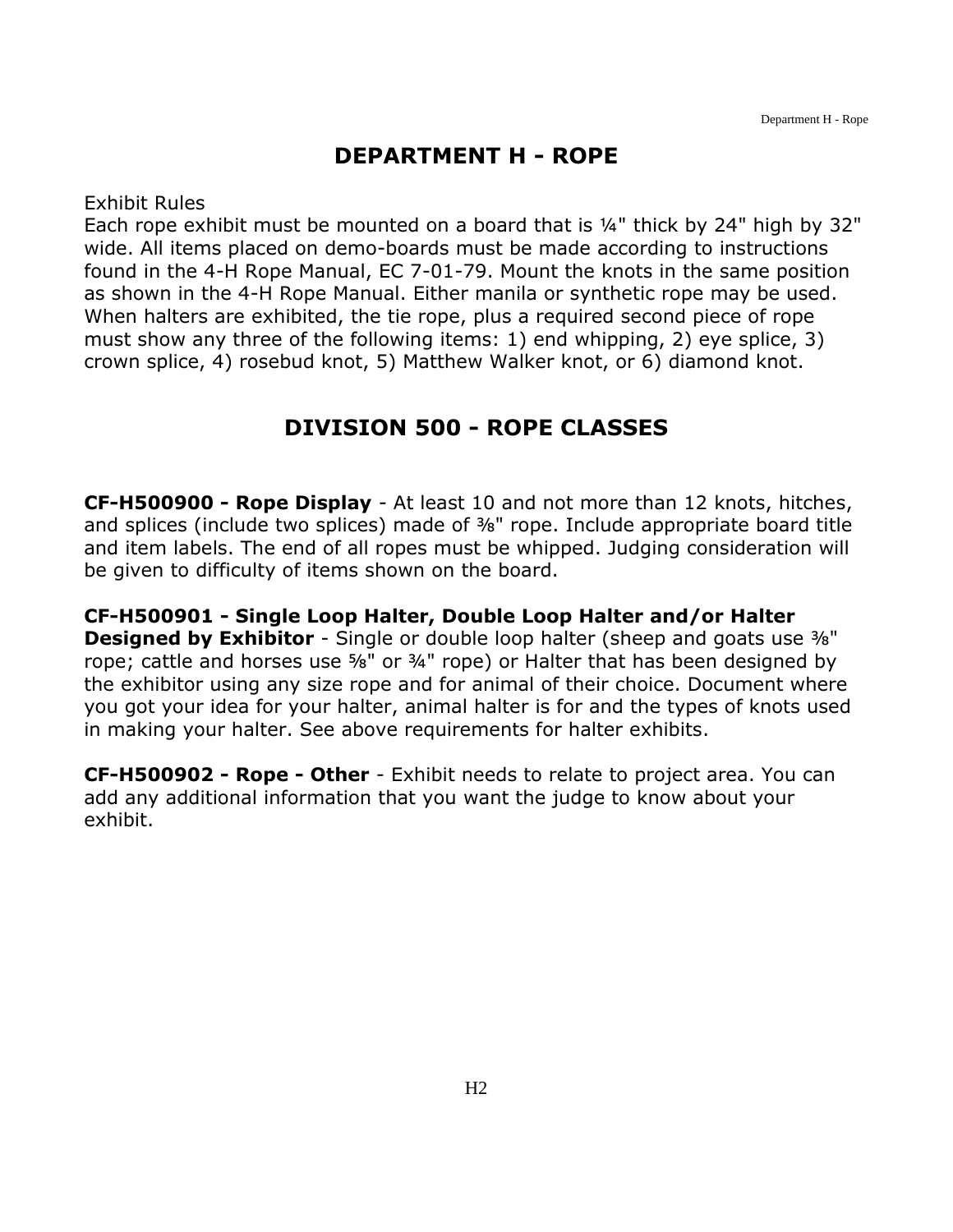# DEPARTMENT H - ROPE

Exhibit Rules
Each rope exhibit must be mounted on a board that is ¼" thick by 24" high by 32" wide. All items placed on demo-boards must be made according to instructions found in the 4-H Rope Manual, EC 7-01-79. Mount the knots in the same position as shown in the 4-H Rope Manual. Either manila or synthetic rope may be used. When halters are exhibited, the tie rope, plus a required second piece of rope must show any three of the following items: 1) end whipping, 2) eye splice, 3) crown splice, 4) rosebud knot, 5) Matthew Walker knot, or 6) diamond knot.

## DIVISION 500 - ROPE CLASSES

**CF-H500900 - Rope Display** - At least 10 and not more than 12 knots, hitches, and splices (include two splices) made of ⅜" rope. Include appropriate board title and item labels. The end of all ropes must be whipped. Judging consideration will be given to difficulty of items shown on the board.

**CF-H500901 - Single Loop Halter, Double Loop Halter and/or Halter Designed by Exhibitor** - Single or double loop halter (sheep and goats use ⅜" rope; cattle and horses use ⅝" or ¾" rope) or Halter that has been designed by the exhibitor using any size rope and for animal of their choice. Document where you got your idea for your halter, animal halter is for and the types of knots used in making your halter. See above requirements for halter exhibits.

**CF-H500902 - Rope - Other** - Exhibit needs to relate to project area. You can add any additional information that you want the judge to know about your exhibit.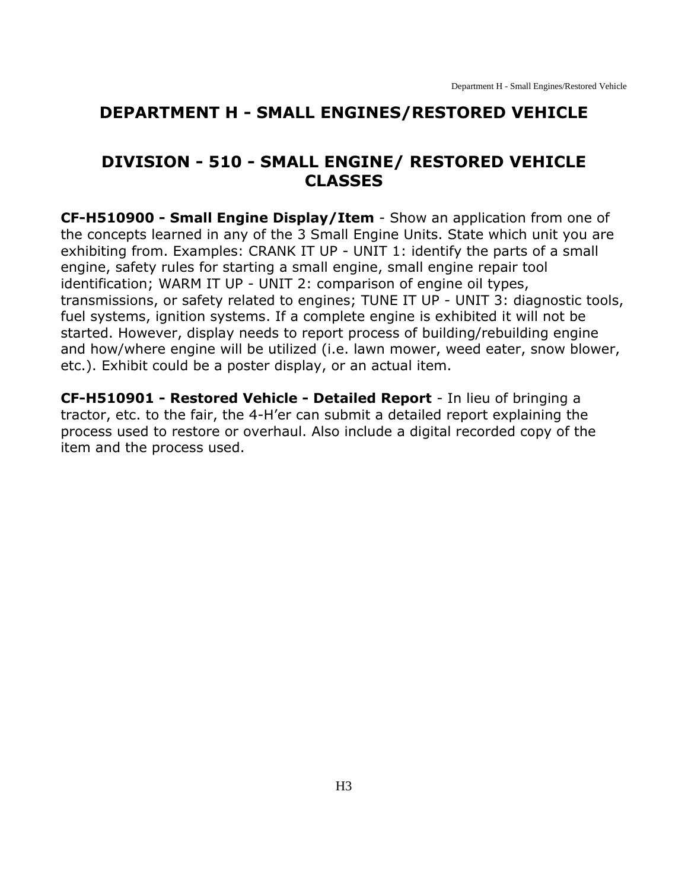# DEPARTMENT H - SMALL ENGINES/RESTORED VEHICLE

## DIVISION - 510 - SMALL ENGINE/ RESTORED VEHICLE CLASSES

**CF-H510900 - Small Engine Display/Item** - Show an application from one of the concepts learned in any of the 3 Small Engine Units. State which unit you are exhibiting from. Examples: CRANK IT UP - UNIT 1: identify the parts of a small engine, safety rules for starting a small engine, small engine repair tool identification; WARM IT UP - UNIT 2: comparison of engine oil types, transmissions, or safety related to engines; TUNE IT UP - UNIT 3: diagnostic tools, fuel systems, ignition systems. If a complete engine is exhibited it will not be started. However, display needs to report process of building/rebuilding engine and how/where engine will be utilized (i.e. lawn mower, weed eater, snow blower, etc.). Exhibit could be a poster display, or an actual item.

**CF-H510901 - Restored Vehicle - Detailed Report** - In lieu of bringing a tractor, etc. to the fair, the 4-H'er can submit a detailed report explaining the process used to restore or overhaul. Also include a digital recorded copy of the item and the process used.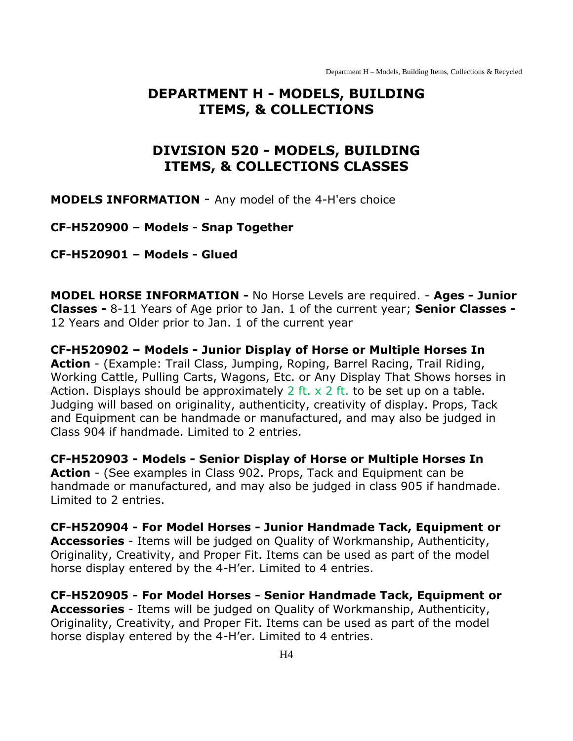# DEPARTMENT H - MODELS, BUILDING ITEMS, & COLLECTIONS

## DIVISION 520 - MODELS, BUILDING ITEMS, & COLLECTIONS CLASSES

**MODELS INFORMATION** - Any model of the 4-H'ers choice

**CF-H520900 – Models - Snap Together**

**CF-H520901 – Models - Glued**

**MODEL HORSE INFORMATION -** No Horse Levels are required. - **Ages - Junior Classes -** 8-11 Years of Age prior to Jan. 1 of the current year; **Senior Classes -** 12 Years and Older prior to Jan. 1 of the current year

**CF-H520902 – Models - Junior Display of Horse or Multiple Horses In Action** - (Example: Trail Class, Jumping, Roping, Barrel Racing, Trail Riding, Working Cattle, Pulling Carts, Wagons, Etc. or Any Display That Shows horses in Action. Displays should be approximately 2 ft. x 2 ft. to be set up on a table. Judging will based on originality, authenticity, creativity of display. Props, Tack and Equipment can be handmade or manufactured, and may also be judged in Class 904 if handmade. Limited to 2 entries.

**CF-H520903 - Models - Senior Display of Horse or Multiple Horses In Action** - (See examples in Class 902. Props, Tack and Equipment can be handmade or manufactured, and may also be judged in class 905 if handmade. Limited to 2 entries.

**CF-H520904 - For Model Horses - Junior Handmade Tack, Equipment or Accessories** - Items will be judged on Quality of Workmanship, Authenticity, Originality, Creativity, and Proper Fit. Items can be used as part of the model horse display entered by the 4-H'er. Limited to 4 entries.

**CF-H520905 - For Model Horses - Senior Handmade Tack, Equipment or Accessories** - Items will be judged on Quality of Workmanship, Authenticity, Originality, Creativity, and Proper Fit. Items can be used as part of the model horse display entered by the 4-H'er. Limited to 4 entries.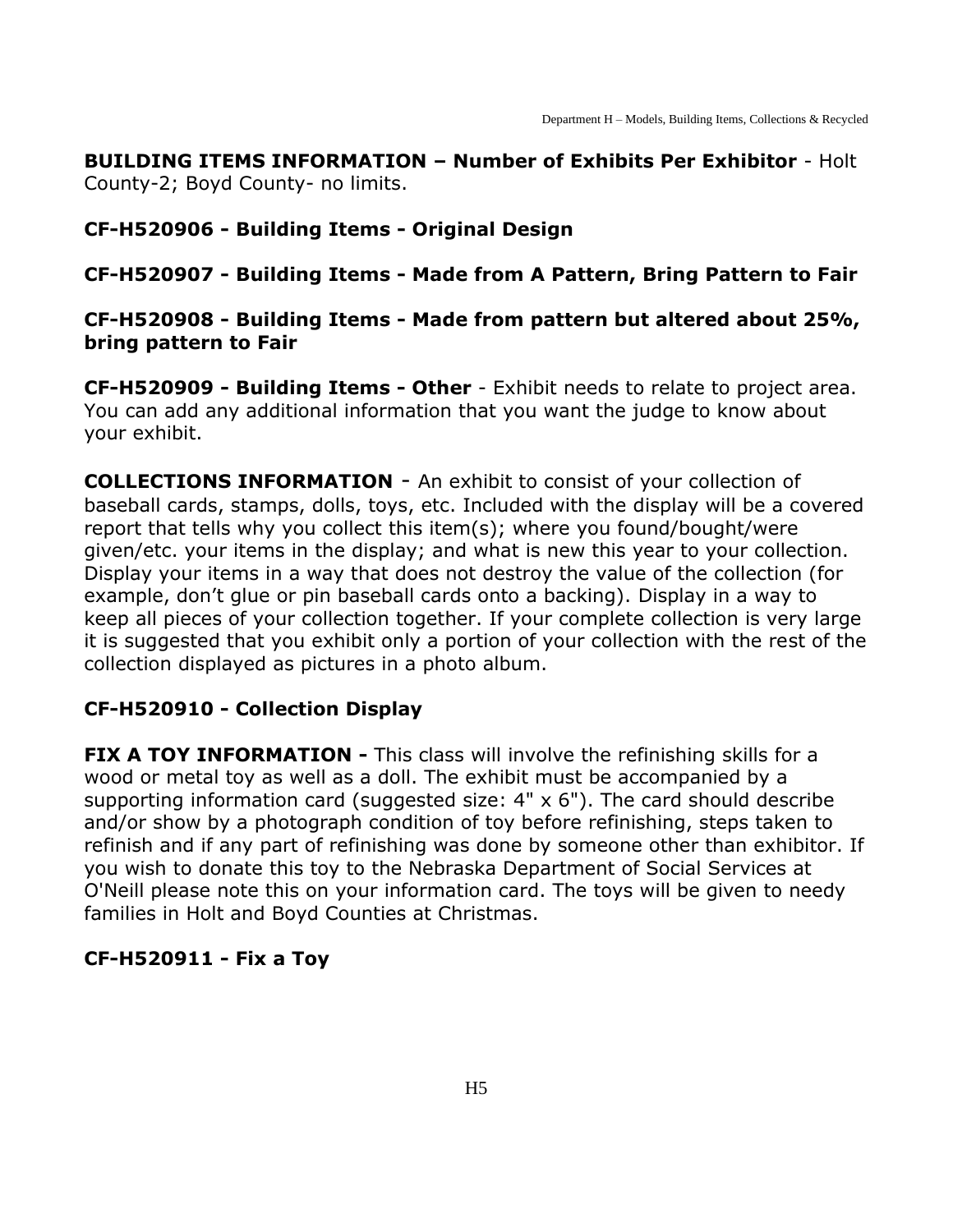**BUILDING ITEMS INFORMATION – Number of Exhibits Per Exhibitor** - Holt County-2; Boyd County- no limits.

**CF-H520906 - Building Items - Original Design**

**CF-H520907 - Building Items - Made from A Pattern, Bring Pattern to Fair**

**CF-H520908 - Building Items - Made from pattern but altered about 25%, bring pattern to Fair**

**CF-H520909 - Building Items - Other** - Exhibit needs to relate to project area. You can add any additional information that you want the judge to know about your exhibit.

**COLLECTIONS INFORMATION** - An exhibit to consist of your collection of baseball cards, stamps, dolls, toys, etc. Included with the display will be a covered report that tells why you collect this item(s); where you found/bought/were given/etc. your items in the display; and what is new this year to your collection. Display your items in a way that does not destroy the value of the collection (for example, don't glue or pin baseball cards onto a backing). Display in a way to keep all pieces of your collection together. If your complete collection is very large it is suggested that you exhibit only a portion of your collection with the rest of the collection displayed as pictures in a photo album.

**CF-H520910 - Collection Display**

**FIX A TOY INFORMATION -** This class will involve the refinishing skills for a wood or metal toy as well as a doll. The exhibit must be accompanied by a supporting information card (suggested size: 4" x 6"). The card should describe and/or show by a photograph condition of toy before refinishing, steps taken to refinish and if any part of refinishing was done by someone other than exhibitor. If you wish to donate this toy to the Nebraska Department of Social Services at O'Neill please note this on your information card. The toys will be given to needy families in Holt and Boyd Counties at Christmas.

**CF-H520911 - Fix a Toy**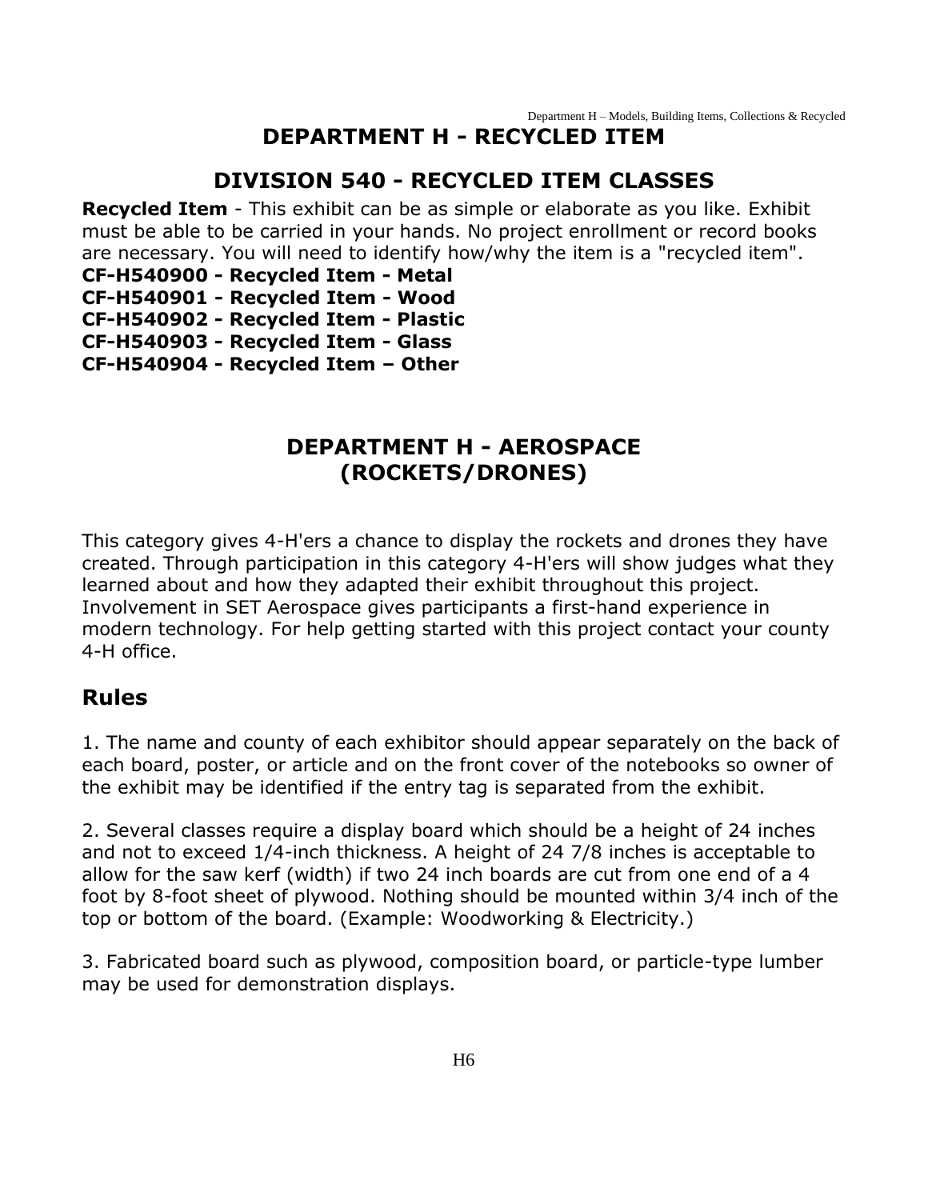# DEPARTMENT H - RECYCLED ITEM

## DIVISION 540 - RECYCLED ITEM CLASSES

**Recycled Item** - This exhibit can be as simple or elaborate as you like. Exhibit must be able to be carried in your hands. No project enrollment or record books are necessary. You will need to identify how/why the item is a "recycled item".

**CF-H540900 - Recycled Item - Metal**
**CF-H540901 - Recycled Item - Wood**
**CF-H540902 - Recycled Item - Plastic**
**CF-H540903 - Recycled Item - Glass**
**CF-H540904 - Recycled Item – Other**

# DEPARTMENT H - AEROSPACE (ROCKETS/DRONES)

This category gives 4-H'ers a chance to display the rockets and drones they have created. Through participation in this category 4-H'ers will show judges what they learned about and how they adapted their exhibit throughout this project. Involvement in SET Aerospace gives participants a first-hand experience in modern technology. For help getting started with this project contact your county 4-H office.

## Rules

1. The name and county of each exhibitor should appear separately on the back of each board, poster, or article and on the front cover of the notebooks so owner of the exhibit may be identified if the entry tag is separated from the exhibit.

2. Several classes require a display board which should be a height of 24 inches and not to exceed 1/4-inch thickness. A height of 24 7/8 inches is acceptable to allow for the saw kerf (width) if two 24 inch boards are cut from one end of a 4 foot by 8-foot sheet of plywood. Nothing should be mounted within 3/4 inch of the top or bottom of the board. (Example: Woodworking & Electricity.)

3. Fabricated board such as plywood, composition board, or particle-type lumber may be used for demonstration displays.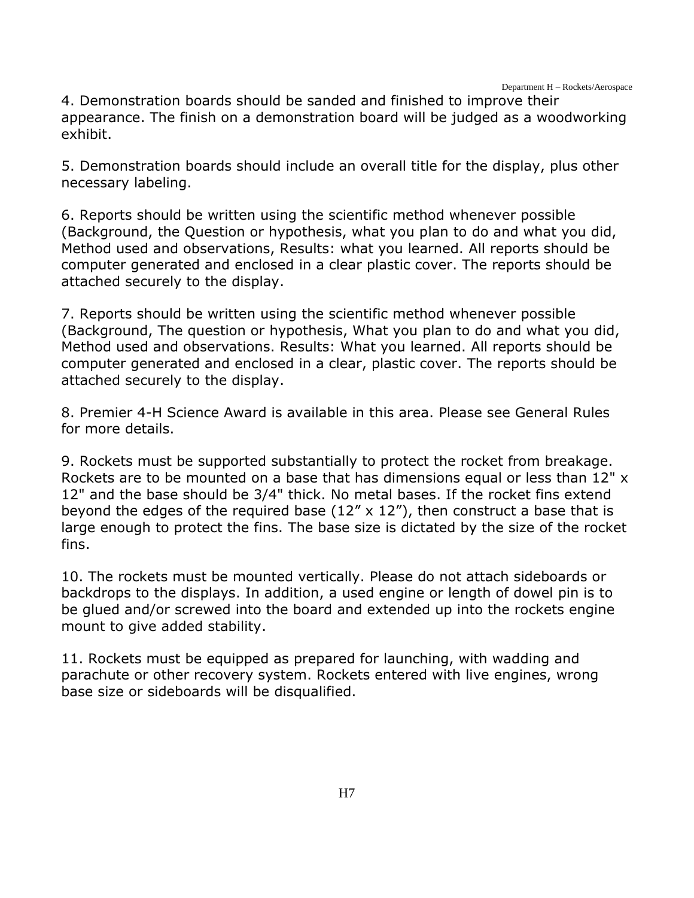4. Demonstration boards should be sanded and finished to improve their appearance. The finish on a demonstration board will be judged as a woodworking exhibit.

5. Demonstration boards should include an overall title for the display, plus other necessary labeling.

6. Reports should be written using the scientific method whenever possible (Background, the Question or hypothesis, what you plan to do and what you did, Method used and observations, Results: what you learned. All reports should be computer generated and enclosed in a clear plastic cover. The reports should be attached securely to the display.

7. Reports should be written using the scientific method whenever possible (Background, The question or hypothesis, What you plan to do and what you did, Method used and observations. Results: What you learned. All reports should be computer generated and enclosed in a clear, plastic cover. The reports should be attached securely to the display.

8. Premier 4-H Science Award is available in this area. Please see General Rules for more details.

9. Rockets must be supported substantially to protect the rocket from breakage. Rockets are to be mounted on a base that has dimensions equal or less than 12" x 12" and the base should be 3/4" thick. No metal bases. If the rocket fins extend beyond the edges of the required base (12” x 12”), then construct a base that is large enough to protect the fins. The base size is dictated by the size of the rocket fins.

10. The rockets must be mounted vertically. Please do not attach sideboards or backdrops to the displays. In addition, a used engine or length of dowel pin is to be glued and/or screwed into the board and extended up into the rockets engine mount to give added stability.

11. Rockets must be equipped as prepared for launching, with wadding and parachute or other recovery system. Rockets entered with live engines, wrong base size or sideboards will be disqualified.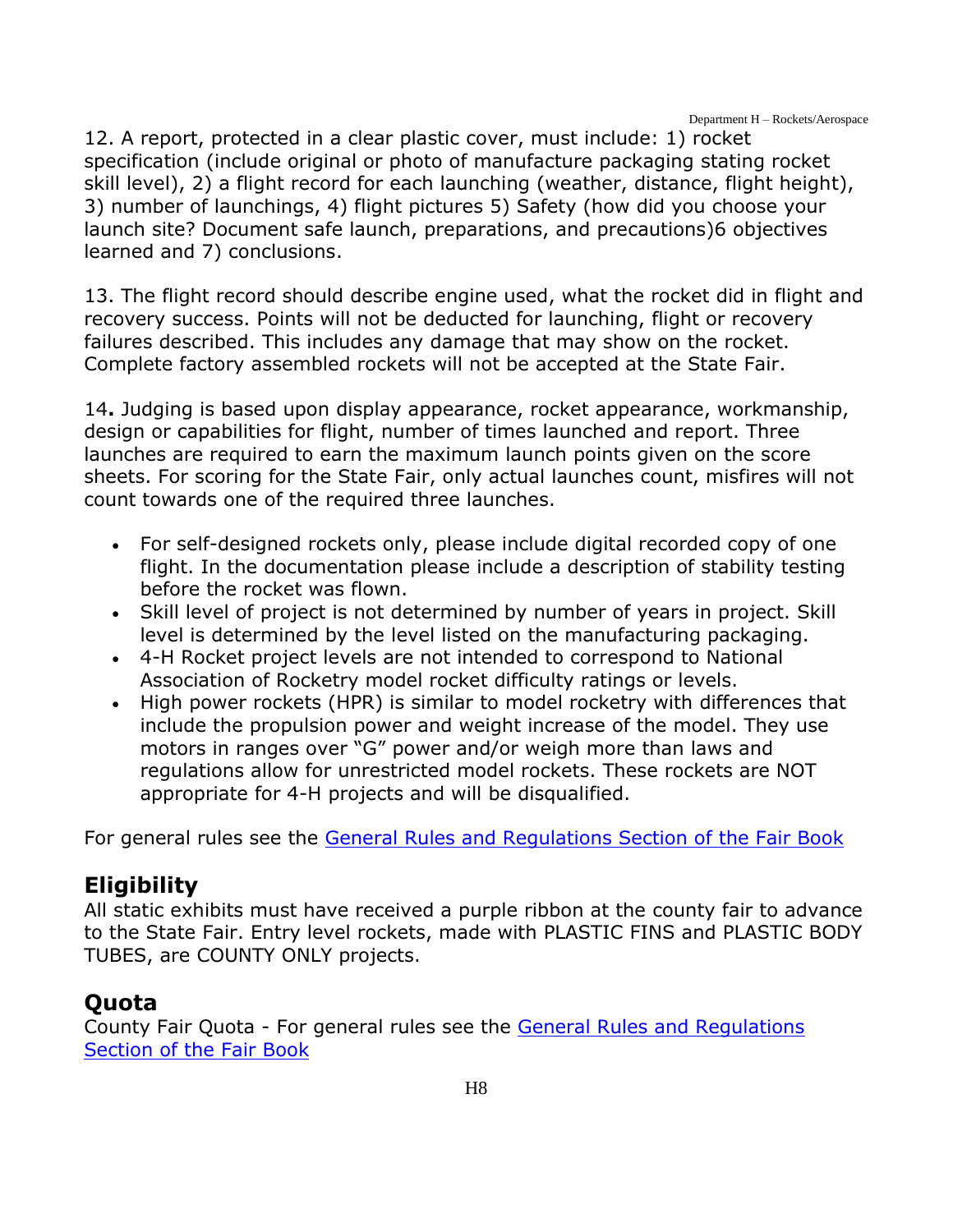12. A report, protected in a clear plastic cover, must include: 1) rocket specification (include original or photo of manufacture packaging stating rocket skill level), 2) a flight record for each launching (weather, distance, flight height), 3) number of launchings, 4) flight pictures 5) Safety (how did you choose your launch site? Document safe launch, preparations, and precautions)6 objectives learned and 7) conclusions.

13. The flight record should describe engine used, what the rocket did in flight and recovery success. Points will not be deducted for launching, flight or recovery failures described. This includes any damage that may show on the rocket. Complete factory assembled rockets will not be accepted at the State Fair.

14**.** Judging is based upon display appearance, rocket appearance, workmanship, design or capabilities for flight, number of times launched and report. Three launches are required to earn the maximum launch points given on the score sheets. For scoring for the State Fair, only actual launches count, misfires will not count towards one of the required three launches.

- For self-designed rockets only, please include digital recorded copy of one flight. In the documentation please include a description of stability testing before the rocket was flown.
- Skill level of project is not determined by number of years in project. Skill level is determined by the level listed on the manufacturing packaging.
- 4-H Rocket project levels are not intended to correspond to National Association of Rocketry model rocket difficulty ratings or levels.
- High power rockets (HPR) is similar to model rocketry with differences that include the propulsion power and weight increase of the model. They use motors in ranges over "G" power and/or weigh more than laws and regulations allow for unrestricted model rockets. These rockets are NOT appropriate for 4-H projects and will be disqualified.

For general rules see the General Rules and Regulations Section of the Fair Book

## Eligibility

All static exhibits must have received a purple ribbon at the county fair to advance to the State Fair. Entry level rockets, made with PLASTIC FINS and PLASTIC BODY TUBES, are COUNTY ONLY projects.

## Quota

County Fair Quota - For general rules see the General Rules and Regulations Section of the Fair Book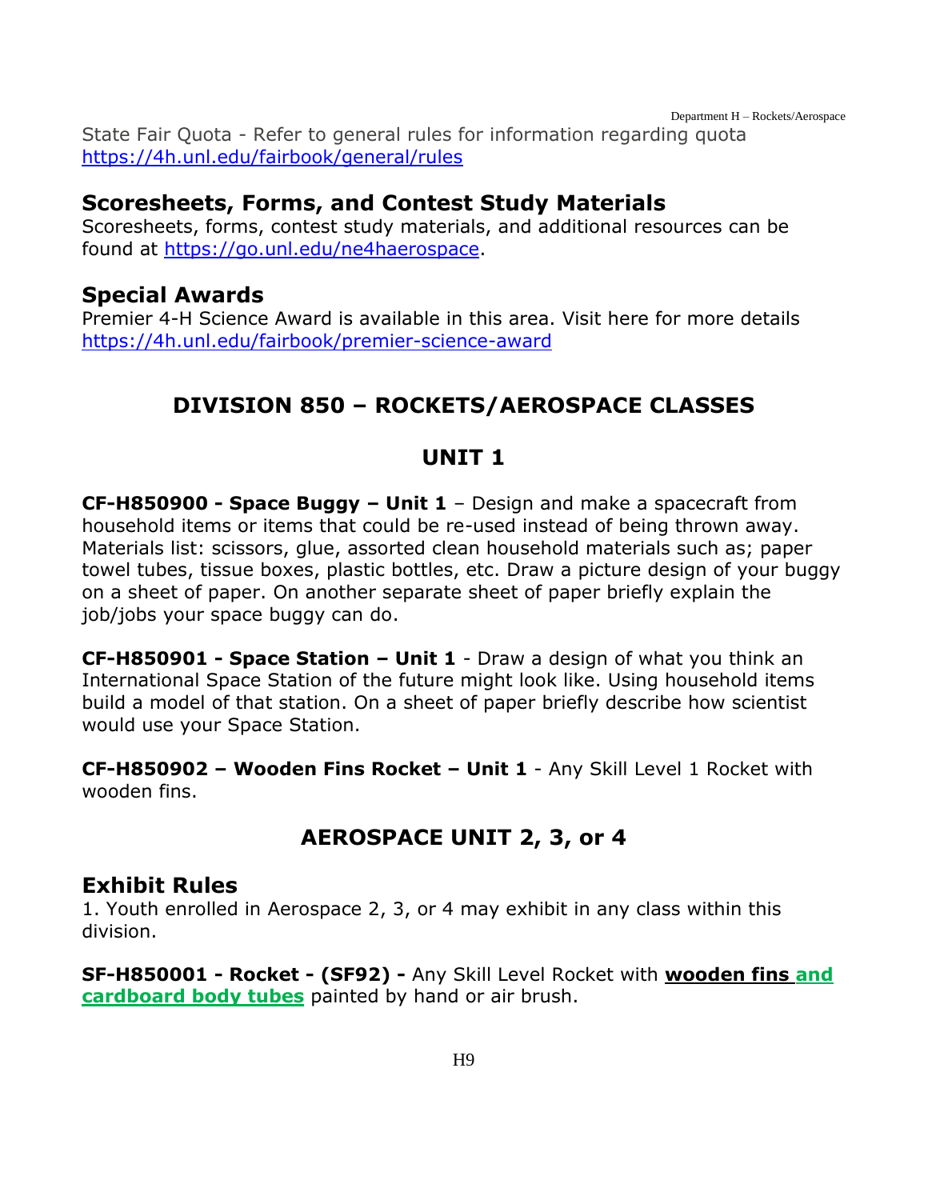State Fair Quota - Refer to general rules for information regarding quota https://4h.unl.edu/fairbook/general/rules

## Scoresheets, Forms, and Contest Study Materials

Scoresheets, forms, contest study materials, and additional resources can be found at https://go.unl.edu/ne4haerospace.

## Special Awards

Premier 4-H Science Award is available in this area. Visit here for more details https://4h.unl.edu/fairbook/premier-science-award

# DIVISION 850 – ROCKETS/AEROSPACE CLASSES

## UNIT 1

**CF-H850900 - Space Buggy – Unit 1** – Design and make a spacecraft from household items or items that could be re-used instead of being thrown away. Materials list: scissors, glue, assorted clean household materials such as; paper towel tubes, tissue boxes, plastic bottles, etc. Draw a picture design of your buggy on a sheet of paper. On another separate sheet of paper briefly explain the job/jobs your space buggy can do.

**CF-H850901 - Space Station – Unit 1** - Draw a design of what you think an International Space Station of the future might look like. Using household items build a model of that station. On a sheet of paper briefly describe how scientist would use your Space Station.

**CF-H850902 – Wooden Fins Rocket – Unit 1** - Any Skill Level 1 Rocket with wooden fins.

## AEROSPACE UNIT 2, 3, or 4

## Exhibit Rules

1. Youth enrolled in Aerospace 2, 3, or 4 may exhibit in any class within this division.

**SF-H850001 - Rocket - (SF92) -** Any Skill Level Rocket with **wooden fins and cardboard body tubes** painted by hand or air brush.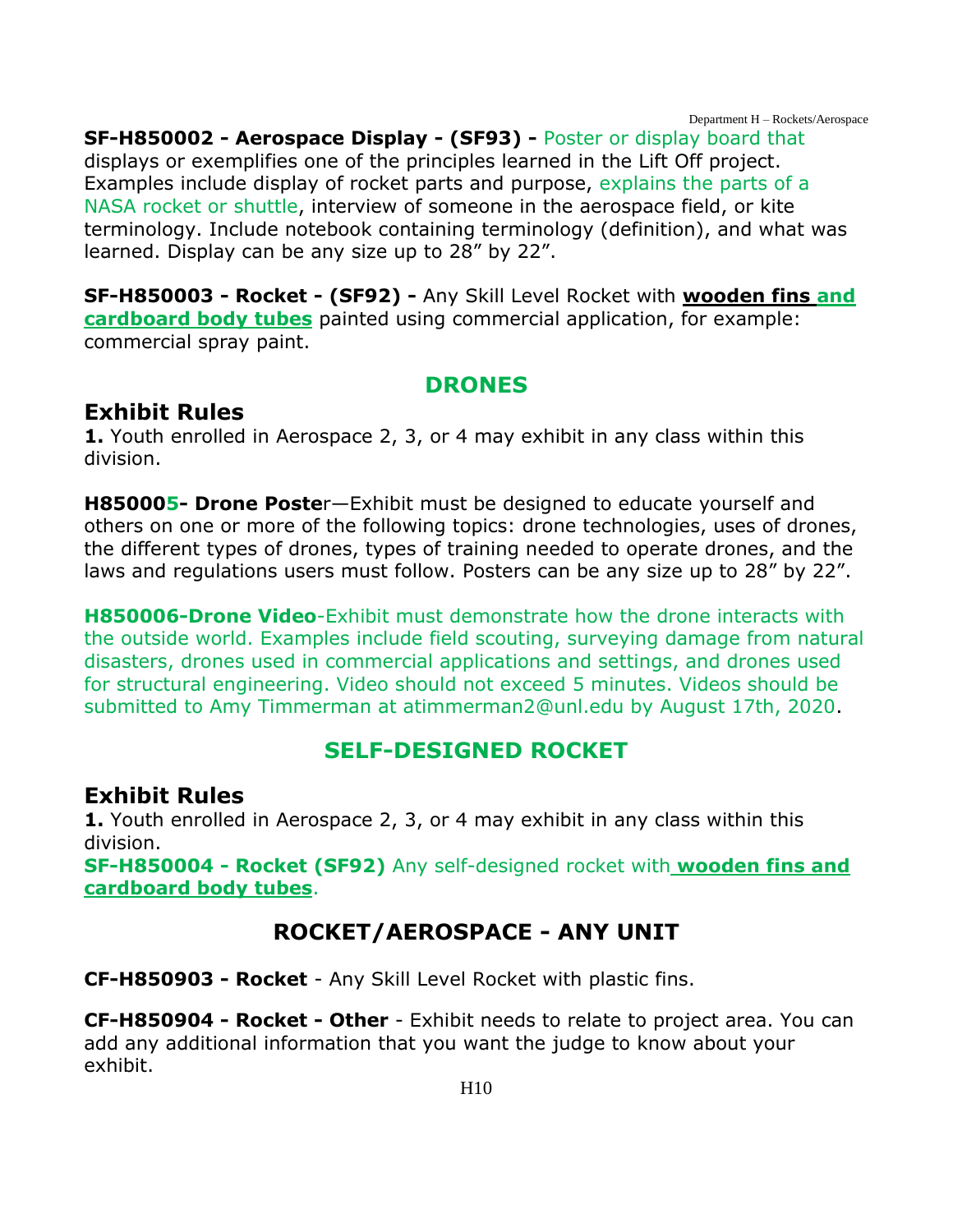**SF-H850002 - Aerospace Display - (SF93) -** Poster or display board that displays or exemplifies one of the principles learned in the Lift Off project. Examples include display of rocket parts and purpose, explains the parts of a NASA rocket or shuttle, interview of someone in the aerospace field, or kite terminology. Include notebook containing terminology (definition), and what was learned. Display can be any size up to 28" by 22".

**SF-H850003 - Rocket - (SF92) -** Any Skill Level Rocket with **wooden fins and cardboard body tubes** painted using commercial application, for example: commercial spray paint.

## DRONES

### Exhibit Rules

**1.** Youth enrolled in Aerospace 2, 3, or 4 may exhibit in any class within this division.

**H850005- Drone Poste**r—Exhibit must be designed to educate yourself and others on one or more of the following topics: drone technologies, uses of drones, the different types of drones, types of training needed to operate drones, and the laws and regulations users must follow. Posters can be any size up to 28" by 22".

**H850006-Drone Video**-Exhibit must demonstrate how the drone interacts with the outside world. Examples include field scouting, surveying damage from natural disasters, drones used in commercial applications and settings, and drones used for structural engineering. Video should not exceed 5 minutes. Videos should be submitted to Amy Timmerman at atimmerman2@unl.edu by August 17th, 2020.

## SELF-DESIGNED ROCKET

### Exhibit Rules

**1.** Youth enrolled in Aerospace 2, 3, or 4 may exhibit in any class within this division.

**SF-H850004 - Rocket (SF92)** Any self-designed rocket with **wooden fins and cardboard body tubes**.

## ROCKET/AEROSPACE - ANY UNIT

**CF-H850903 - Rocket** - Any Skill Level Rocket with plastic fins.

**CF-H850904 - Rocket - Other** - Exhibit needs to relate to project area. You can add any additional information that you want the judge to know about your exhibit.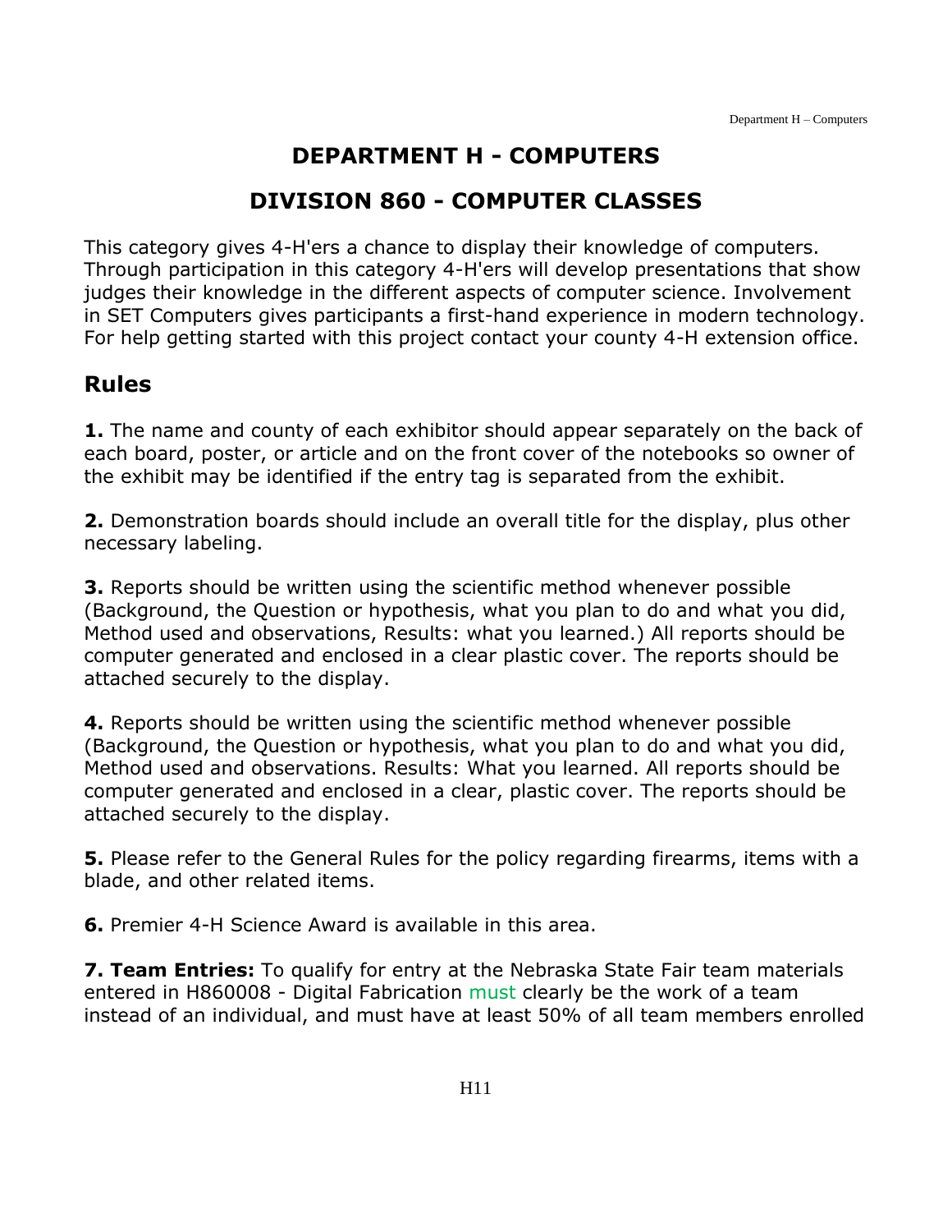# DEPARTMENT H - COMPUTERS

## DIVISION 860 - COMPUTER CLASSES

This category gives 4-H'ers a chance to display their knowledge of computers. Through participation in this category 4-H'ers will develop presentations that show judges their knowledge in the different aspects of computer science. Involvement in SET Computers gives participants a first-hand experience in modern technology. For help getting started with this project contact your county 4-H extension office.

## Rules

**1.** The name and county of each exhibitor should appear separately on the back of each board, poster, or article and on the front cover of the notebooks so owner of the exhibit may be identified if the entry tag is separated from the exhibit.

**2.** Demonstration boards should include an overall title for the display, plus other necessary labeling.

**3.** Reports should be written using the scientific method whenever possible (Background, the Question or hypothesis, what you plan to do and what you did, Method used and observations, Results: what you learned.) All reports should be computer generated and enclosed in a clear plastic cover. The reports should be attached securely to the display.

**4.** Reports should be written using the scientific method whenever possible (Background, the Question or hypothesis, what you plan to do and what you did, Method used and observations. Results: What you learned. All reports should be computer generated and enclosed in a clear, plastic cover. The reports should be attached securely to the display.

**5.** Please refer to the General Rules for the policy regarding firearms, items with a blade, and other related items.

**6.** Premier 4-H Science Award is available in this area.

**7. Team Entries:** To qualify for entry at the Nebraska State Fair team materials entered in H860008 - Digital Fabrication must clearly be the work of a team instead of an individual, and must have at least 50% of all team members enrolled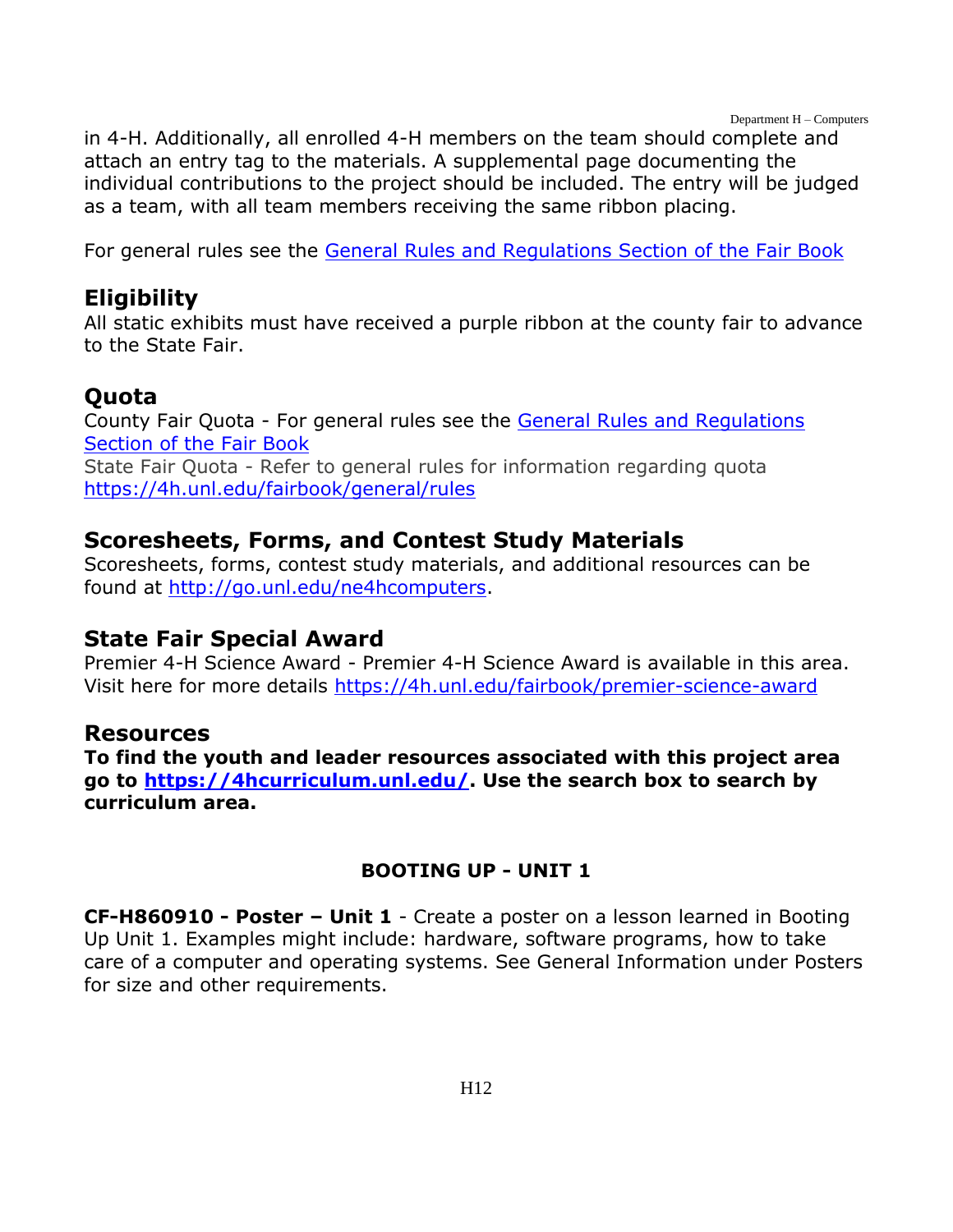in 4-H. Additionally, all enrolled 4-H members on the team should complete and attach an entry tag to the materials. A supplemental page documenting the individual contributions to the project should be included. The entry will be judged as a team, with all team members receiving the same ribbon placing.

For general rules see the General Rules and Regulations Section of the Fair Book

## Eligibility

All static exhibits must have received a purple ribbon at the county fair to advance to the State Fair.

## Quota

County Fair Quota - For general rules see the General Rules and Regulations Section of the Fair Book
State Fair Quota - Refer to general rules for information regarding quota https://4h.unl.edu/fairbook/general/rules

## Scoresheets, Forms, and Contest Study Materials

Scoresheets, forms, contest study materials, and additional resources can be found at http://go.unl.edu/ne4hcomputers.

## State Fair Special Award

Premier 4-H Science Award - Premier 4-H Science Award is available in this area. Visit here for more details https://4h.unl.edu/fairbook/premier-science-award

## Resources

**To find the youth and leader resources associated with this project area go to https://4hcurriculum.unl.edu/. Use the search box to search by curriculum area.**

### BOOTING UP - UNIT 1

**CF-H860910 - Poster – Unit 1** - Create a poster on a lesson learned in Booting Up Unit 1. Examples might include: hardware, software programs, how to take care of a computer and operating systems. See General Information under Posters for size and other requirements.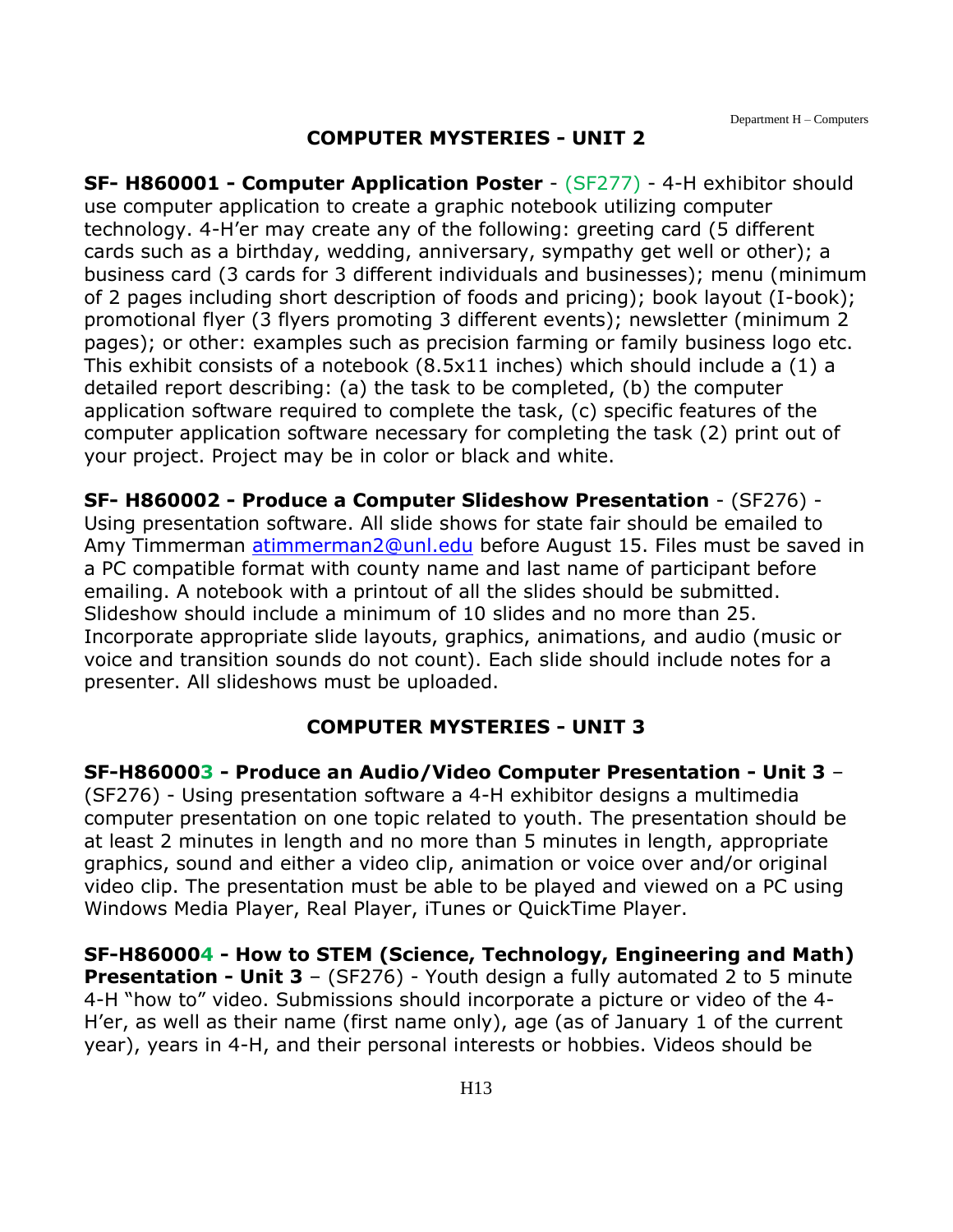## COMPUTER MYSTERIES - UNIT 2

**SF- H860001 - Computer Application Poster** - (SF277) - 4-H exhibitor should use computer application to create a graphic notebook utilizing computer technology. 4-H'er may create any of the following: greeting card (5 different cards such as a birthday, wedding, anniversary, sympathy get well or other); a business card (3 cards for 3 different individuals and businesses); menu (minimum of 2 pages including short description of foods and pricing); book layout (I-book); promotional flyer (3 flyers promoting 3 different events); newsletter (minimum 2 pages); or other: examples such as precision farming or family business logo etc. This exhibit consists of a notebook (8.5x11 inches) which should include a (1) a detailed report describing: (a) the task to be completed, (b) the computer application software required to complete the task, (c) specific features of the computer application software necessary for completing the task (2) print out of your project. Project may be in color or black and white.

**SF- H860002 - Produce a Computer Slideshow Presentation** - (SF276) - Using presentation software. All slide shows for state fair should be emailed to Amy Timmerman atimmerman2@unl.edu before August 15. Files must be saved in a PC compatible format with county name and last name of participant before emailing. A notebook with a printout of all the slides should be submitted. Slideshow should include a minimum of 10 slides and no more than 25. Incorporate appropriate slide layouts, graphics, animations, and audio (music or voice and transition sounds do not count). Each slide should include notes for a presenter. All slideshows must be uploaded.

## COMPUTER MYSTERIES - UNIT 3

**SF-H860003 - Produce an Audio/Video Computer Presentation - Unit 3** – (SF276) - Using presentation software a 4-H exhibitor designs a multimedia computer presentation on one topic related to youth. The presentation should be at least 2 minutes in length and no more than 5 minutes in length, appropriate graphics, sound and either a video clip, animation or voice over and/or original video clip. The presentation must be able to be played and viewed on a PC using Windows Media Player, Real Player, iTunes or QuickTime Player.

**SF-H860004 - How to STEM (Science, Technology, Engineering and Math) Presentation - Unit 3** – (SF276) - Youth design a fully automated 2 to 5 minute 4-H "how to" video. Submissions should incorporate a picture or video of the 4-H'er, as well as their name (first name only), age (as of January 1 of the current year), years in 4-H, and their personal interests or hobbies. Videos should be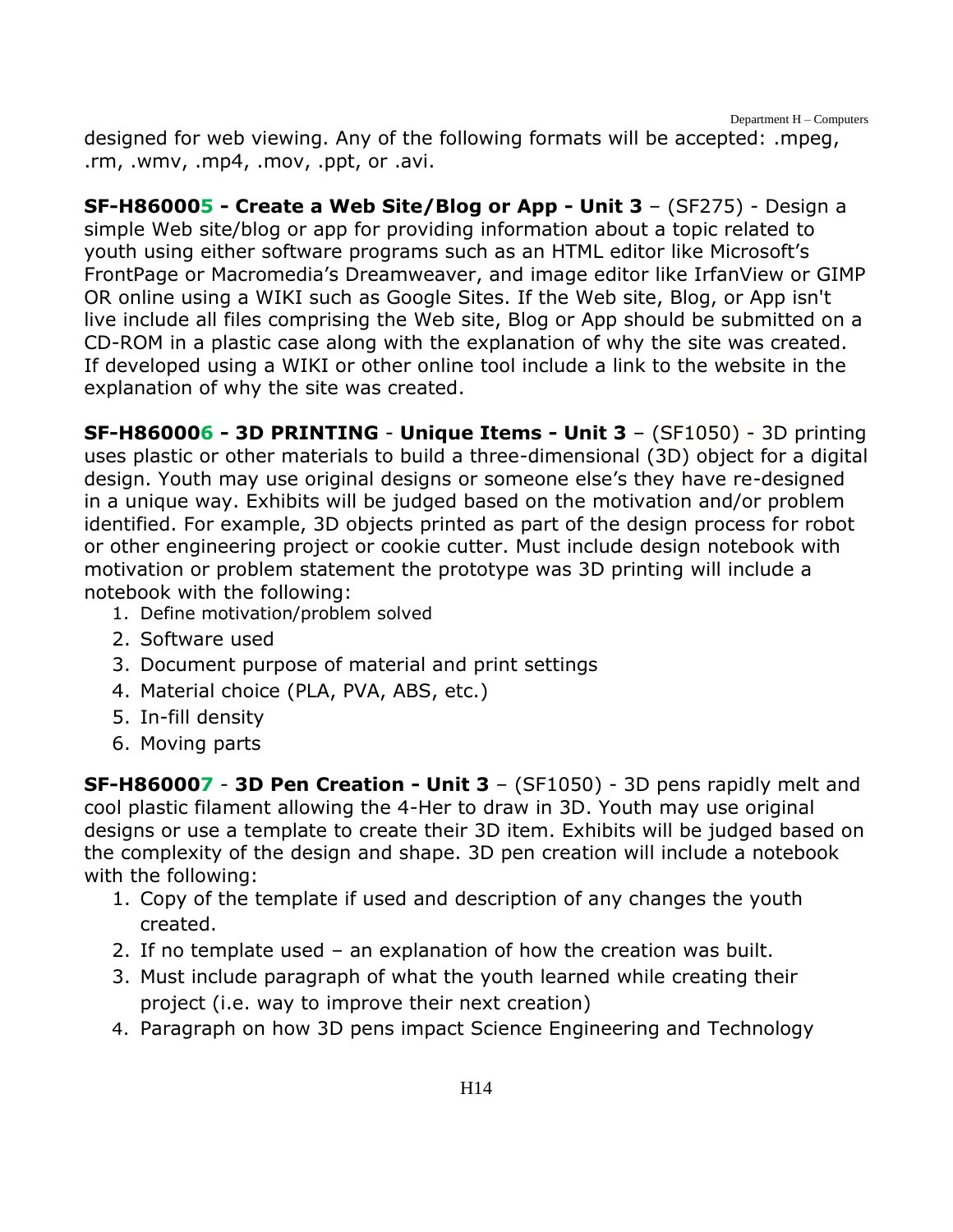designed for web viewing. Any of the following formats will be accepted: .mpeg, .rm, .wmv, .mp4, .mov, .ppt, or .avi.

**SF-H860005 - Create a Web Site/Blog or App - Unit 3** – (SF275) - Design a simple Web site/blog or app for providing information about a topic related to youth using either software programs such as an HTML editor like Microsoft's FrontPage or Macromedia's Dreamweaver, and image editor like IrfanView or GIMP OR online using a WIKI such as Google Sites. If the Web site, Blog, or App isn't live include all files comprising the Web site, Blog or App should be submitted on a CD-ROM in a plastic case along with the explanation of why the site was created. If developed using a WIKI or other online tool include a link to the website in the explanation of why the site was created.

**SF-H860006 - 3D PRINTING** - **Unique Items - Unit 3** – (SF1050) - 3D printing uses plastic or other materials to build a three-dimensional (3D) object for a digital design. Youth may use original designs or someone else's they have re-designed in a unique way. Exhibits will be judged based on the motivation and/or problem identified. For example, 3D objects printed as part of the design process for robot or other engineering project or cookie cutter. Must include design notebook with motivation or problem statement the prototype was 3D printing will include a notebook with the following:

1. Define motivation/problem solved
2. Software used
3. Document purpose of material and print settings
4. Material choice (PLA, PVA, ABS, etc.)
5. In-fill density
6. Moving parts

**SF-H860007** - **3D Pen Creation - Unit 3** – (SF1050) - 3D pens rapidly melt and cool plastic filament allowing the 4-Her to draw in 3D. Youth may use original designs or use a template to create their 3D item. Exhibits will be judged based on the complexity of the design and shape. 3D pen creation will include a notebook with the following:

1. Copy of the template if used and description of any changes the youth created.
2. If no template used – an explanation of how the creation was built.
3. Must include paragraph of what the youth learned while creating their project (i.e. way to improve their next creation)
4. Paragraph on how 3D pens impact Science Engineering and Technology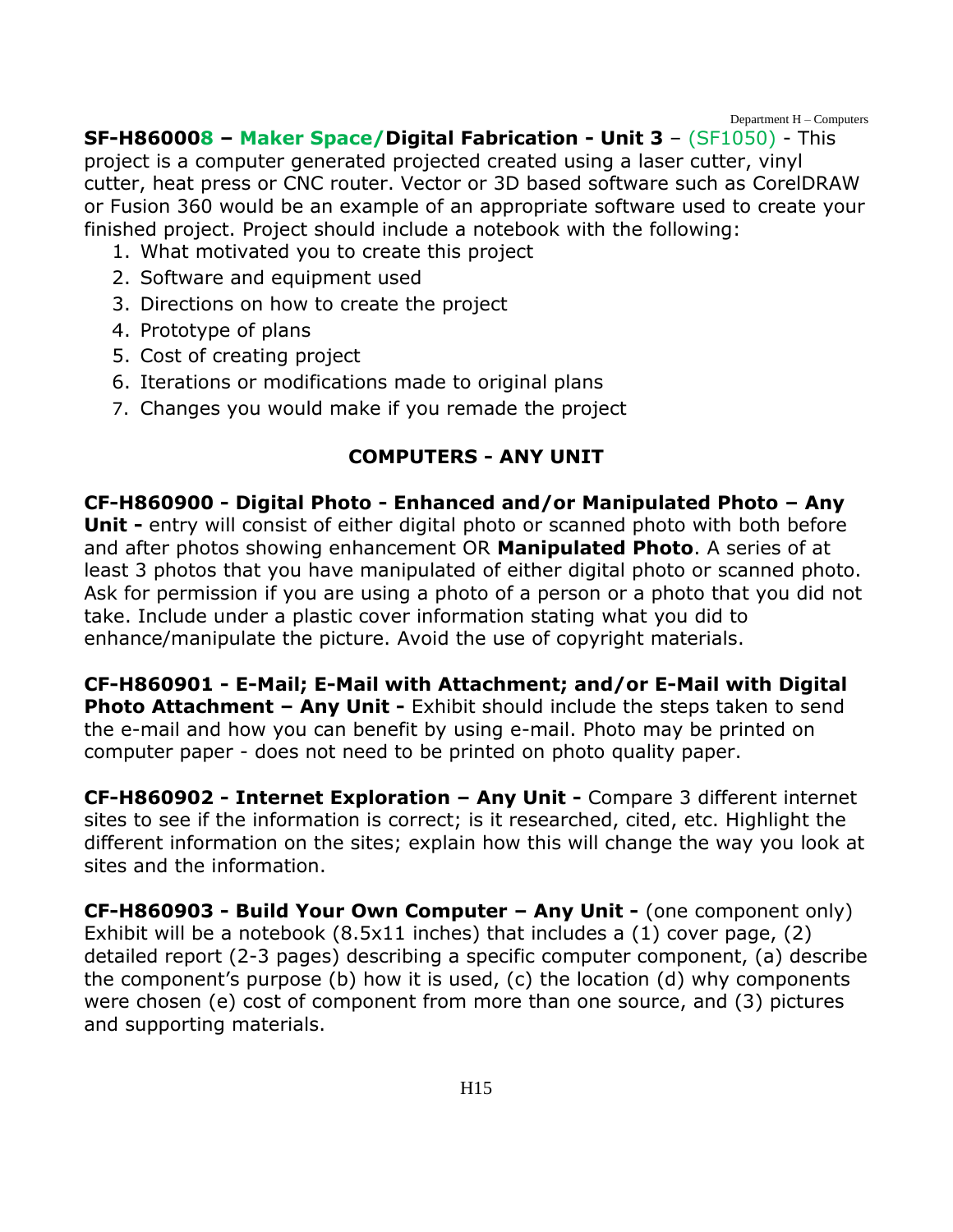**SF-H860008 – Maker Space/Digital Fabrication - Unit 3** – (SF1050) - This project is a computer generated projected created using a laser cutter, vinyl cutter, heat press or CNC router. Vector or 3D based software such as CorelDRAW or Fusion 360 would be an example of an appropriate software used to create your finished project. Project should include a notebook with the following:

1. What motivated you to create this project
2. Software and equipment used
3. Directions on how to create the project
4. Prototype of plans
5. Cost of creating project
6. Iterations or modifications made to original plans
7. Changes you would make if you remade the project

## COMPUTERS - ANY UNIT

**CF-H860900 - Digital Photo - Enhanced and/or Manipulated Photo – Any Unit -** entry will consist of either digital photo or scanned photo with both before and after photos showing enhancement OR **Manipulated Photo**. A series of at least 3 photos that you have manipulated of either digital photo or scanned photo. Ask for permission if you are using a photo of a person or a photo that you did not take. Include under a plastic cover information stating what you did to enhance/manipulate the picture. Avoid the use of copyright materials.

**CF-H860901 - E-Mail; E-Mail with Attachment; and/or E-Mail with Digital Photo Attachment – Any Unit -** Exhibit should include the steps taken to send the e-mail and how you can benefit by using e-mail. Photo may be printed on computer paper - does not need to be printed on photo quality paper.

**CF-H860902 - Internet Exploration – Any Unit -** Compare 3 different internet sites to see if the information is correct; is it researched, cited, etc. Highlight the different information on the sites; explain how this will change the way you look at sites and the information.

**CF-H860903 - Build Your Own Computer – Any Unit -** (one component only) Exhibit will be a notebook (8.5x11 inches) that includes a (1) cover page, (2) detailed report (2-3 pages) describing a specific computer component, (a) describe the component's purpose (b) how it is used, (c) the location (d) why components were chosen (e) cost of component from more than one source, and (3) pictures and supporting materials.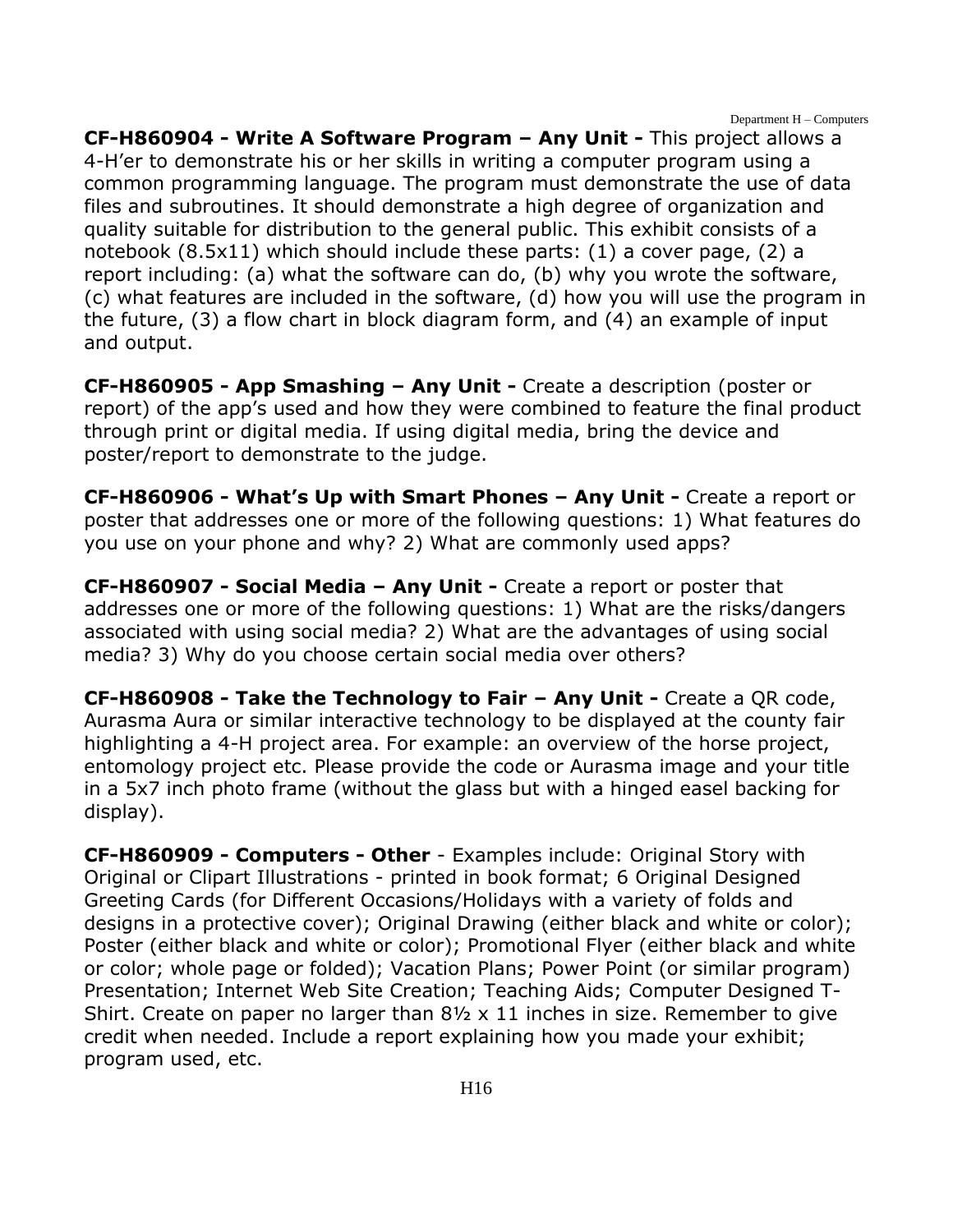**CF-H860904 - Write A Software Program – Any Unit -** This project allows a 4-H'er to demonstrate his or her skills in writing a computer program using a common programming language. The program must demonstrate the use of data files and subroutines. It should demonstrate a high degree of organization and quality suitable for distribution to the general public. This exhibit consists of a notebook (8.5x11) which should include these parts: (1) a cover page, (2) a report including: (a) what the software can do, (b) why you wrote the software, (c) what features are included in the software, (d) how you will use the program in the future, (3) a flow chart in block diagram form, and (4) an example of input and output.

**CF-H860905 - App Smashing – Any Unit -** Create a description (poster or report) of the app's used and how they were combined to feature the final product through print or digital media. If using digital media, bring the device and poster/report to demonstrate to the judge.

**CF-H860906 - What's Up with Smart Phones – Any Unit -** Create a report or poster that addresses one or more of the following questions: 1) What features do you use on your phone and why? 2) What are commonly used apps?

**CF-H860907 - Social Media – Any Unit -** Create a report or poster that addresses one or more of the following questions: 1) What are the risks/dangers associated with using social media? 2) What are the advantages of using social media? 3) Why do you choose certain social media over others?

**CF-H860908 - Take the Technology to Fair – Any Unit -** Create a QR code, Aurasma Aura or similar interactive technology to be displayed at the county fair highlighting a 4-H project area. For example: an overview of the horse project, entomology project etc. Please provide the code or Aurasma image and your title in a 5x7 inch photo frame (without the glass but with a hinged easel backing for display).

**CF-H860909 - Computers - Other** - Examples include: Original Story with Original or Clipart Illustrations - printed in book format; 6 Original Designed Greeting Cards (for Different Occasions/Holidays with a variety of folds and designs in a protective cover); Original Drawing (either black and white or color); Poster (either black and white or color); Promotional Flyer (either black and white or color; whole page or folded); Vacation Plans; Power Point (or similar program) Presentation; Internet Web Site Creation; Teaching Aids; Computer Designed T-Shirt. Create on paper no larger than 8½ x 11 inches in size. Remember to give credit when needed. Include a report explaining how you made your exhibit; program used, etc.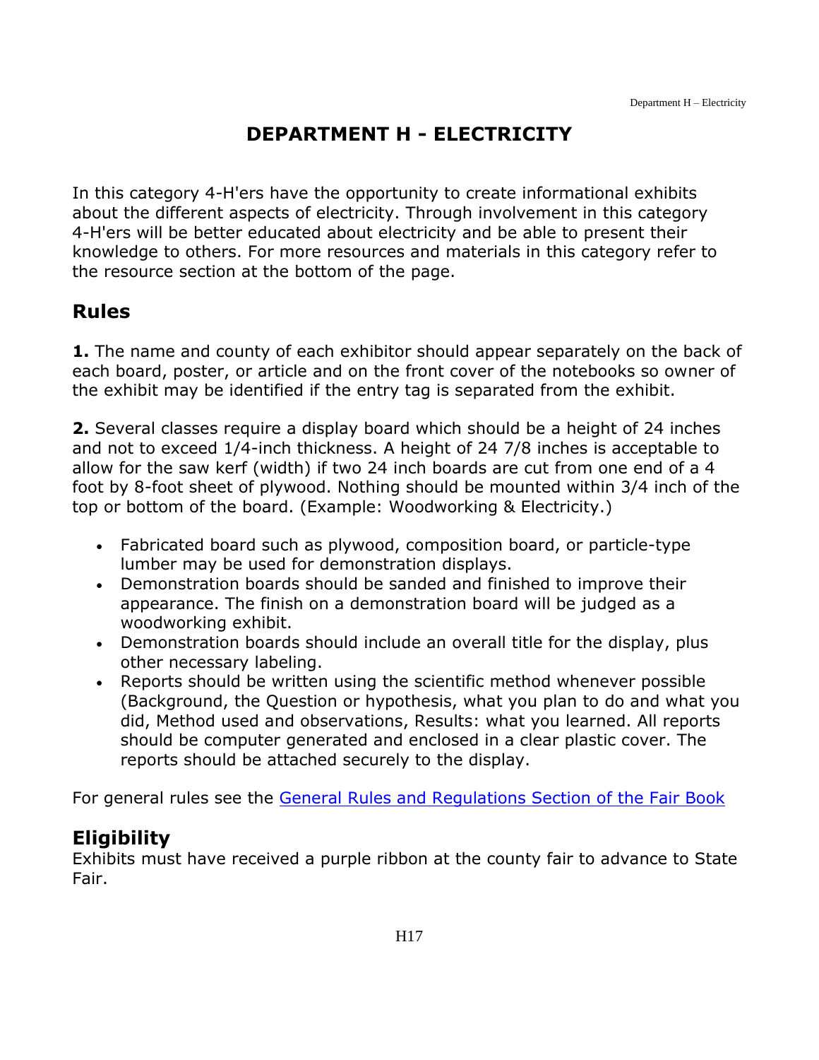# DEPARTMENT H - ELECTRICITY

In this category 4-H'ers have the opportunity to create informational exhibits about the different aspects of electricity. Through involvement in this category 4-H'ers will be better educated about electricity and be able to present their knowledge to others. For more resources and materials in this category refer to the resource section at the bottom of the page.

## Rules

**1.** The name and county of each exhibitor should appear separately on the back of each board, poster, or article and on the front cover of the notebooks so owner of the exhibit may be identified if the entry tag is separated from the exhibit.

**2.** Several classes require a display board which should be a height of 24 inches and not to exceed 1/4-inch thickness. A height of 24 7/8 inches is acceptable to allow for the saw kerf (width) if two 24 inch boards are cut from one end of a 4 foot by 8-foot sheet of plywood. Nothing should be mounted within 3/4 inch of the top or bottom of the board. (Example: Woodworking & Electricity.)

- Fabricated board such as plywood, composition board, or particle-type lumber may be used for demonstration displays.
- Demonstration boards should be sanded and finished to improve their appearance. The finish on a demonstration board will be judged as a woodworking exhibit.
- Demonstration boards should include an overall title for the display, plus other necessary labeling.
- Reports should be written using the scientific method whenever possible (Background, the Question or hypothesis, what you plan to do and what you did, Method used and observations, Results: what you learned. All reports should be computer generated and enclosed in a clear plastic cover. The reports should be attached securely to the display.

For general rules see the [General Rules and Regulations Section of the Fair Book]

## Eligibility

Exhibits must have received a purple ribbon at the county fair to advance to State Fair.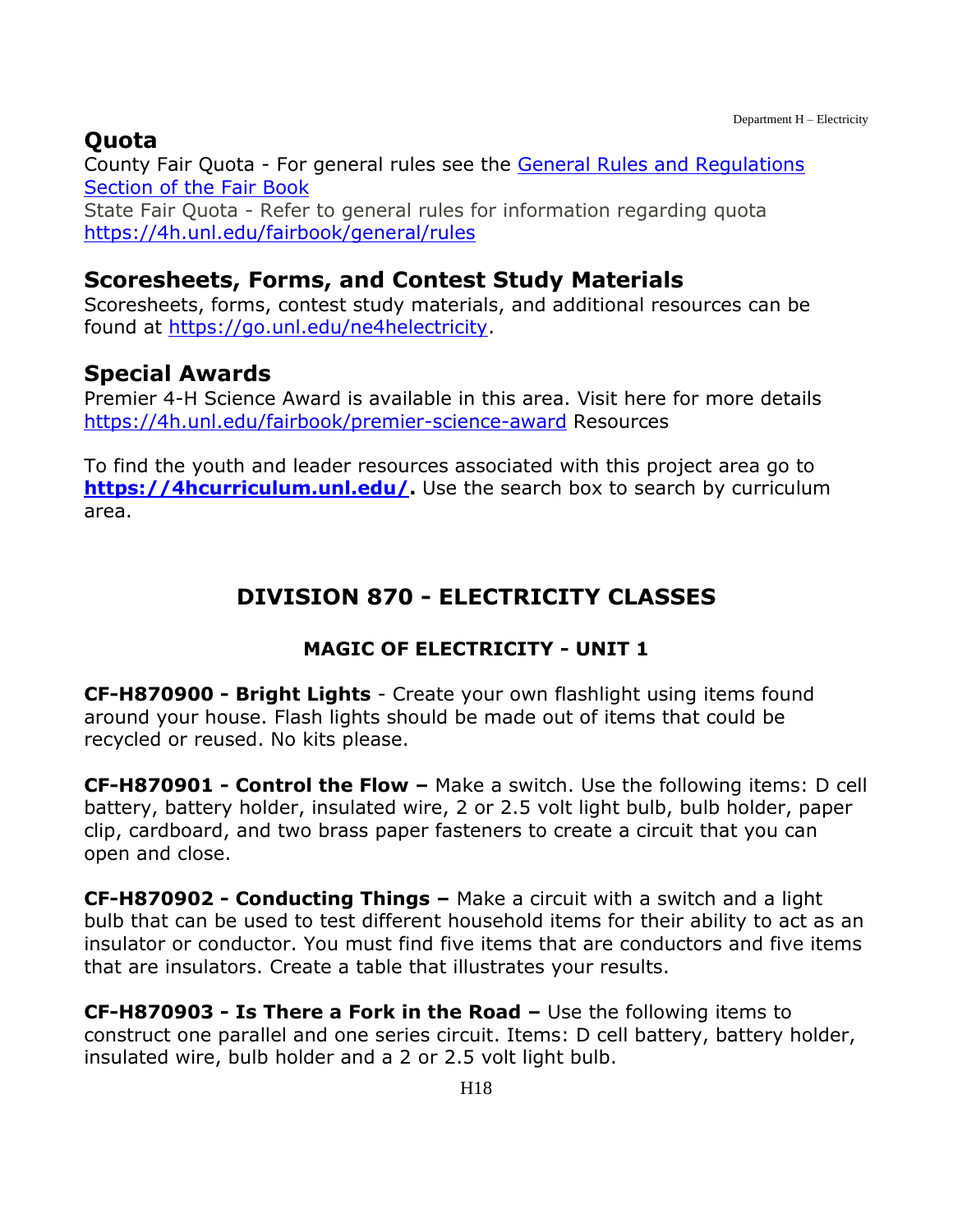## Quota

County Fair Quota - For general rules see the [General Rules and Regulations Section of the Fair Book](#)

State Fair Quota - Refer to general rules for information regarding quota https://4h.unl.edu/fairbook/general/rules

## Scoresheets, Forms, and Contest Study Materials

Scoresheets, forms, contest study materials, and additional resources can be found at https://go.unl.edu/ne4helectricity.

## Special Awards

Premier 4-H Science Award is available in this area. Visit here for more details https://4h.unl.edu/fairbook/premier-science-award Resources

To find the youth and leader resources associated with this project area go to **https://4hcurriculum.unl.edu/.** Use the search box to search by curriculum area.

# DIVISION 870 - ELECTRICITY CLASSES

### MAGIC OF ELECTRICITY - UNIT 1

**CF-H870900 - Bright Lights** - Create your own flashlight using items found around your house. Flash lights should be made out of items that could be recycled or reused. No kits please.

**CF-H870901 - Control the Flow –** Make a switch. Use the following items: D cell battery, battery holder, insulated wire, 2 or 2.5 volt light bulb, bulb holder, paper clip, cardboard, and two brass paper fasteners to create a circuit that you can open and close.

**CF-H870902 - Conducting Things –** Make a circuit with a switch and a light bulb that can be used to test different household items for their ability to act as an insulator or conductor. You must find five items that are conductors and five items that are insulators. Create a table that illustrates your results.

**CF-H870903 - Is There a Fork in the Road –** Use the following items to construct one parallel and one series circuit. Items: D cell battery, battery holder, insulated wire, bulb holder and a 2 or 2.5 volt light bulb.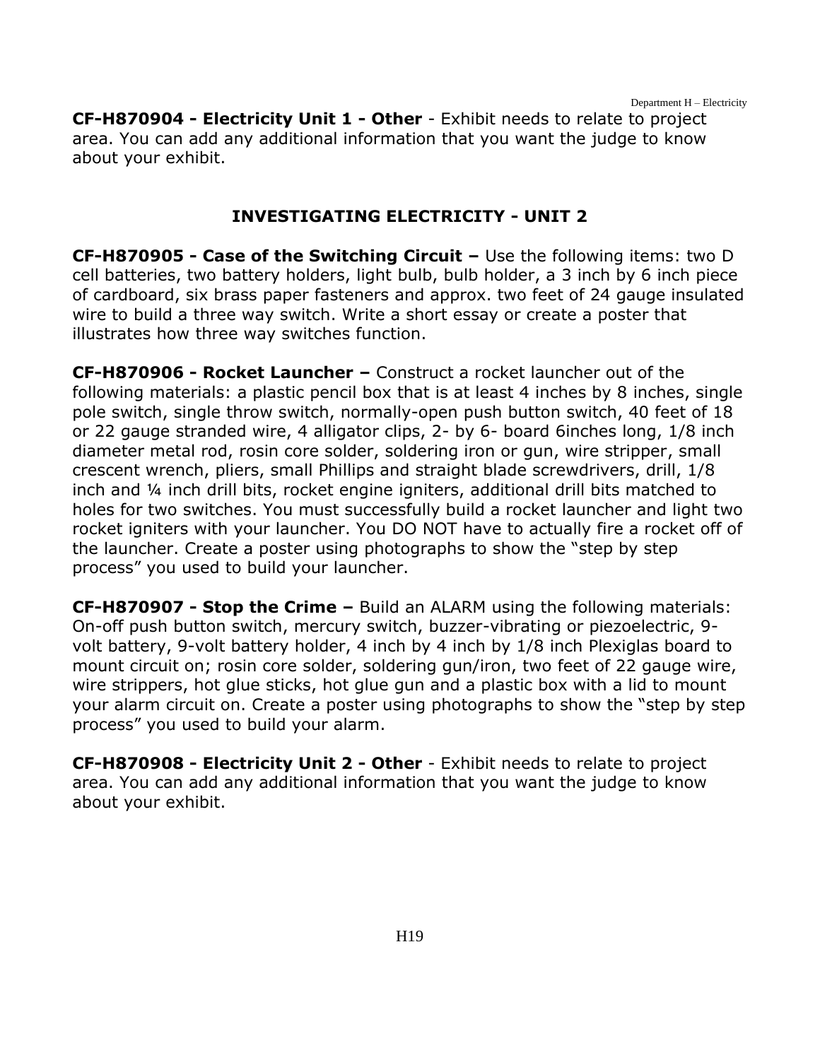**CF-H870904 - Electricity Unit 1 - Other** - Exhibit needs to relate to project area. You can add any additional information that you want the judge to know about your exhibit.

## INVESTIGATING ELECTRICITY - UNIT 2

**CF-H870905 - Case of the Switching Circuit –** Use the following items: two D cell batteries, two battery holders, light bulb, bulb holder, a 3 inch by 6 inch piece of cardboard, six brass paper fasteners and approx. two feet of 24 gauge insulated wire to build a three way switch. Write a short essay or create a poster that illustrates how three way switches function.

**CF-H870906 - Rocket Launcher –** Construct a rocket launcher out of the following materials: a plastic pencil box that is at least 4 inches by 8 inches, single pole switch, single throw switch, normally-open push button switch, 40 feet of 18 or 22 gauge stranded wire, 4 alligator clips, 2- by 6- board 6inches long, 1/8 inch diameter metal rod, rosin core solder, soldering iron or gun, wire stripper, small crescent wrench, pliers, small Phillips and straight blade screwdrivers, drill, 1/8 inch and ¼ inch drill bits, rocket engine igniters, additional drill bits matched to holes for two switches. You must successfully build a rocket launcher and light two rocket igniters with your launcher. You DO NOT have to actually fire a rocket off of the launcher. Create a poster using photographs to show the "step by step process" you used to build your launcher.

**CF-H870907 - Stop the Crime –** Build an ALARM using the following materials: On-off push button switch, mercury switch, buzzer-vibrating or piezoelectric, 9-volt battery, 9-volt battery holder, 4 inch by 4 inch by 1/8 inch Plexiglas board to mount circuit on; rosin core solder, soldering gun/iron, two feet of 22 gauge wire, wire strippers, hot glue sticks, hot glue gun and a plastic box with a lid to mount your alarm circuit on. Create a poster using photographs to show the "step by step process" you used to build your alarm.

**CF-H870908 - Electricity Unit 2 - Other** - Exhibit needs to relate to project area. You can add any additional information that you want the judge to know about your exhibit.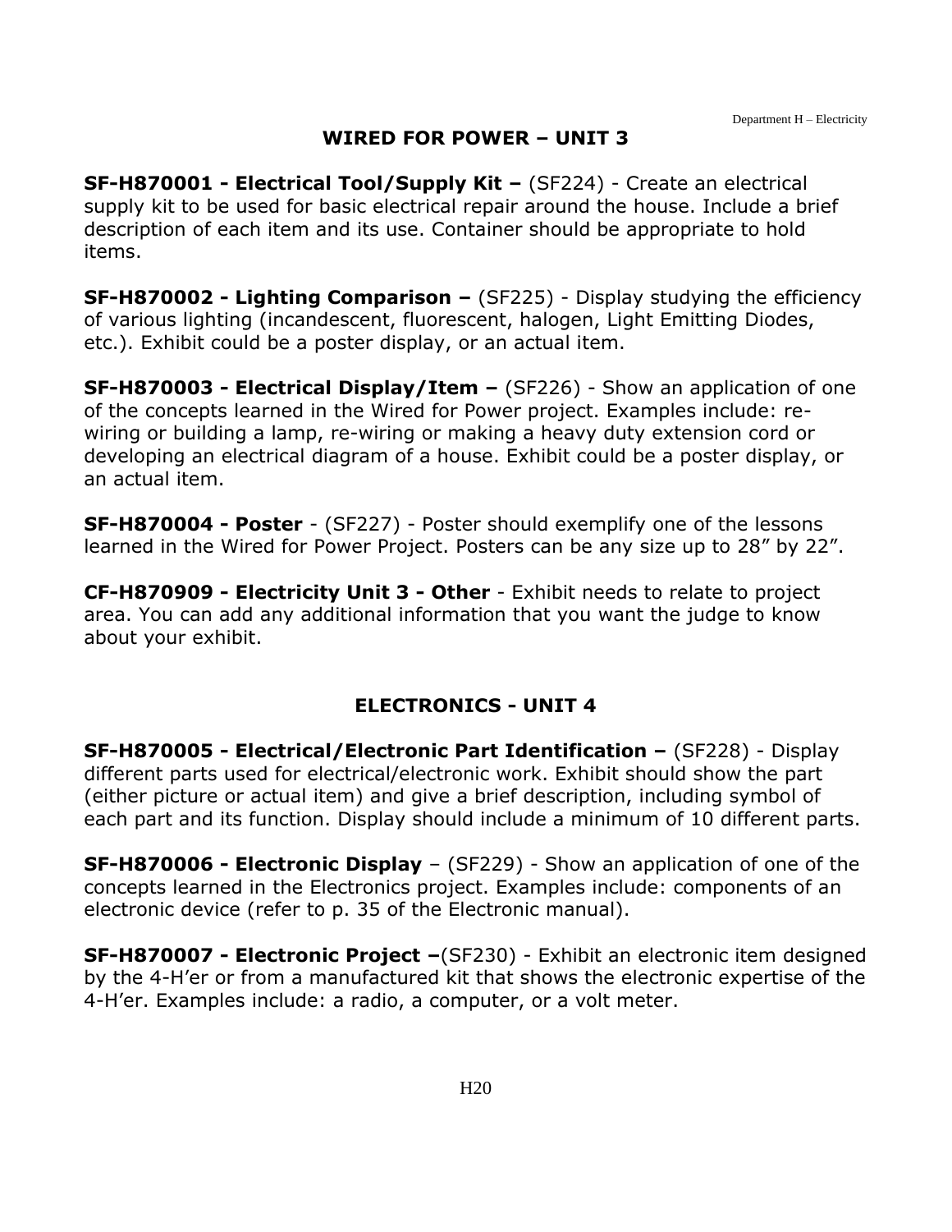## WIRED FOR POWER – UNIT 3

**SF-H870001 - Electrical Tool/Supply Kit –** (SF224) - Create an electrical supply kit to be used for basic electrical repair around the house. Include a brief description of each item and its use. Container should be appropriate to hold items.

**SF-H870002 - Lighting Comparison –** (SF225) - Display studying the efficiency of various lighting (incandescent, fluorescent, halogen, Light Emitting Diodes, etc.). Exhibit could be a poster display, or an actual item.

**SF-H870003 - Electrical Display/Item –** (SF226) - Show an application of one of the concepts learned in the Wired for Power project. Examples include: re-wiring or building a lamp, re-wiring or making a heavy duty extension cord or developing an electrical diagram of a house. Exhibit could be a poster display, or an actual item.

**SF-H870004 - Poster** - (SF227) - Poster should exemplify one of the lessons learned in the Wired for Power Project. Posters can be any size up to 28" by 22".

**CF-H870909 - Electricity Unit 3 - Other** - Exhibit needs to relate to project area. You can add any additional information that you want the judge to know about your exhibit.

## ELECTRONICS - UNIT 4

**SF-H870005 - Electrical/Electronic Part Identification –** (SF228) - Display different parts used for electrical/electronic work. Exhibit should show the part (either picture or actual item) and give a brief description, including symbol of each part and its function. Display should include a minimum of 10 different parts.

**SF-H870006 - Electronic Display** – (SF229) - Show an application of one of the concepts learned in the Electronics project. Examples include: components of an electronic device (refer to p. 35 of the Electronic manual).

**SF-H870007 - Electronic Project –**(SF230) - Exhibit an electronic item designed by the 4-H'er or from a manufactured kit that shows the electronic expertise of the 4-H'er. Examples include: a radio, a computer, or a volt meter.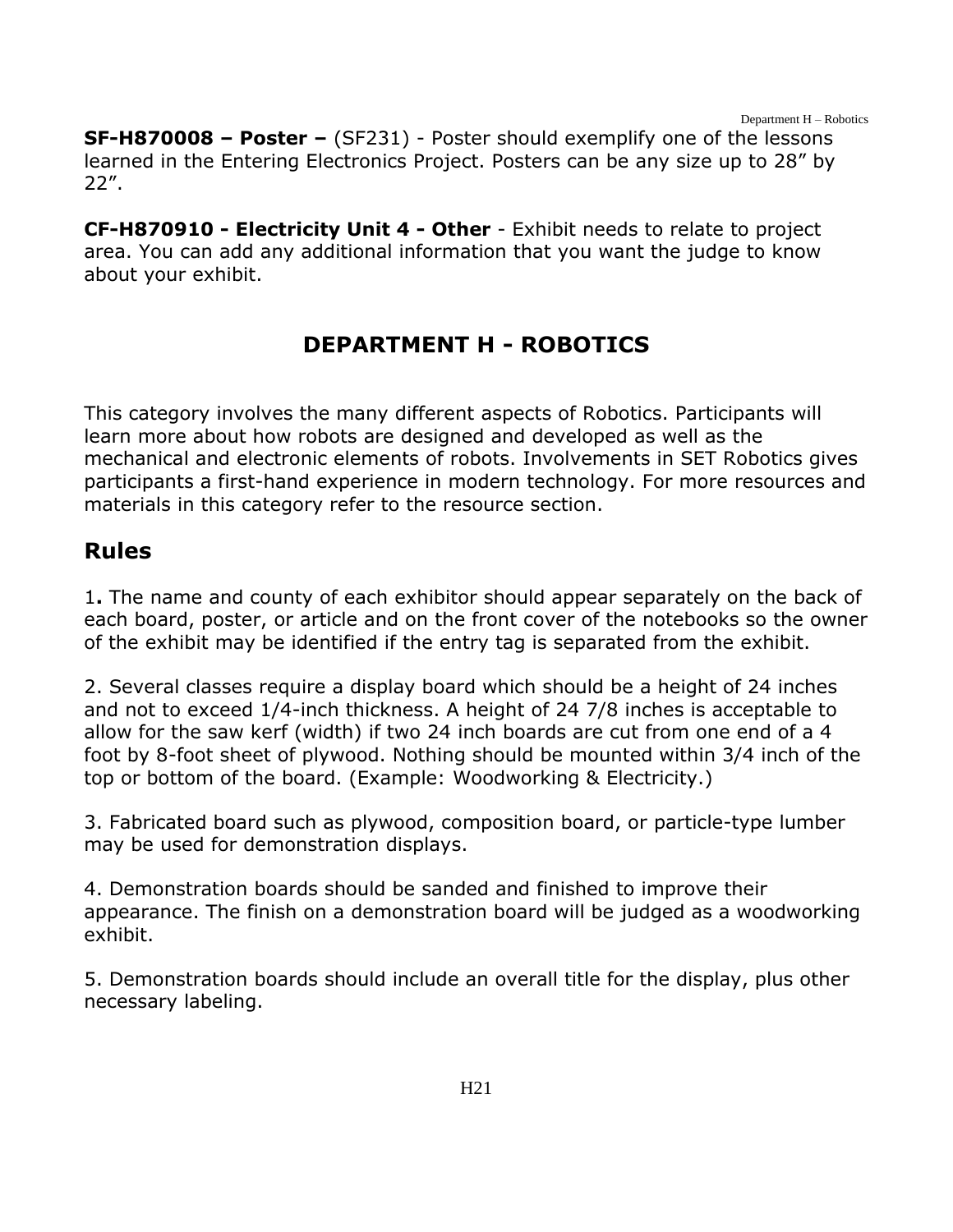**SF-H870008 – Poster –** (SF231) - Poster should exemplify one of the lessons learned in the Entering Electronics Project. Posters can be any size up to 28" by 22".

**CF-H870910 - Electricity Unit 4 - Other** - Exhibit needs to relate to project area. You can add any additional information that you want the judge to know about your exhibit.

# DEPARTMENT H - ROBOTICS

This category involves the many different aspects of Robotics. Participants will learn more about how robots are designed and developed as well as the mechanical and electronic elements of robots. Involvements in SET Robotics gives participants a first-hand experience in modern technology. For more resources and materials in this category refer to the resource section.

## Rules

1**.** The name and county of each exhibitor should appear separately on the back of each board, poster, or article and on the front cover of the notebooks so the owner of the exhibit may be identified if the entry tag is separated from the exhibit.

2. Several classes require a display board which should be a height of 24 inches and not to exceed 1/4-inch thickness. A height of 24 7/8 inches is acceptable to allow for the saw kerf (width) if two 24 inch boards are cut from one end of a 4 foot by 8-foot sheet of plywood. Nothing should be mounted within 3/4 inch of the top or bottom of the board. (Example: Woodworking & Electricity.)

3. Fabricated board such as plywood, composition board, or particle-type lumber may be used for demonstration displays.

4. Demonstration boards should be sanded and finished to improve their appearance. The finish on a demonstration board will be judged as a woodworking exhibit.

5. Demonstration boards should include an overall title for the display, plus other necessary labeling.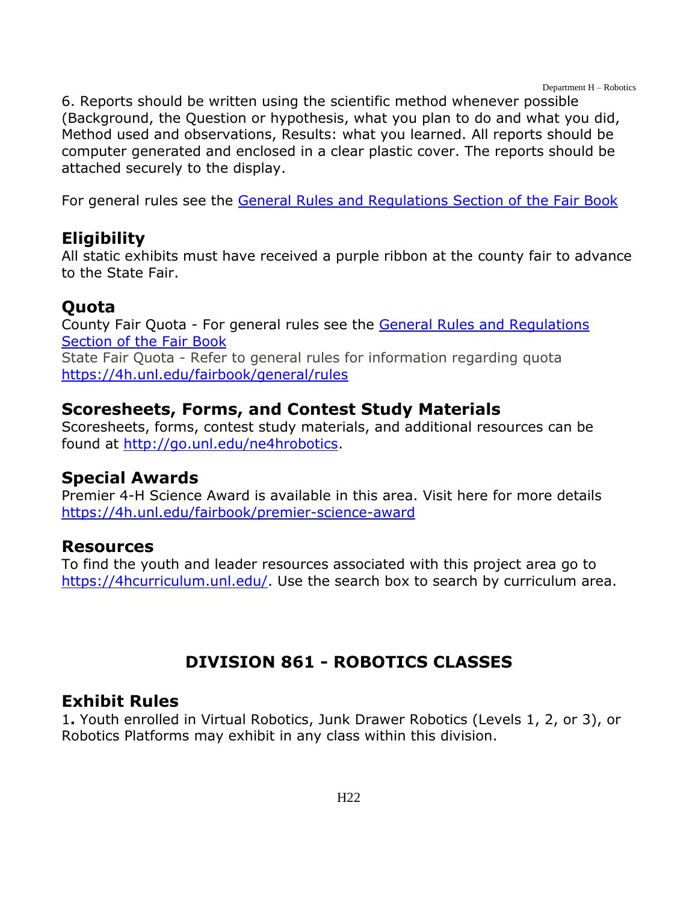6. Reports should be written using the scientific method whenever possible (Background, the Question or hypothesis, what you plan to do and what you did, Method used and observations, Results: what you learned. All reports should be computer generated and enclosed in a clear plastic cover. The reports should be attached securely to the display.

For general rules see the [General Rules and Regulations Section of the Fair Book](https://4h.unl.edu/fairbook/general/rules)

## Eligibility

All static exhibits must have received a purple ribbon at the county fair to advance to the State Fair.

## Quota

County Fair Quota - For general rules see the [General Rules and Regulations Section of the Fair Book](https://4h.unl.edu/fairbook/general/rules)
State Fair Quota - Refer to general rules for information regarding quota [https://4h.unl.edu/fairbook/general/rules](https://4h.unl.edu/fairbook/general/rules)

## Scoresheets, Forms, and Contest Study Materials

Scoresheets, forms, contest study materials, and additional resources can be found at [http://go.unl.edu/ne4hrobotics](http://go.unl.edu/ne4hrobotics).

## Special Awards

Premier 4-H Science Award is available in this area. Visit here for more details [https://4h.unl.edu/fairbook/premier-science-award](https://4h.unl.edu/fairbook/premier-science-award)

## Resources

To find the youth and leader resources associated with this project area go to [https://4hcurriculum.unl.edu/](https://4hcurriculum.unl.edu/). Use the search box to search by curriculum area.

# DIVISION 861 - ROBOTICS CLASSES

## Exhibit Rules

1. Youth enrolled in Virtual Robotics, Junk Drawer Robotics (Levels 1, 2, or 3), or Robotics Platforms may exhibit in any class within this division.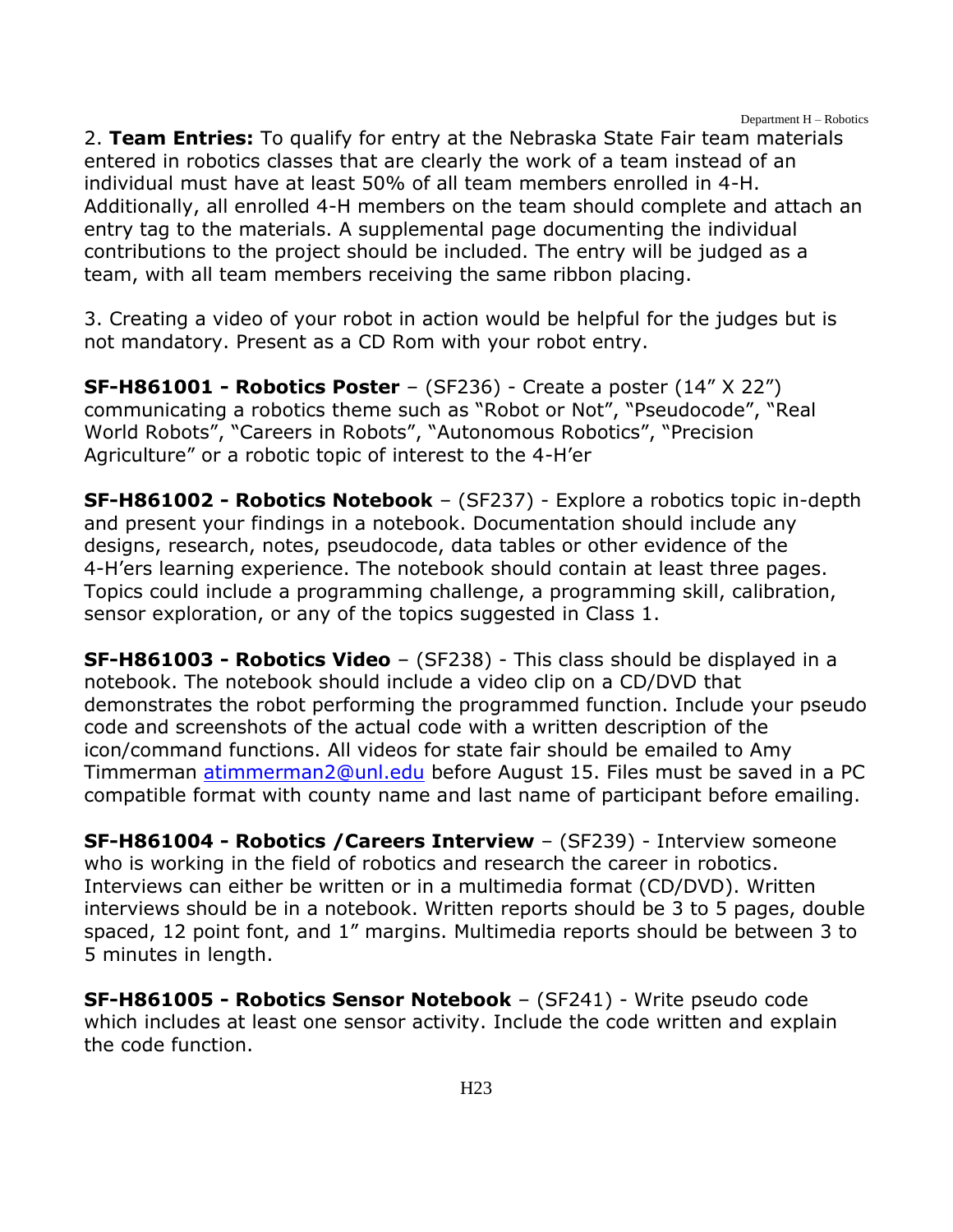2. **Team Entries:** To qualify for entry at the Nebraska State Fair team materials entered in robotics classes that are clearly the work of a team instead of an individual must have at least 50% of all team members enrolled in 4-H. Additionally, all enrolled 4-H members on the team should complete and attach an entry tag to the materials. A supplemental page documenting the individual contributions to the project should be included. The entry will be judged as a team, with all team members receiving the same ribbon placing.

3. Creating a video of your robot in action would be helpful for the judges but is not mandatory. Present as a CD Rom with your robot entry.

**SF-H861001 - Robotics Poster** – (SF236) - Create a poster (14” X 22”) communicating a robotics theme such as “Robot or Not”, “Pseudocode”, “Real World Robots”, “Careers in Robots”, “Autonomous Robotics”, “Precision Agriculture” or a robotic topic of interest to the 4-H’er

**SF-H861002 - Robotics Notebook** – (SF237) - Explore a robotics topic in-depth and present your findings in a notebook. Documentation should include any designs, research, notes, pseudocode, data tables or other evidence of the 4-H’ers learning experience. The notebook should contain at least three pages. Topics could include a programming challenge, a programming skill, calibration, sensor exploration, or any of the topics suggested in Class 1.

**SF-H861003 - Robotics Video** – (SF238) - This class should be displayed in a notebook. The notebook should include a video clip on a CD/DVD that demonstrates the robot performing the programmed function. Include your pseudo code and screenshots of the actual code with a written description of the icon/command functions. All videos for state fair should be emailed to Amy Timmerman atimmerman2@unl.edu before August 15. Files must be saved in a PC compatible format with county name and last name of participant before emailing.

**SF-H861004 - Robotics /Careers Interview** – (SF239) - Interview someone who is working in the field of robotics and research the career in robotics. Interviews can either be written or in a multimedia format (CD/DVD). Written interviews should be in a notebook. Written reports should be 3 to 5 pages, double spaced, 12 point font, and 1” margins. Multimedia reports should be between 3 to 5 minutes in length.

**SF-H861005 - Robotics Sensor Notebook** – (SF241) - Write pseudo code which includes at least one sensor activity. Include the code written and explain the code function.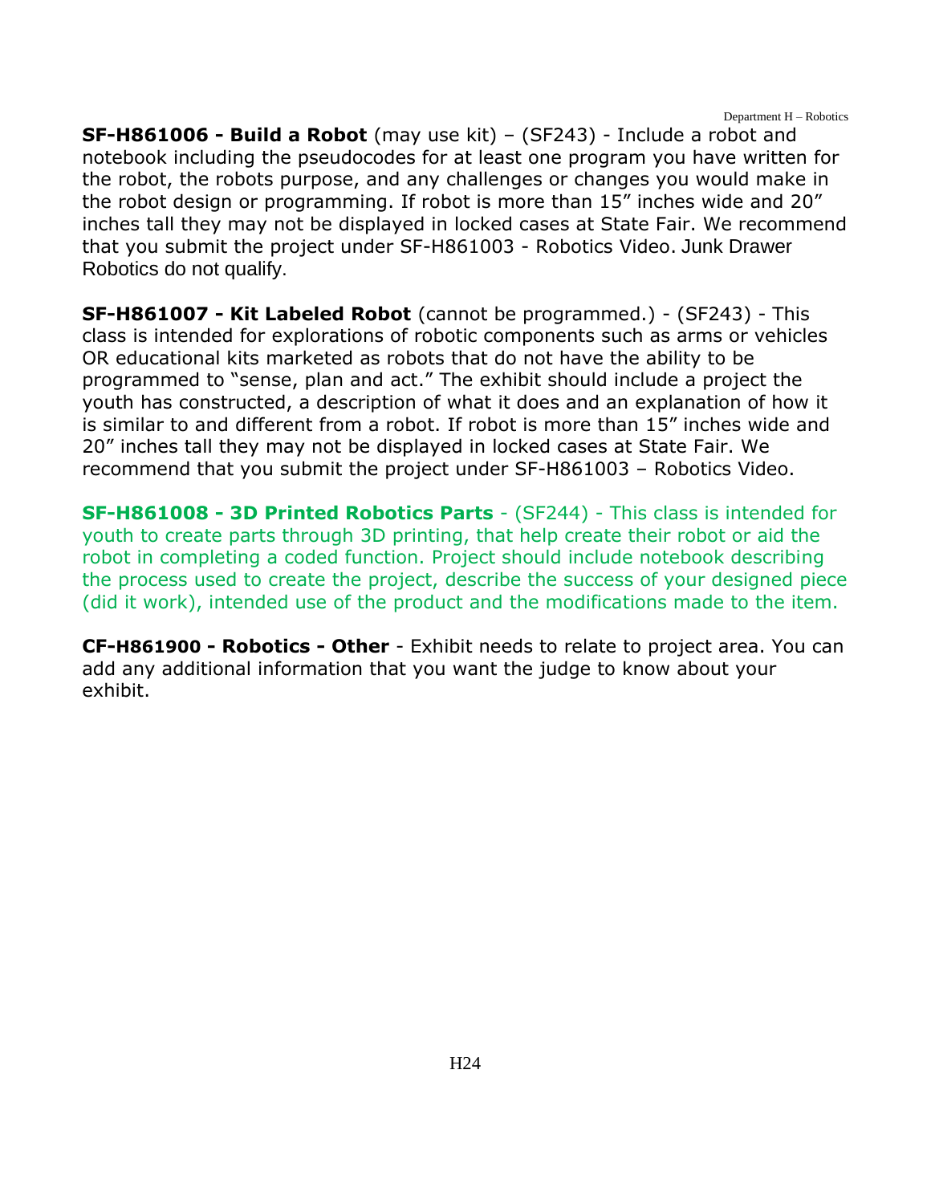**SF-H861006 - Build a Robot** (may use kit) – (SF243) - Include a robot and notebook including the pseudocodes for at least one program you have written for the robot, the robots purpose, and any challenges or changes you would make in the robot design or programming. If robot is more than 15" inches wide and 20" inches tall they may not be displayed in locked cases at State Fair. We recommend that you submit the project under SF-H861003 - Robotics Video. Junk Drawer Robotics do not qualify.

**SF-H861007 - Kit Labeled Robot** (cannot be programmed.) - (SF243) - This class is intended for explorations of robotic components such as arms or vehicles OR educational kits marketed as robots that do not have the ability to be programmed to "sense, plan and act." The exhibit should include a project the youth has constructed, a description of what it does and an explanation of how it is similar to and different from a robot. If robot is more than 15" inches wide and 20" inches tall they may not be displayed in locked cases at State Fair. We recommend that you submit the project under SF-H861003 – Robotics Video.

**SF-H861008 - 3D Printed Robotics Parts** - (SF244) - This class is intended for youth to create parts through 3D printing, that help create their robot or aid the robot in completing a coded function. Project should include notebook describing the process used to create the project, describe the success of your designed piece (did it work), intended use of the product and the modifications made to the item.

**CF-H861900 - Robotics - Other** - Exhibit needs to relate to project area. You can add any additional information that you want the judge to know about your exhibit.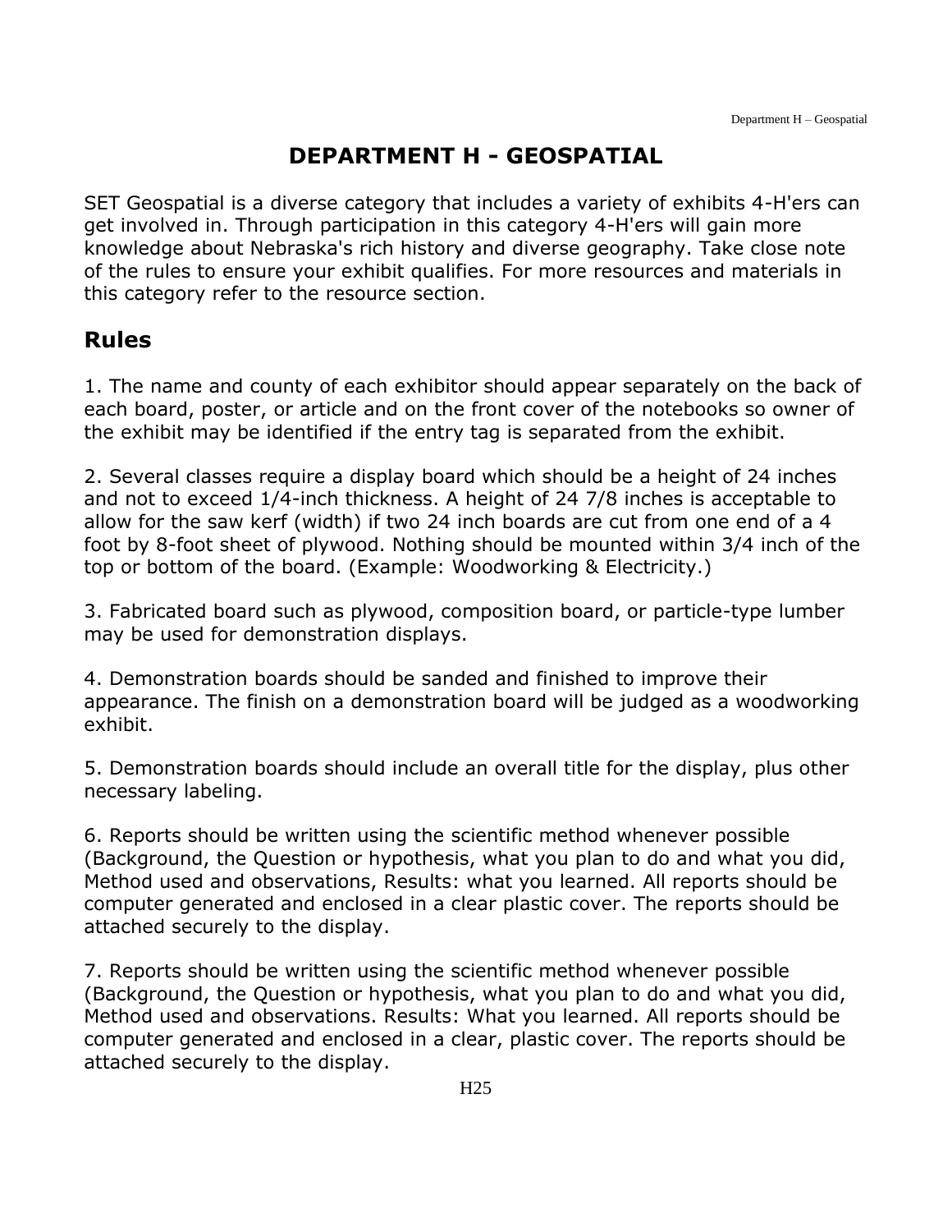# DEPARTMENT H - GEOSPATIAL

SET Geospatial is a diverse category that includes a variety of exhibits 4-H'ers can get involved in. Through participation in this category 4-H'ers will gain more knowledge about Nebraska's rich history and diverse geography. Take close note of the rules to ensure your exhibit qualifies. For more resources and materials in this category refer to the resource section.

## Rules

1. The name and county of each exhibitor should appear separately on the back of each board, poster, or article and on the front cover of the notebooks so owner of the exhibit may be identified if the entry tag is separated from the exhibit.

2. Several classes require a display board which should be a height of 24 inches and not to exceed 1/4-inch thickness. A height of 24 7/8 inches is acceptable to allow for the saw kerf (width) if two 24 inch boards are cut from one end of a 4 foot by 8-foot sheet of plywood. Nothing should be mounted within 3/4 inch of the top or bottom of the board. (Example: Woodworking & Electricity.)

3. Fabricated board such as plywood, composition board, or particle-type lumber may be used for demonstration displays.

4. Demonstration boards should be sanded and finished to improve their appearance. The finish on a demonstration board will be judged as a woodworking exhibit.

5. Demonstration boards should include an overall title for the display, plus other necessary labeling.

6. Reports should be written using the scientific method whenever possible (Background, the Question or hypothesis, what you plan to do and what you did, Method used and observations, Results: what you learned. All reports should be computer generated and enclosed in a clear plastic cover. The reports should be attached securely to the display.

7. Reports should be written using the scientific method whenever possible (Background, the Question or hypothesis, what you plan to do and what you did, Method used and observations. Results: What you learned. All reports should be computer generated and enclosed in a clear, plastic cover. The reports should be attached securely to the display.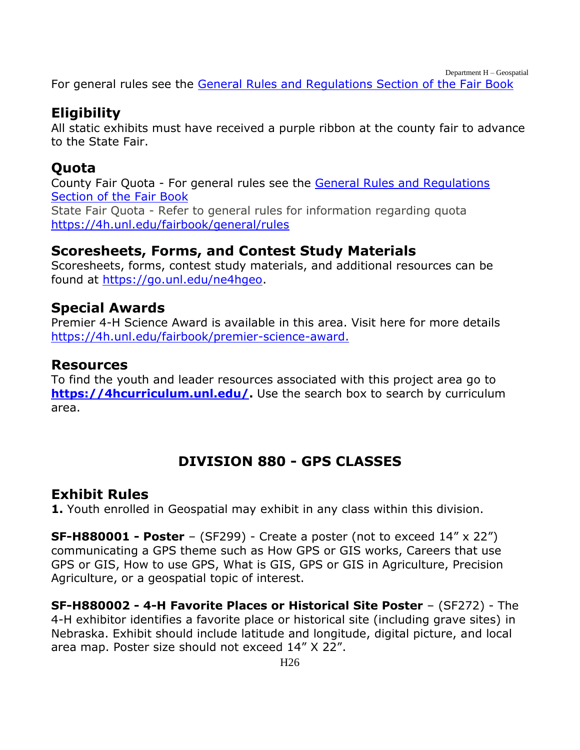For general rules see the [General Rules and Regulations Section of the Fair Book]()

## Eligibility

All static exhibits must have received a purple ribbon at the county fair to advance to the State Fair.

## Quota

County Fair Quota - For general rules see the [General Rules and Regulations Section of the Fair Book]()

State Fair Quota - Refer to general rules for information regarding quota [https://4h.unl.edu/fairbook/general/rules](https://4h.unl.edu/fairbook/general/rules)

## Scoresheets, Forms, and Contest Study Materials

Scoresheets, forms, contest study materials, and additional resources can be found at [https://go.unl.edu/ne4hgeo](https://go.unl.edu/ne4hgeo).

## Special Awards

Premier 4-H Science Award is available in this area. Visit here for more details [https://4h.unl.edu/fairbook/premier-science-award.](https://4h.unl.edu/fairbook/premier-science-award)

## Resources

To find the youth and leader resources associated with this project area go to **[https://4hcurriculum.unl.edu/](https://4hcurriculum.unl.edu/).** Use the search box to search by curriculum area.

# DIVISION 880 - GPS CLASSES

## Exhibit Rules

**1.** Youth enrolled in Geospatial may exhibit in any class within this division.

**SF-H880001 - Poster** – (SF299) - Create a poster (not to exceed 14" x 22") communicating a GPS theme such as How GPS or GIS works, Careers that use GPS or GIS, How to use GPS, What is GIS, GPS or GIS in Agriculture, Precision Agriculture, or a geospatial topic of interest.

**SF-H880002 - 4-H Favorite Places or Historical Site Poster** – (SF272) - The 4-H exhibitor identifies a favorite place or historical site (including grave sites) in Nebraska. Exhibit should include latitude and longitude, digital picture, and local area map. Poster size should not exceed 14" X 22".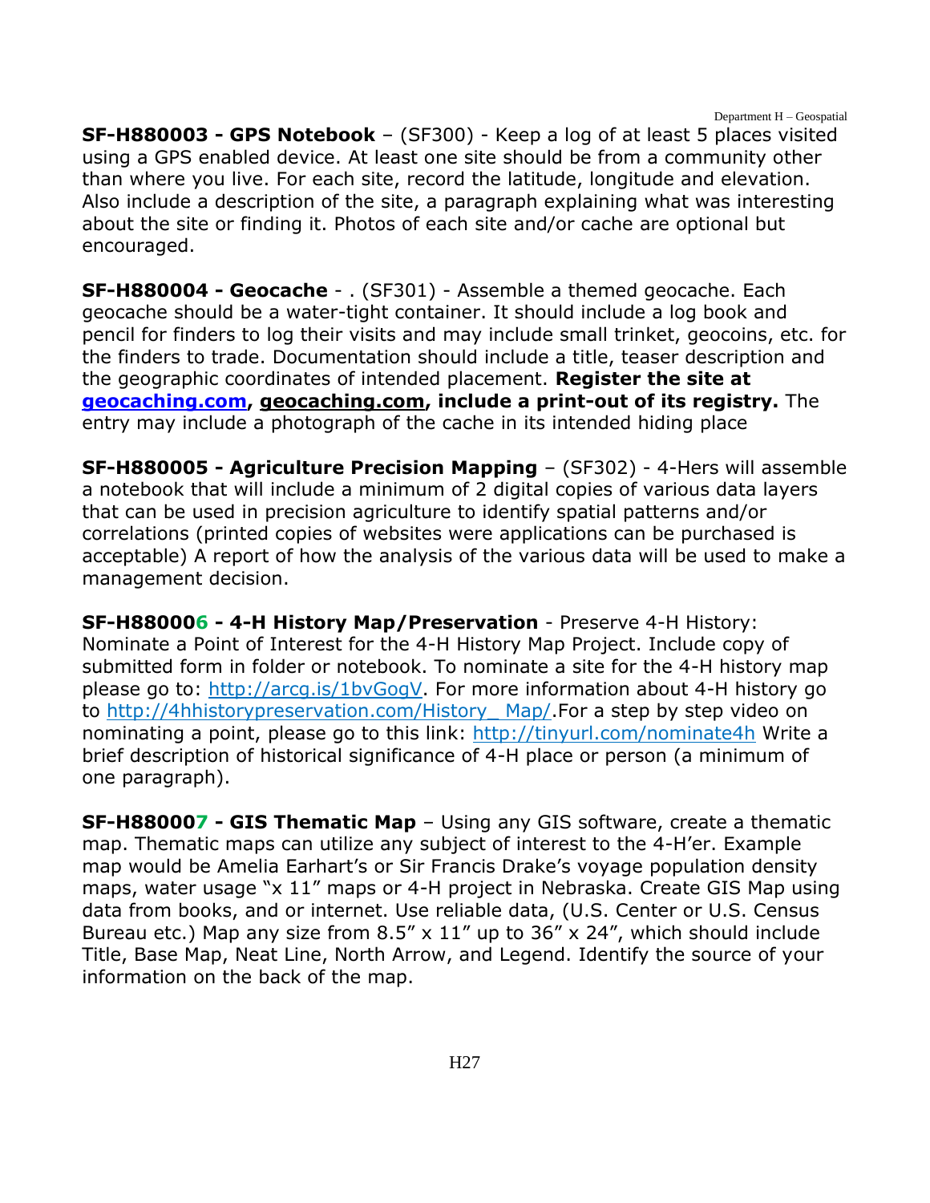**SF-H880003 - GPS Notebook** – (SF300) - Keep a log of at least 5 places visited using a GPS enabled device. At least one site should be from a community other than where you live. For each site, record the latitude, longitude and elevation. Also include a description of the site, a paragraph explaining what was interesting about the site or finding it. Photos of each site and/or cache are optional but encouraged.

**SF-H880004 - Geocache** - . (SF301) - Assemble a themed geocache. Each geocache should be a water-tight container. It should include a log book and pencil for finders to log their visits and may include small trinket, geocoins, etc. for the finders to trade. Documentation should include a title, teaser description and the geographic coordinates of intended placement. **Register the site at geocaching.com, geocaching.com, include a print-out of its registry.** The entry may include a photograph of the cache in its intended hiding place

**SF-H880005 - Agriculture Precision Mapping** – (SF302) - 4-Hers will assemble a notebook that will include a minimum of 2 digital copies of various data layers that can be used in precision agriculture to identify spatial patterns and/or correlations (printed copies of websites were applications can be purchased is acceptable) A report of how the analysis of the various data will be used to make a management decision.

**SF-H880006 - 4-H History Map/Preservation** - Preserve 4-H History: Nominate a Point of Interest for the 4-H History Map Project. Include copy of submitted form in folder or notebook. To nominate a site for the 4-H history map please go to: http://arcg.is/1bvGogV. For more information about 4-H history go to http://4hhistorypreservation.com/History_ Map/.For a step by step video on nominating a point, please go to this link: http://tinyurl.com/nominate4h Write a brief description of historical significance of 4-H place or person (a minimum of one paragraph).

**SF-H880007 - GIS Thematic Map** – Using any GIS software, create a thematic map. Thematic maps can utilize any subject of interest to the 4-H'er. Example map would be Amelia Earhart's or Sir Francis Drake's voyage population density maps, water usage "x 11" maps or 4-H project in Nebraska. Create GIS Map using data from books, and or internet. Use reliable data, (U.S. Center or U.S. Census Bureau etc.) Map any size from 8.5" x 11" up to 36" x 24", which should include Title, Base Map, Neat Line, North Arrow, and Legend. Identify the source of your information on the back of the map.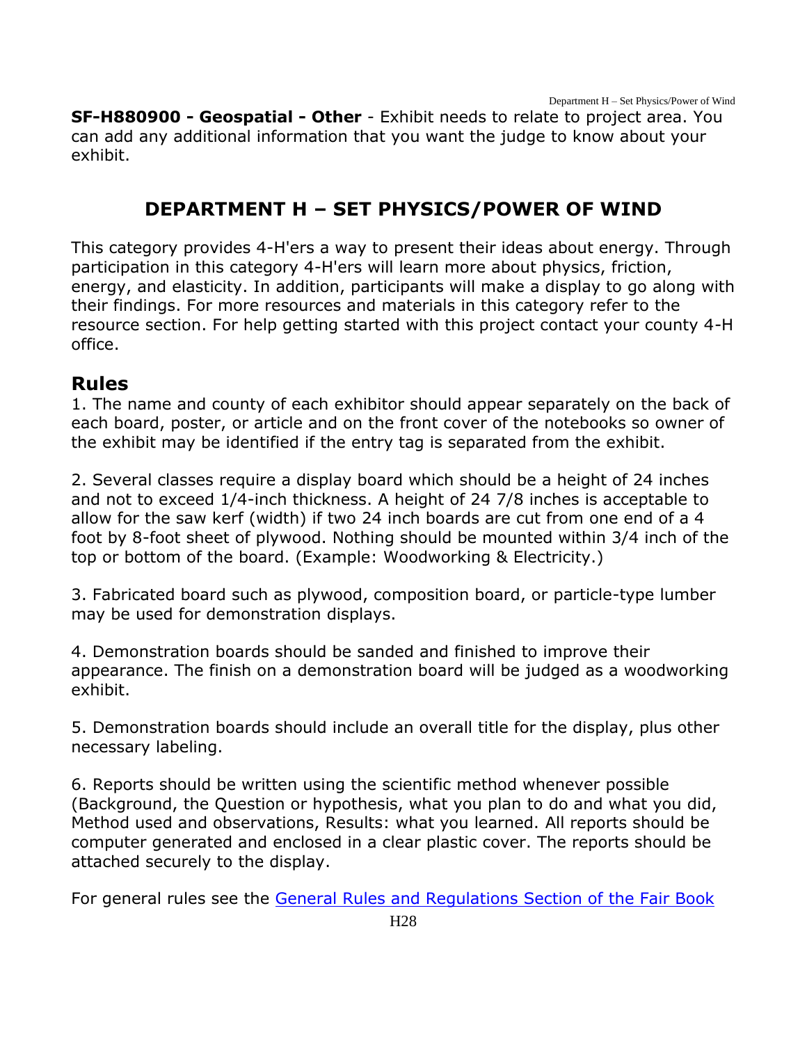**SF-H880900 - Geospatial - Other** - Exhibit needs to relate to project area. You can add any additional information that you want the judge to know about your exhibit.

## DEPARTMENT H – SET PHYSICS/POWER OF WIND

This category provides 4-H'ers a way to present their ideas about energy. Through participation in this category 4-H'ers will learn more about physics, friction, energy, and elasticity. In addition, participants will make a display to go along with their findings. For more resources and materials in this category refer to the resource section. For help getting started with this project contact your county 4-H office.

### Rules

1. The name and county of each exhibitor should appear separately on the back of each board, poster, or article and on the front cover of the notebooks so owner of the exhibit may be identified if the entry tag is separated from the exhibit.

2. Several classes require a display board which should be a height of 24 inches and not to exceed 1/4-inch thickness. A height of 24 7/8 inches is acceptable to allow for the saw kerf (width) if two 24 inch boards are cut from one end of a 4 foot by 8-foot sheet of plywood. Nothing should be mounted within 3/4 inch of the top or bottom of the board. (Example: Woodworking & Electricity.)

3. Fabricated board such as plywood, composition board, or particle-type lumber may be used for demonstration displays.

4. Demonstration boards should be sanded and finished to improve their appearance. The finish on a demonstration board will be judged as a woodworking exhibit.

5. Demonstration boards should include an overall title for the display, plus other necessary labeling.

6. Reports should be written using the scientific method whenever possible (Background, the Question or hypothesis, what you plan to do and what you did, Method used and observations, Results: what you learned. All reports should be computer generated and enclosed in a clear plastic cover. The reports should be attached securely to the display.

For general rules see the General Rules and Regulations Section of the Fair Book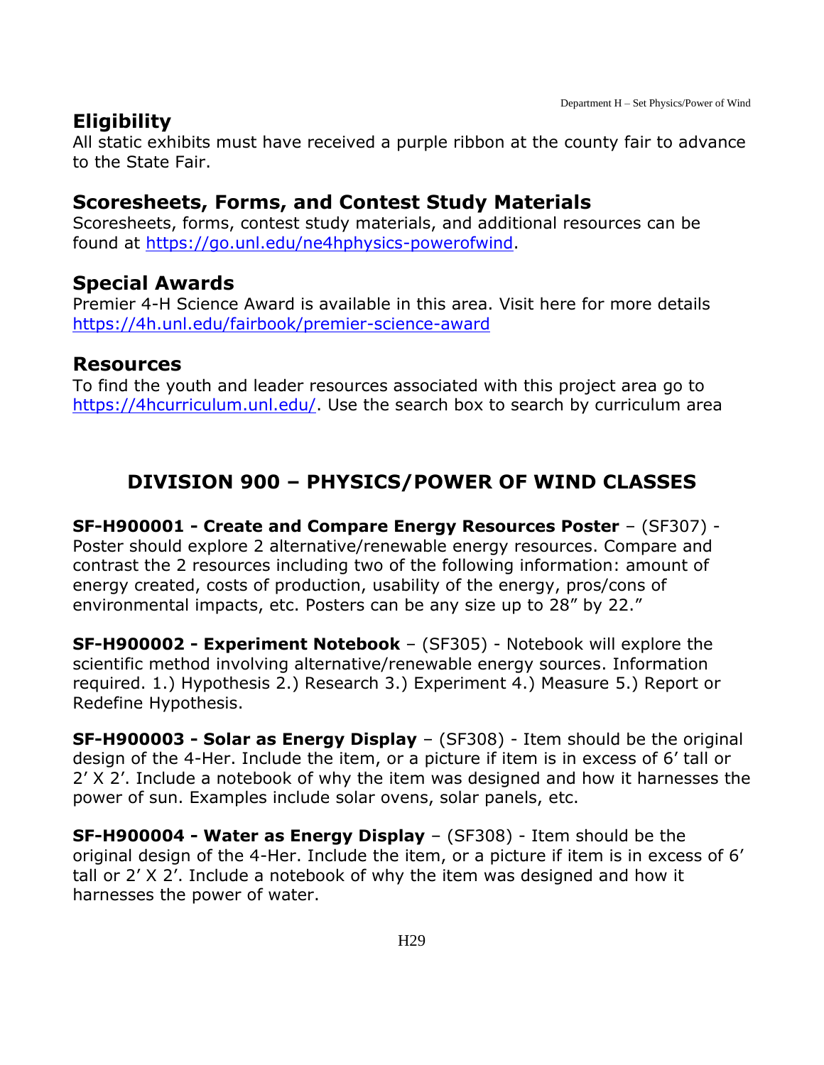## Eligibility

All static exhibits must have received a purple ribbon at the county fair to advance to the State Fair.

## Scoresheets, Forms, and Contest Study Materials

Scoresheets, forms, contest study materials, and additional resources can be found at https://go.unl.edu/ne4hphysics-powerofwind.

## Special Awards

Premier 4-H Science Award is available in this area. Visit here for more details https://4h.unl.edu/fairbook/premier-science-award

## Resources

To find the youth and leader resources associated with this project area go to https://4hcurriculum.unl.edu/. Use the search box to search by curriculum area

## DIVISION 900 – PHYSICS/POWER OF WIND CLASSES

**SF-H900001 - Create and Compare Energy Resources Poster** – (SF307) - Poster should explore 2 alternative/renewable energy resources. Compare and contrast the 2 resources including two of the following information: amount of energy created, costs of production, usability of the energy, pros/cons of environmental impacts, etc. Posters can be any size up to 28” by 22.”

**SF-H900002 - Experiment Notebook** – (SF305) - Notebook will explore the scientific method involving alternative/renewable energy sources. Information required. 1.) Hypothesis 2.) Research 3.) Experiment 4.) Measure 5.) Report or Redefine Hypothesis.

**SF-H900003 - Solar as Energy Display** – (SF308) - Item should be the original design of the 4-Her. Include the item, or a picture if item is in excess of 6’ tall or 2’ X 2’. Include a notebook of why the item was designed and how it harnesses the power of sun. Examples include solar ovens, solar panels, etc.

**SF-H900004 - Water as Energy Display** – (SF308) - Item should be the original design of the 4-Her. Include the item, or a picture if item is in excess of 6’ tall or 2’ X 2’. Include a notebook of why the item was designed and how it harnesses the power of water.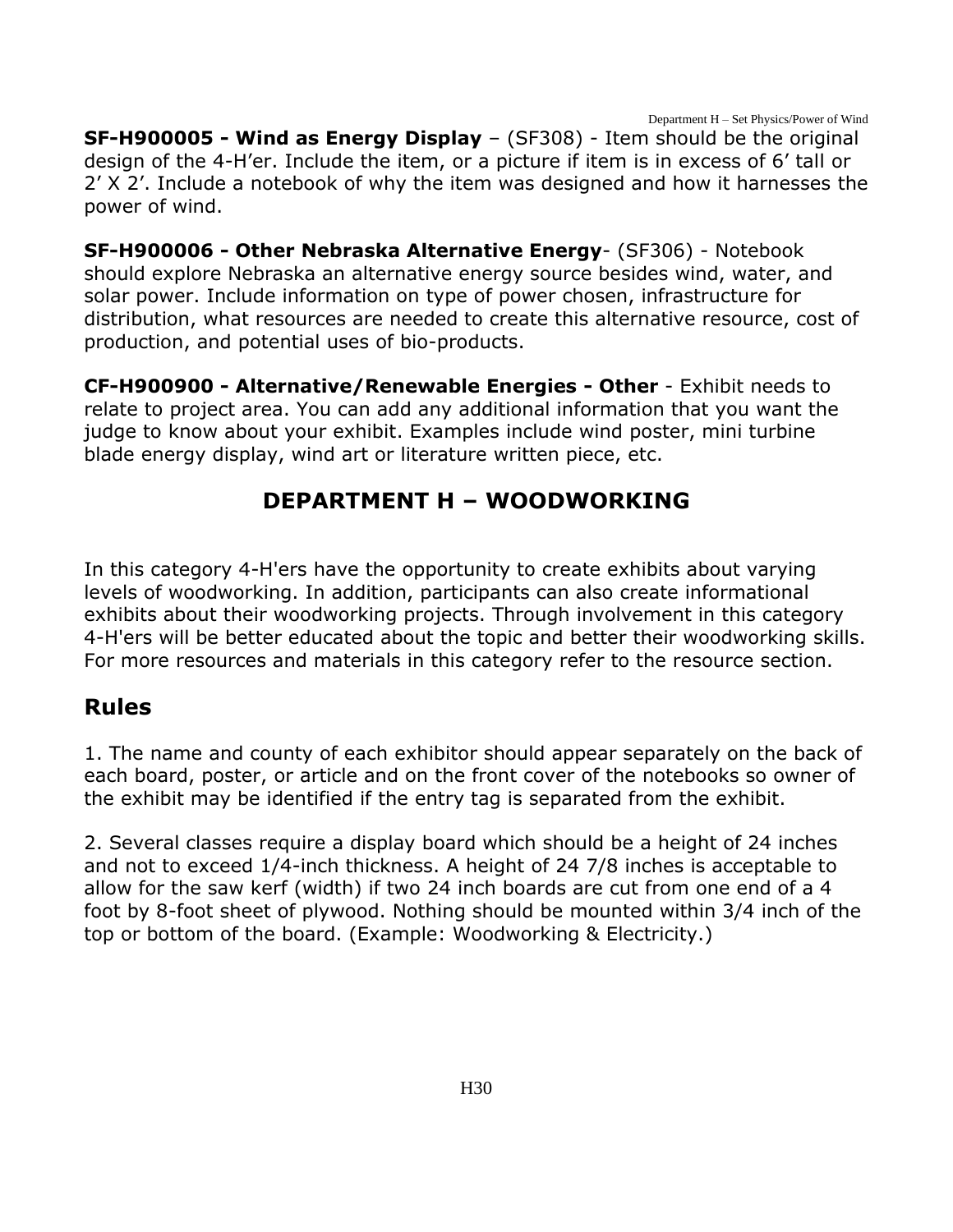**SF-H900005 - Wind as Energy Display** – (SF308) - Item should be the original design of the 4-H’er. Include the item, or a picture if item is in excess of 6’ tall or 2’ X 2’. Include a notebook of why the item was designed and how it harnesses the power of wind.

**SF-H900006 - Other Nebraska Alternative Energy**- (SF306) - Notebook should explore Nebraska an alternative energy source besides wind, water, and solar power. Include information on type of power chosen, infrastructure for distribution, what resources are needed to create this alternative resource, cost of production, and potential uses of bio-products.

**CF-H900900 - Alternative/Renewable Energies - Other** - Exhibit needs to relate to project area. You can add any additional information that you want the judge to know about your exhibit. Examples include wind poster, mini turbine blade energy display, wind art or literature written piece, etc.

# DEPARTMENT H – WOODWORKING

In this category 4-H'ers have the opportunity to create exhibits about varying levels of woodworking. In addition, participants can also create informational exhibits about their woodworking projects. Through involvement in this category 4-H'ers will be better educated about the topic and better their woodworking skills. For more resources and materials in this category refer to the resource section.

## Rules

1. The name and county of each exhibitor should appear separately on the back of each board, poster, or article and on the front cover of the notebooks so owner of the exhibit may be identified if the entry tag is separated from the exhibit.

2. Several classes require a display board which should be a height of 24 inches and not to exceed 1/4-inch thickness. A height of 24 7/8 inches is acceptable to allow for the saw kerf (width) if two 24 inch boards are cut from one end of a 4 foot by 8-foot sheet of plywood. Nothing should be mounted within 3/4 inch of the top or bottom of the board. (Example: Woodworking & Electricity.)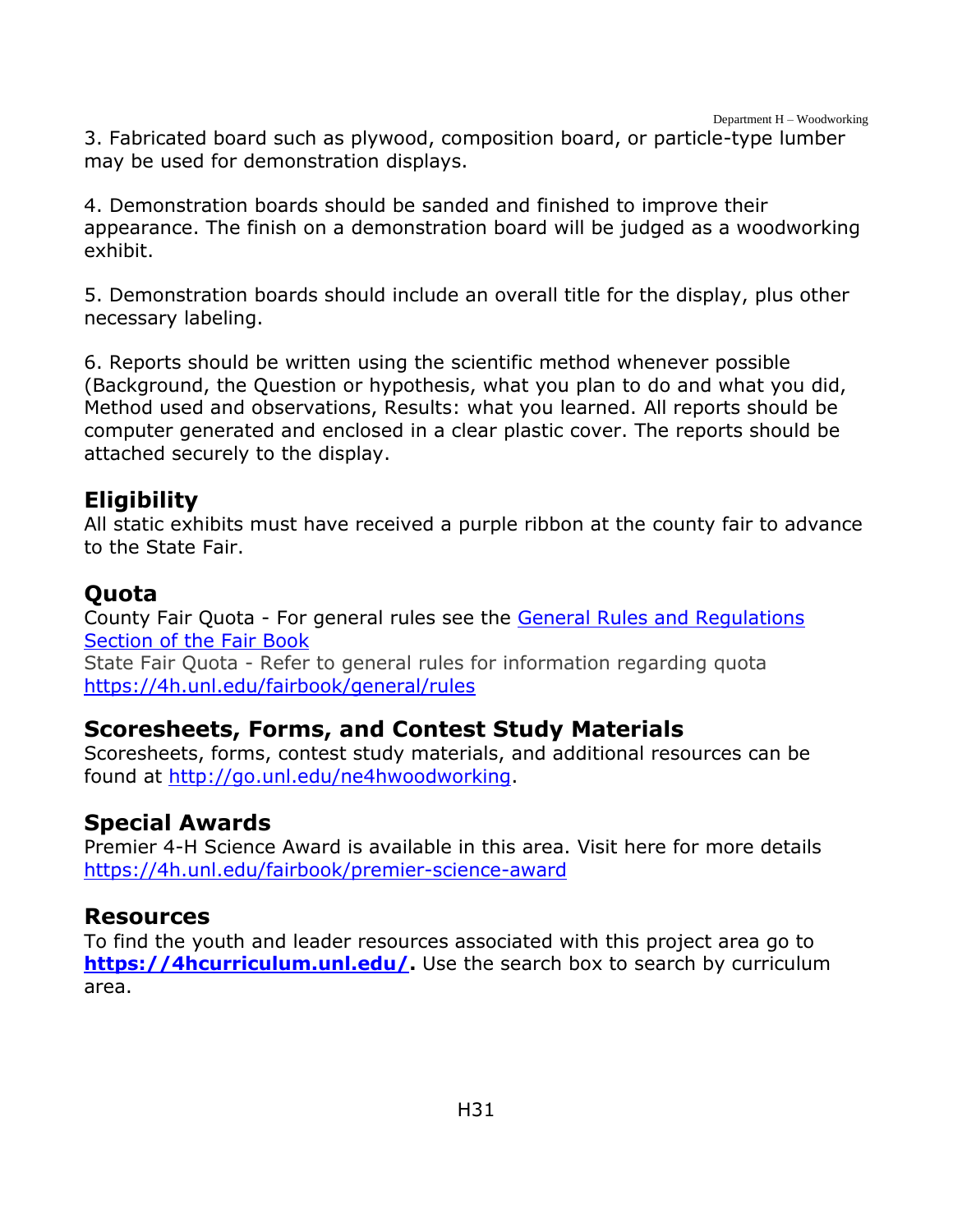3. Fabricated board such as plywood, composition board, or particle-type lumber may be used for demonstration displays.

4. Demonstration boards should be sanded and finished to improve their appearance. The finish on a demonstration board will be judged as a woodworking exhibit.

5. Demonstration boards should include an overall title for the display, plus other necessary labeling.

6. Reports should be written using the scientific method whenever possible (Background, the Question or hypothesis, what you plan to do and what you did, Method used and observations, Results: what you learned. All reports should be computer generated and enclosed in a clear plastic cover. The reports should be attached securely to the display.

## Eligibility

All static exhibits must have received a purple ribbon at the county fair to advance to the State Fair.

## Quota

County Fair Quota - For general rules see the [General Rules and Regulations Section of the Fair Book](https://4h.unl.edu/fairbook/general/rules)
State Fair Quota - Refer to general rules for information regarding quota https://4h.unl.edu/fairbook/general/rules

## Scoresheets, Forms, and Contest Study Materials

Scoresheets, forms, contest study materials, and additional resources can be found at http://go.unl.edu/ne4hwoodworking.

## Special Awards

Premier 4-H Science Award is available in this area. Visit here for more details https://4h.unl.edu/fairbook/premier-science-award

## Resources

To find the youth and leader resources associated with this project area go to **https://4hcurriculum.unl.edu/.** Use the search box to search by curriculum area.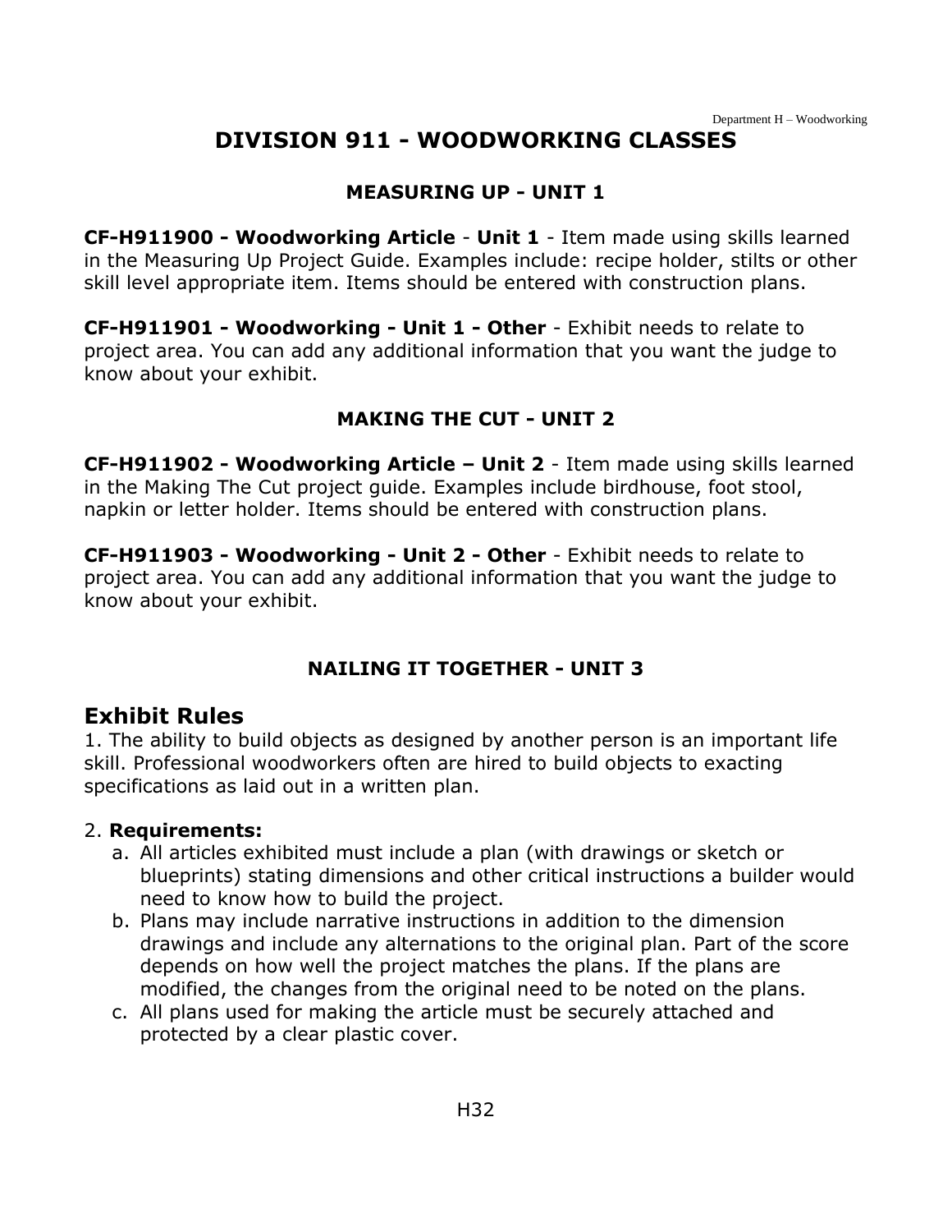# DIVISION 911 - WOODWORKING CLASSES

## MEASURING UP - UNIT 1

**CF-H911900 - Woodworking Article** - **Unit 1** - Item made using skills learned in the Measuring Up Project Guide. Examples include: recipe holder, stilts or other skill level appropriate item. Items should be entered with construction plans.

**CF-H911901 - Woodworking - Unit 1 - Other** - Exhibit needs to relate to project area. You can add any additional information that you want the judge to know about your exhibit.

## MAKING THE CUT - UNIT 2

**CF-H911902 - Woodworking Article – Unit 2** - Item made using skills learned in the Making The Cut project guide. Examples include birdhouse, foot stool, napkin or letter holder. Items should be entered with construction plans.

**CF-H911903 - Woodworking - Unit 2 - Other** - Exhibit needs to relate to project area. You can add any additional information that you want the judge to know about your exhibit.

## NAILING IT TOGETHER - UNIT 3

### Exhibit Rules

1. The ability to build objects as designed by another person is an important life skill. Professional woodworkers often are hired to build objects to exacting specifications as laid out in a written plan.

2. **Requirements:**
   a. All articles exhibited must include a plan (with drawings or sketch or blueprints) stating dimensions and other critical instructions a builder would need to know how to build the project.
   b. Plans may include narrative instructions in addition to the dimension drawings and include any alternations to the original plan. Part of the score depends on how well the project matches the plans. If the plans are modified, the changes from the original need to be noted on the plans.
   c. All plans used for making the article must be securely attached and protected by a clear plastic cover.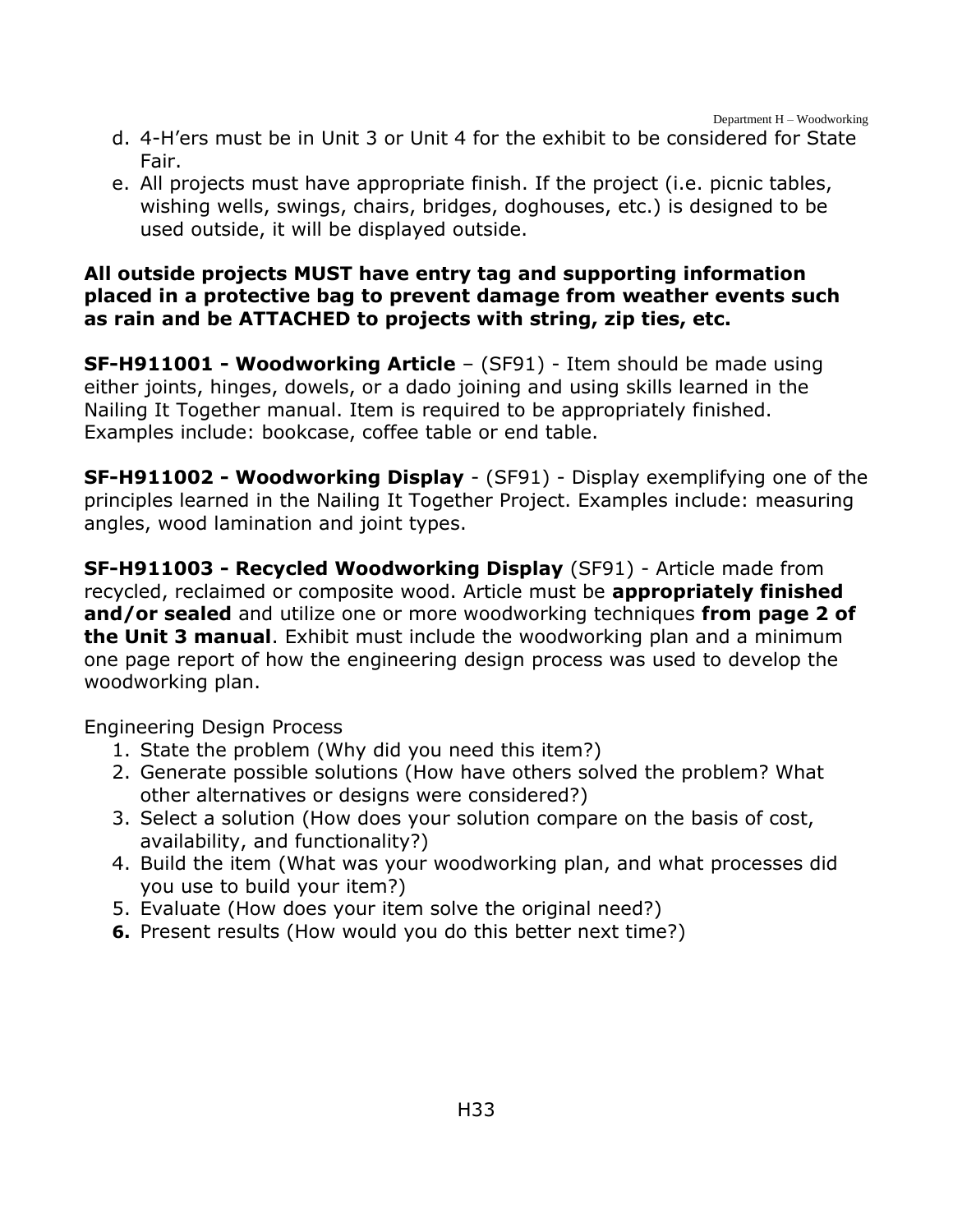d. 4-H'ers must be in Unit 3 or Unit 4 for the exhibit to be considered for State Fair.
e. All projects must have appropriate finish. If the project (i.e. picnic tables, wishing wells, swings, chairs, bridges, doghouses, etc.) is designed to be used outside, it will be displayed outside.

**All outside projects MUST have entry tag and supporting information placed in a protective bag to prevent damage from weather events such as rain and be ATTACHED to projects with string, zip ties, etc.**

**SF-H911001 - Woodworking Article** – (SF91) - Item should be made using either joints, hinges, dowels, or a dado joining and using skills learned in the Nailing It Together manual. Item is required to be appropriately finished. Examples include: bookcase, coffee table or end table.

**SF-H911002 - Woodworking Display** - (SF91) - Display exemplifying one of the principles learned in the Nailing It Together Project. Examples include: measuring angles, wood lamination and joint types.

**SF-H911003 - Recycled Woodworking Display** (SF91) - Article made from recycled, reclaimed or composite wood. Article must be **appropriately finished and/or sealed** and utilize one or more woodworking techniques **from page 2 of the Unit 3 manual**. Exhibit must include the woodworking plan and a minimum one page report of how the engineering design process was used to develop the woodworking plan.

Engineering Design Process

1. State the problem (Why did you need this item?)
2. Generate possible solutions (How have others solved the problem? What other alternatives or designs were considered?)
3. Select a solution (How does your solution compare on the basis of cost, availability, and functionality?)
4. Build the item (What was your woodworking plan, and what processes did you use to build your item?)
5. Evaluate (How does your item solve the original need?)
6. Present results (How would you do this better next time?)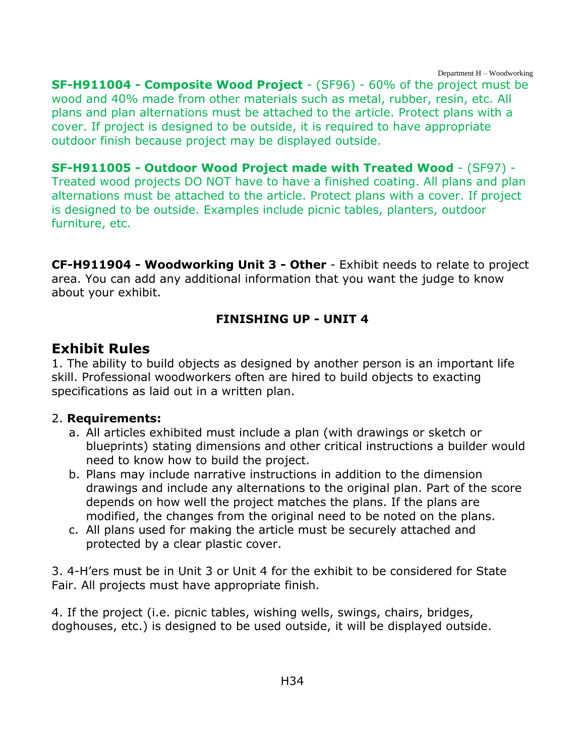**SF-H911004 - Composite Wood Project** - (SF96) - 60% of the project must be wood and 40% made from other materials such as metal, rubber, resin, etc. All plans and plan alternations must be attached to the article. Protect plans with a cover. If project is designed to be outside, it is required to have appropriate outdoor finish because project may be displayed outside.

**SF-H911005 - Outdoor Wood Project made with Treated Wood** - (SF97) - Treated wood projects DO NOT have to have a finished coating. All plans and plan alternations must be attached to the article. Protect plans with a cover. If project is designed to be outside. Examples include picnic tables, planters, outdoor furniture, etc.

**CF-H911904 - Woodworking Unit 3 - Other** - Exhibit needs to relate to project area. You can add any additional information that you want the judge to know about your exhibit.

**FINISHING UP - UNIT 4**

## Exhibit Rules

1. The ability to build objects as designed by another person is an important life skill. Professional woodworkers often are hired to build objects to exacting specifications as laid out in a written plan.

2. **Requirements:**
   a. All articles exhibited must include a plan (with drawings or sketch or blueprints) stating dimensions and other critical instructions a builder would need to know how to build the project.
   b. Plans may include narrative instructions in addition to the dimension drawings and include any alternations to the original plan. Part of the score depends on how well the project matches the plans. If the plans are modified, the changes from the original need to be noted on the plans.
   c. All plans used for making the article must be securely attached and protected by a clear plastic cover.

3. 4-H'ers must be in Unit 3 or Unit 4 for the exhibit to be considered for State Fair. All projects must have appropriate finish.

4. If the project (i.e. picnic tables, wishing wells, swings, chairs, bridges, doghouses, etc.) is designed to be used outside, it will be displayed outside.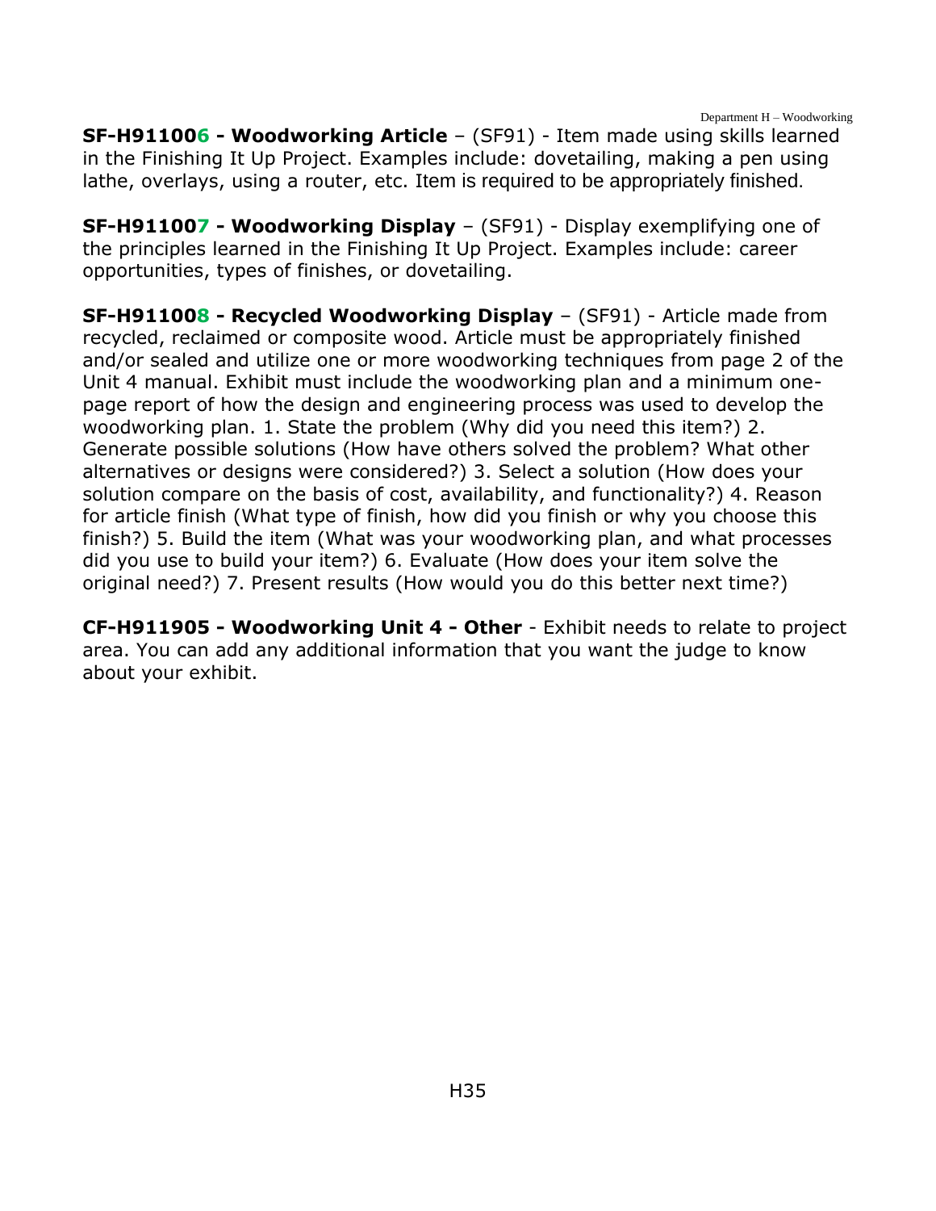**SF-H911006 - Woodworking Article** – (SF91) - Item made using skills learned in the Finishing It Up Project. Examples include: dovetailing, making a pen using lathe, overlays, using a router, etc. Item is required to be appropriately finished.

**SF-H911007 - Woodworking Display** – (SF91) - Display exemplifying one of the principles learned in the Finishing It Up Project. Examples include: career opportunities, types of finishes, or dovetailing.

**SF-H911008 - Recycled Woodworking Display** – (SF91) - Article made from recycled, reclaimed or composite wood. Article must be appropriately finished and/or sealed and utilize one or more woodworking techniques from page 2 of the Unit 4 manual. Exhibit must include the woodworking plan and a minimum one-page report of how the design and engineering process was used to develop the woodworking plan. 1. State the problem (Why did you need this item?) 2. Generate possible solutions (How have others solved the problem? What other alternatives or designs were considered?) 3. Select a solution (How does your solution compare on the basis of cost, availability, and functionality?) 4. Reason for article finish (What type of finish, how did you finish or why you choose this finish?) 5. Build the item (What was your woodworking plan, and what processes did you use to build your item?) 6. Evaluate (How does your item solve the original need?) 7. Present results (How would you do this better next time?)

**CF-H911905 - Woodworking Unit 4 - Other** - Exhibit needs to relate to project area. You can add any additional information that you want the judge to know about your exhibit.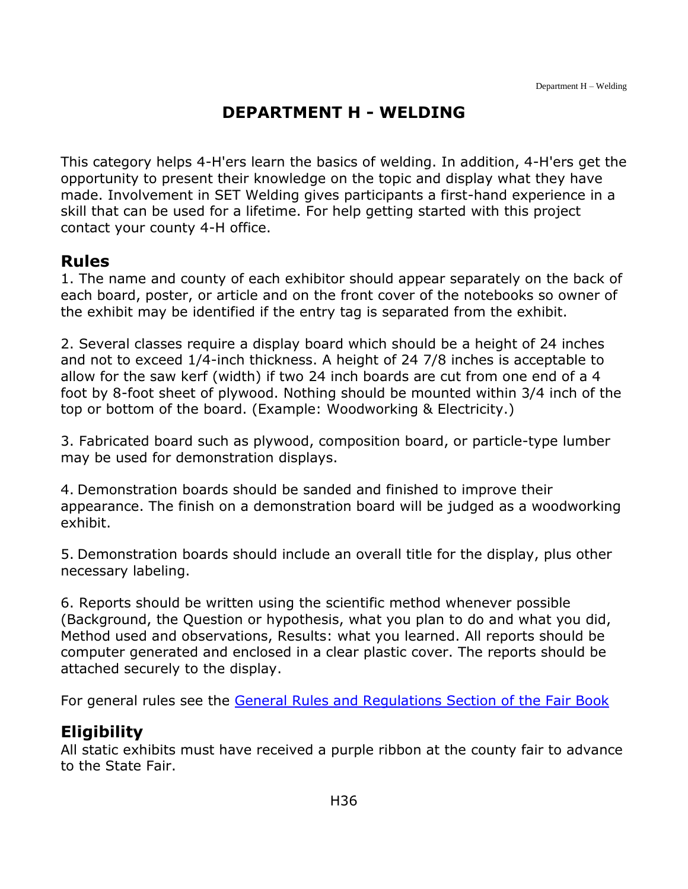# DEPARTMENT H - WELDING

This category helps 4-H'ers learn the basics of welding. In addition, 4-H'ers get the opportunity to present their knowledge on the topic and display what they have made. Involvement in SET Welding gives participants a first-hand experience in a skill that can be used for a lifetime. For help getting started with this project contact your county 4-H office.

## Rules

1. The name and county of each exhibitor should appear separately on the back of each board, poster, or article and on the front cover of the notebooks so owner of the exhibit may be identified if the entry tag is separated from the exhibit.

2. Several classes require a display board which should be a height of 24 inches and not to exceed 1/4-inch thickness. A height of 24 7/8 inches is acceptable to allow for the saw kerf (width) if two 24 inch boards are cut from one end of a 4 foot by 8-foot sheet of plywood. Nothing should be mounted within 3/4 inch of the top or bottom of the board. (Example: Woodworking & Electricity.)

3. Fabricated board such as plywood, composition board, or particle-type lumber may be used for demonstration displays.

4. Demonstration boards should be sanded and finished to improve their appearance. The finish on a demonstration board will be judged as a woodworking exhibit.

5. Demonstration boards should include an overall title for the display, plus other necessary labeling.

6. Reports should be written using the scientific method whenever possible (Background, the Question or hypothesis, what you plan to do and what you did, Method used and observations, Results: what you learned. All reports should be computer generated and enclosed in a clear plastic cover. The reports should be attached securely to the display.

For general rules see the [General Rules and Regulations Section of the Fair Book]

## Eligibility

All static exhibits must have received a purple ribbon at the county fair to advance to the State Fair.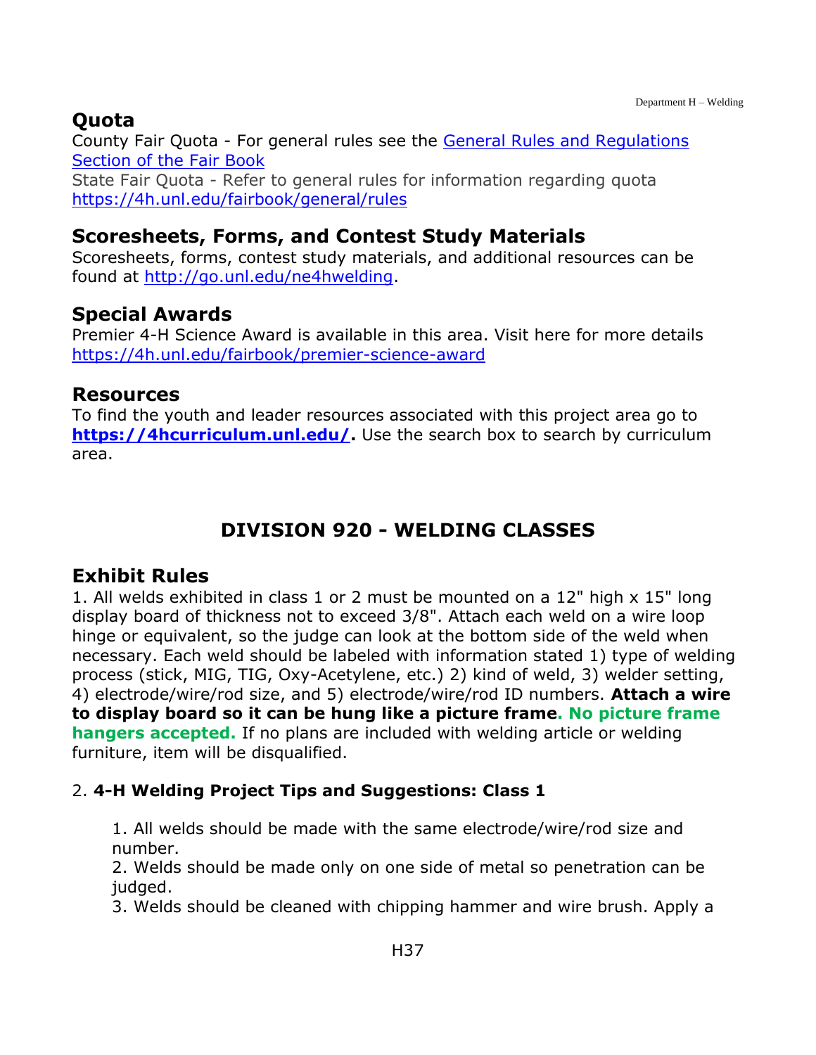## Quota

County Fair Quota - For general rules see the [General Rules and Regulations Section of the Fair Book](#)

State Fair Quota - Refer to general rules for information regarding quota https://4h.unl.edu/fairbook/general/rules

## Scoresheets, Forms, and Contest Study Materials

Scoresheets, forms, contest study materials, and additional resources can be found at http://go.unl.edu/ne4hwelding.

## Special Awards

Premier 4-H Science Award is available in this area. Visit here for more details https://4h.unl.edu/fairbook/premier-science-award

## Resources

To find the youth and leader resources associated with this project area go to **https://4hcurriculum.unl.edu/.** Use the search box to search by curriculum area.

# DIVISION 920 - WELDING CLASSES

## Exhibit Rules

1. All welds exhibited in class 1 or 2 must be mounted on a 12" high x 15" long display board of thickness not to exceed 3/8". Attach each weld on a wire loop hinge or equivalent, so the judge can look at the bottom side of the weld when necessary. Each weld should be labeled with information stated 1) type of welding process (stick, MIG, TIG, Oxy-Acetylene, etc.) 2) kind of weld, 3) welder setting, 4) electrode/wire/rod size, and 5) electrode/wire/rod ID numbers. **Attach a wire to display board so it can be hung like a picture frame. No picture frame hangers accepted.** If no plans are included with welding article or welding furniture, item will be disqualified.

2. **4-H Welding Project Tips and Suggestions: Class 1**

   1. All welds should be made with the same electrode/wire/rod size and number.
   2. Welds should be made only on one side of metal so penetration can be judged.
   3. Welds should be cleaned with chipping hammer and wire brush. Apply a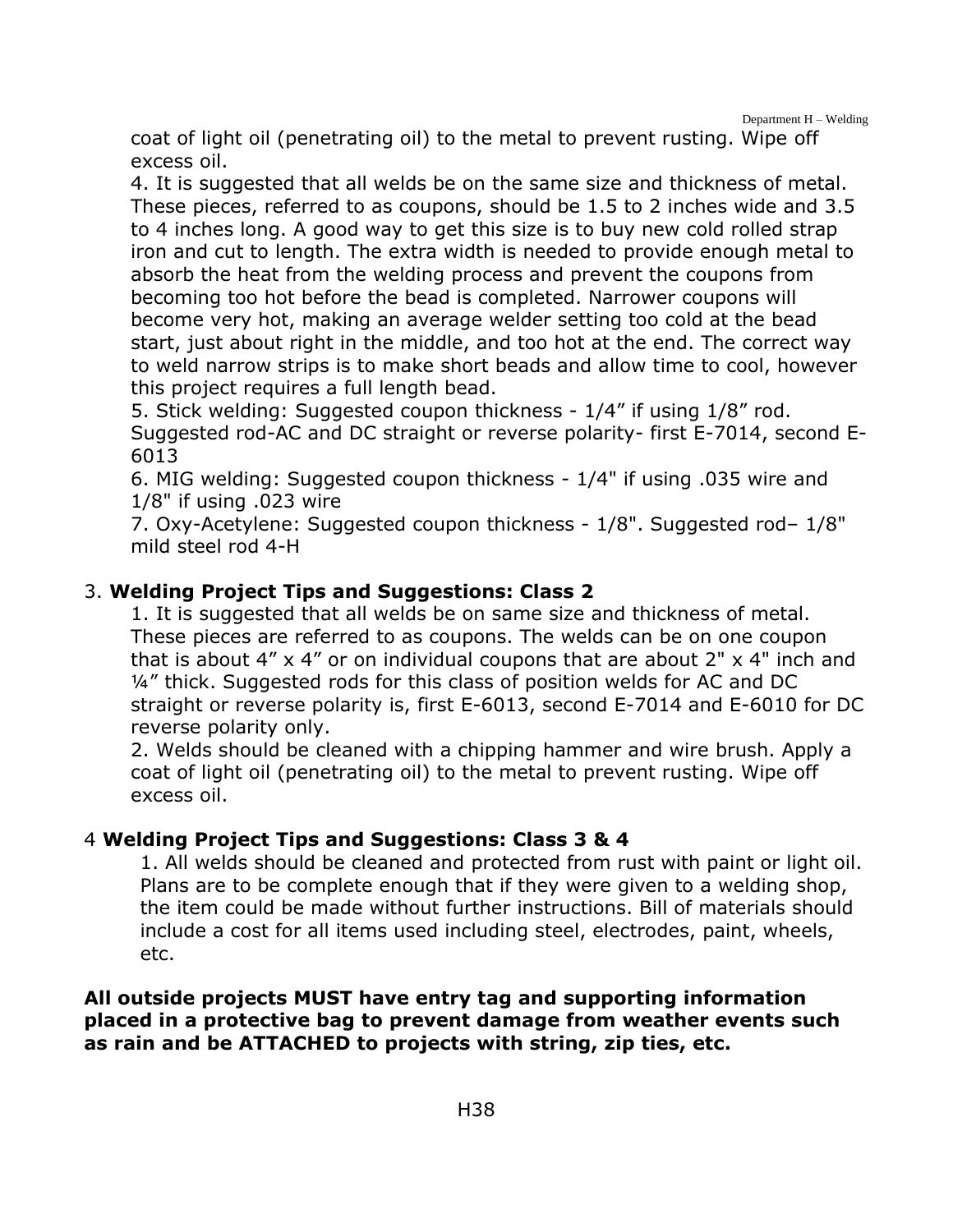coat of light oil (penetrating oil) to the metal to prevent rusting. Wipe off excess oil.

4. It is suggested that all welds be on the same size and thickness of metal. These pieces, referred to as coupons, should be 1.5 to 2 inches wide and 3.5 to 4 inches long. A good way to get this size is to buy new cold rolled strap iron and cut to length. The extra width is needed to provide enough metal to absorb the heat from the welding process and prevent the coupons from becoming too hot before the bead is completed. Narrower coupons will become very hot, making an average welder setting too cold at the bead start, just about right in the middle, and too hot at the end. The correct way to weld narrow strips is to make short beads and allow time to cool, however this project requires a full length bead.

5. Stick welding: Suggested coupon thickness - 1/4" if using 1/8" rod. Suggested rod-AC and DC straight or reverse polarity- first E-7014, second E-6013

6. MIG welding: Suggested coupon thickness - 1/4" if using .035 wire and 1/8" if using .023 wire

7. Oxy-Acetylene: Suggested coupon thickness - 1/8". Suggested rod– 1/8" mild steel rod 4-H

3. **Welding Project Tips and Suggestions: Class 2**

1. It is suggested that all welds be on same size and thickness of metal. These pieces are referred to as coupons. The welds can be on one coupon that is about 4" x 4" or on individual coupons that are about 2" x 4" inch and ¼" thick. Suggested rods for this class of position welds for AC and DC straight or reverse polarity is, first E-6013, second E-7014 and E-6010 for DC reverse polarity only.

2. Welds should be cleaned with a chipping hammer and wire brush. Apply a coat of light oil (penetrating oil) to the metal to prevent rusting. Wipe off excess oil.

4 **Welding Project Tips and Suggestions: Class 3 & 4**

1. All welds should be cleaned and protected from rust with paint or light oil. Plans are to be complete enough that if they were given to a welding shop, the item could be made without further instructions. Bill of materials should include a cost for all items used including steel, electrodes, paint, wheels, etc.

**All outside projects MUST have entry tag and supporting information placed in a protective bag to prevent damage from weather events such as rain and be ATTACHED to projects with string, zip ties, etc.**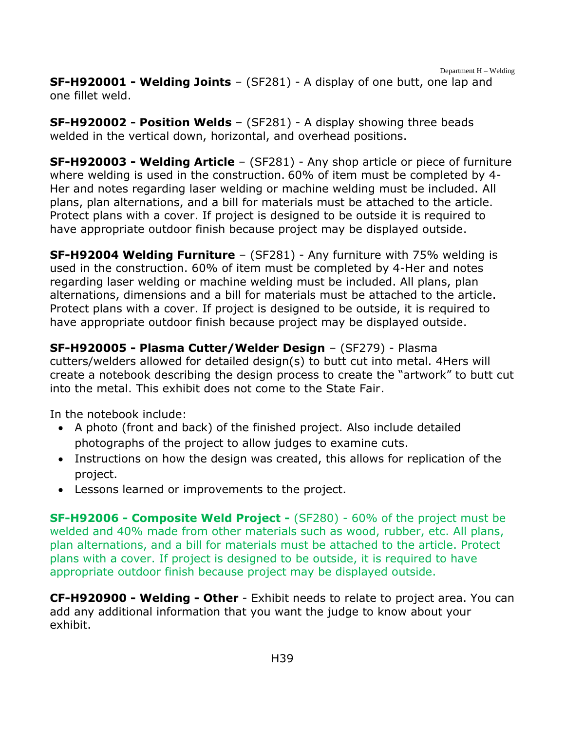**SF-H920001 - Welding Joints** – (SF281) - A display of one butt, one lap and one fillet weld.

**SF-H920002 - Position Welds** – (SF281) - A display showing three beads welded in the vertical down, horizontal, and overhead positions.

**SF-H920003 - Welding Article** – (SF281) - Any shop article or piece of furniture where welding is used in the construction. 60% of item must be completed by 4-Her and notes regarding laser welding or machine welding must be included. All plans, plan alternations, and a bill for materials must be attached to the article. Protect plans with a cover. If project is designed to be outside it is required to have appropriate outdoor finish because project may be displayed outside.

**SF-H92004 Welding Furniture** – (SF281) - Any furniture with 75% welding is used in the construction. 60% of item must be completed by 4-Her and notes regarding laser welding or machine welding must be included. All plans, plan alternations, dimensions and a bill for materials must be attached to the article. Protect plans with a cover. If project is designed to be outside, it is required to have appropriate outdoor finish because project may be displayed outside.

**SF-H920005 - Plasma Cutter/Welder Design** – (SF279) - Plasma cutters/welders allowed for detailed design(s) to butt cut into metal. 4Hers will create a notebook describing the design process to create the "artwork" to butt cut into the metal. This exhibit does not come to the State Fair.

In the notebook include:

- A photo (front and back) of the finished project. Also include detailed photographs of the project to allow judges to examine cuts.
- Instructions on how the design was created, this allows for replication of the project.
- Lessons learned or improvements to the project.

**SF-H92006 - Composite Weld Project -** (SF280) - 60% of the project must be welded and 40% made from other materials such as wood, rubber, etc. All plans, plan alternations, and a bill for materials must be attached to the article. Protect plans with a cover. If project is designed to be outside, it is required to have appropriate outdoor finish because project may be displayed outside.

**CF-H920900 - Welding - Other** - Exhibit needs to relate to project area. You can add any additional information that you want the judge to know about your exhibit.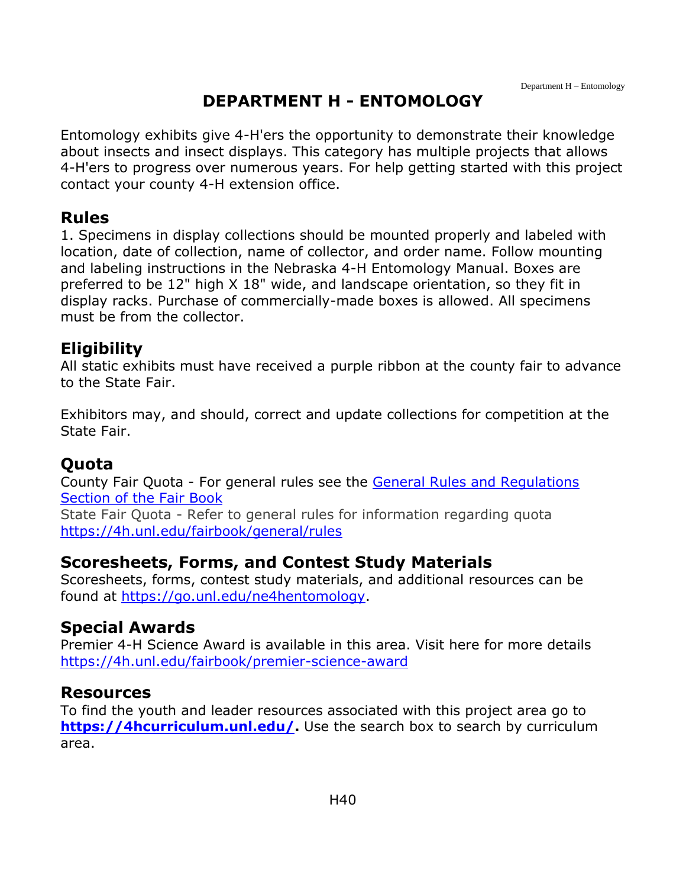# DEPARTMENT H - ENTOMOLOGY

Entomology exhibits give 4-H'ers the opportunity to demonstrate their knowledge about insects and insect displays. This category has multiple projects that allows 4-H'ers to progress over numerous years. For help getting started with this project contact your county 4-H extension office.

## Rules

1. Specimens in display collections should be mounted properly and labeled with location, date of collection, name of collector, and order name. Follow mounting and labeling instructions in the Nebraska 4-H Entomology Manual. Boxes are preferred to be 12" high X 18" wide, and landscape orientation, so they fit in display racks. Purchase of commercially-made boxes is allowed. All specimens must be from the collector.

## Eligibility

All static exhibits must have received a purple ribbon at the county fair to advance to the State Fair.

Exhibitors may, and should, correct and update collections for competition at the State Fair.

## Quota

County Fair Quota - For general rules see the [General Rules and Regulations Section of the Fair Book]
State Fair Quota - Refer to general rules for information regarding quota https://4h.unl.edu/fairbook/general/rules

## Scoresheets, Forms, and Contest Study Materials

Scoresheets, forms, contest study materials, and additional resources can be found at https://go.unl.edu/ne4hentomology.

## Special Awards

Premier 4-H Science Award is available in this area. Visit here for more details https://4h.unl.edu/fairbook/premier-science-award

## Resources

To find the youth and leader resources associated with this project area go to **https://4hcurriculum.unl.edu/.** Use the search box to search by curriculum area.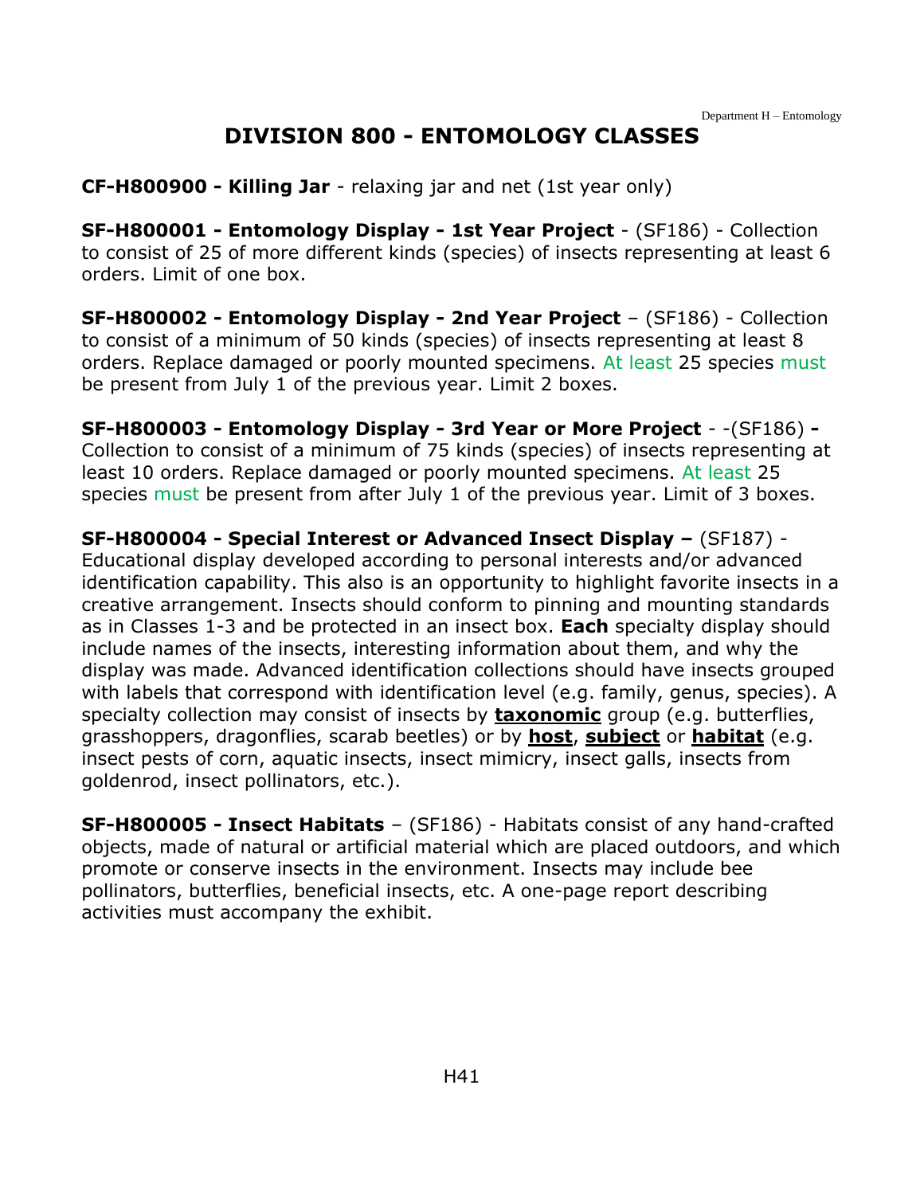# DIVISION 800 - ENTOMOLOGY CLASSES

**CF-H800900 - Killing Jar** - relaxing jar and net (1st year only)

**SF-H800001 - Entomology Display - 1st Year Project** - (SF186) - Collection to consist of 25 of more different kinds (species) of insects representing at least 6 orders. Limit of one box.

**SF-H800002 - Entomology Display - 2nd Year Project** – (SF186) - Collection to consist of a minimum of 50 kinds (species) of insects representing at least 8 orders. Replace damaged or poorly mounted specimens. At least 25 species must be present from July 1 of the previous year. Limit 2 boxes.

**SF-H800003 - Entomology Display - 3rd Year or More Project** - -(SF186) **-** Collection to consist of a minimum of 75 kinds (species) of insects representing at least 10 orders. Replace damaged or poorly mounted specimens. At least 25 species must be present from after July 1 of the previous year. Limit of 3 boxes.

**SF-H800004 - Special Interest or Advanced Insect Display –** (SF187) - Educational display developed according to personal interests and/or advanced identification capability. This also is an opportunity to highlight favorite insects in a creative arrangement. Insects should conform to pinning and mounting standards as in Classes 1-3 and be protected in an insect box. **Each** specialty display should include names of the insects, interesting information about them, and why the display was made. Advanced identification collections should have insects grouped with labels that correspond with identification level (e.g. family, genus, species). A specialty collection may consist of insects by **taxonomic** group (e.g. butterflies, grasshoppers, dragonflies, scarab beetles) or by **host**, **subject** or **habitat** (e.g. insect pests of corn, aquatic insects, insect mimicry, insect galls, insects from goldenrod, insect pollinators, etc.).

**SF-H800005 - Insect Habitats** – (SF186) - Habitats consist of any hand-crafted objects, made of natural or artificial material which are placed outdoors, and which promote or conserve insects in the environment. Insects may include bee pollinators, butterflies, beneficial insects, etc. A one-page report describing activities must accompany the exhibit.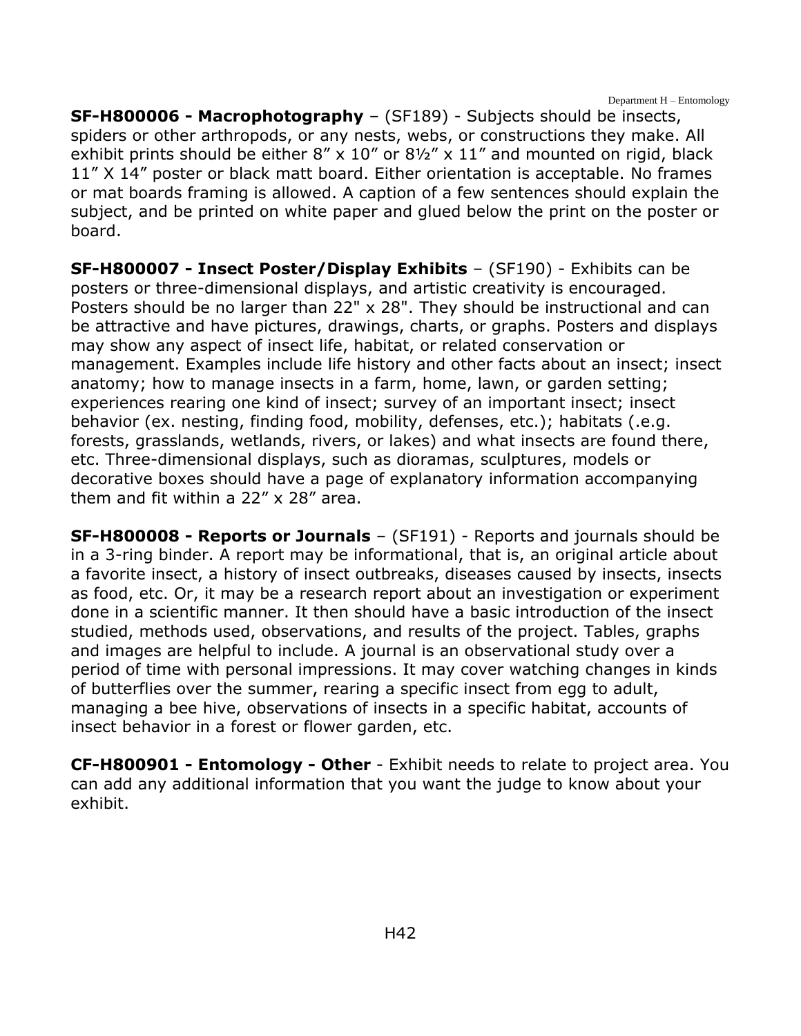**SF-H800006 - Macrophotography** – (SF189) - Subjects should be insects, spiders or other arthropods, or any nests, webs, or constructions they make. All exhibit prints should be either 8" x 10" or 8½" x 11" and mounted on rigid, black 11" X 14" poster or black matt board. Either orientation is acceptable. No frames or mat boards framing is allowed. A caption of a few sentences should explain the subject, and be printed on white paper and glued below the print on the poster or board.

**SF-H800007 - Insect Poster/Display Exhibits** – (SF190) - Exhibits can be posters or three-dimensional displays, and artistic creativity is encouraged. Posters should be no larger than 22" x 28". They should be instructional and can be attractive and have pictures, drawings, charts, or graphs. Posters and displays may show any aspect of insect life, habitat, or related conservation or management. Examples include life history and other facts about an insect; insect anatomy; how to manage insects in a farm, home, lawn, or garden setting; experiences rearing one kind of insect; survey of an important insect; insect behavior (ex. nesting, finding food, mobility, defenses, etc.); habitats (.e.g. forests, grasslands, wetlands, rivers, or lakes) and what insects are found there, etc. Three-dimensional displays, such as dioramas, sculptures, models or decorative boxes should have a page of explanatory information accompanying them and fit within a 22" x 28" area.

**SF-H800008 - Reports or Journals** – (SF191) - Reports and journals should be in a 3-ring binder. A report may be informational, that is, an original article about a favorite insect, a history of insect outbreaks, diseases caused by insects, insects as food, etc. Or, it may be a research report about an investigation or experiment done in a scientific manner. It then should have a basic introduction of the insect studied, methods used, observations, and results of the project. Tables, graphs and images are helpful to include. A journal is an observational study over a period of time with personal impressions. It may cover watching changes in kinds of butterflies over the summer, rearing a specific insect from egg to adult, managing a bee hive, observations of insects in a specific habitat, accounts of insect behavior in a forest or flower garden, etc.

**CF-H800901 - Entomology - Other** - Exhibit needs to relate to project area. You can add any additional information that you want the judge to know about your exhibit.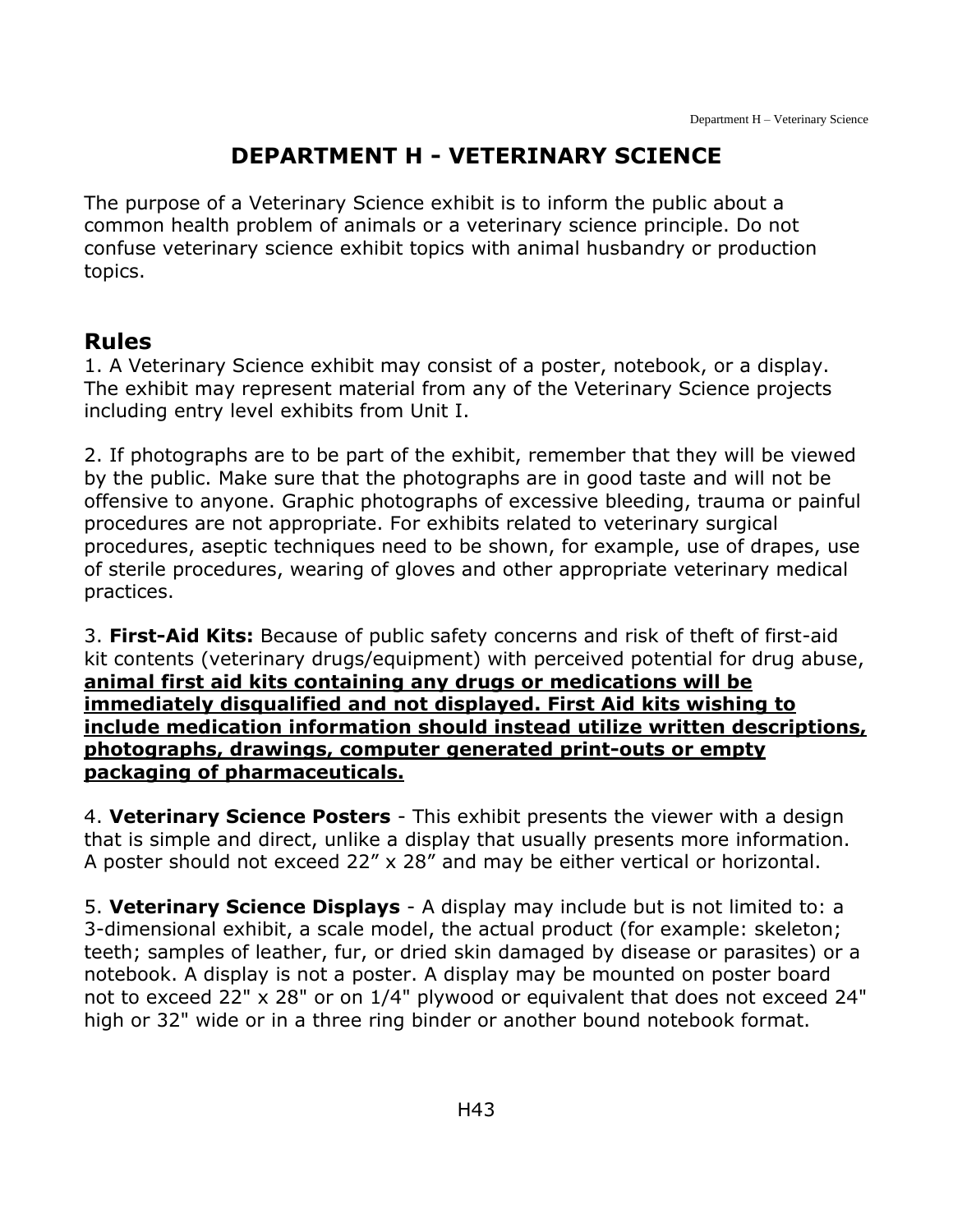# DEPARTMENT H - VETERINARY SCIENCE

The purpose of a Veterinary Science exhibit is to inform the public about a common health problem of animals or a veterinary science principle. Do not confuse veterinary science exhibit topics with animal husbandry or production topics.

## Rules

1. A Veterinary Science exhibit may consist of a poster, notebook, or a display. The exhibit may represent material from any of the Veterinary Science projects including entry level exhibits from Unit I.

2. If photographs are to be part of the exhibit, remember that they will be viewed by the public. Make sure that the photographs are in good taste and will not be offensive to anyone. Graphic photographs of excessive bleeding, trauma or painful procedures are not appropriate. For exhibits related to veterinary surgical procedures, aseptic techniques need to be shown, for example, use of drapes, use of sterile procedures, wearing of gloves and other appropriate veterinary medical practices.

3. **First-Aid Kits:** Because of public safety concerns and risk of theft of first-aid kit contents (veterinary drugs/equipment) with perceived potential for drug abuse, **animal first aid kits containing any drugs or medications will be immediately disqualified and not displayed. First Aid kits wishing to include medication information should instead utilize written descriptions, photographs, drawings, computer generated print-outs or empty packaging of pharmaceuticals.**

4. **Veterinary Science Posters** - This exhibit presents the viewer with a design that is simple and direct, unlike a display that usually presents more information. A poster should not exceed 22” x 28” and may be either vertical or horizontal.

5. **Veterinary Science Displays** - A display may include but is not limited to: a 3-dimensional exhibit, a scale model, the actual product (for example: skeleton; teeth; samples of leather, fur, or dried skin damaged by disease or parasites) or a notebook. A display is not a poster. A display may be mounted on poster board not to exceed 22" x 28" or on 1/4" plywood or equivalent that does not exceed 24" high or 32" wide or in a three ring binder or another bound notebook format.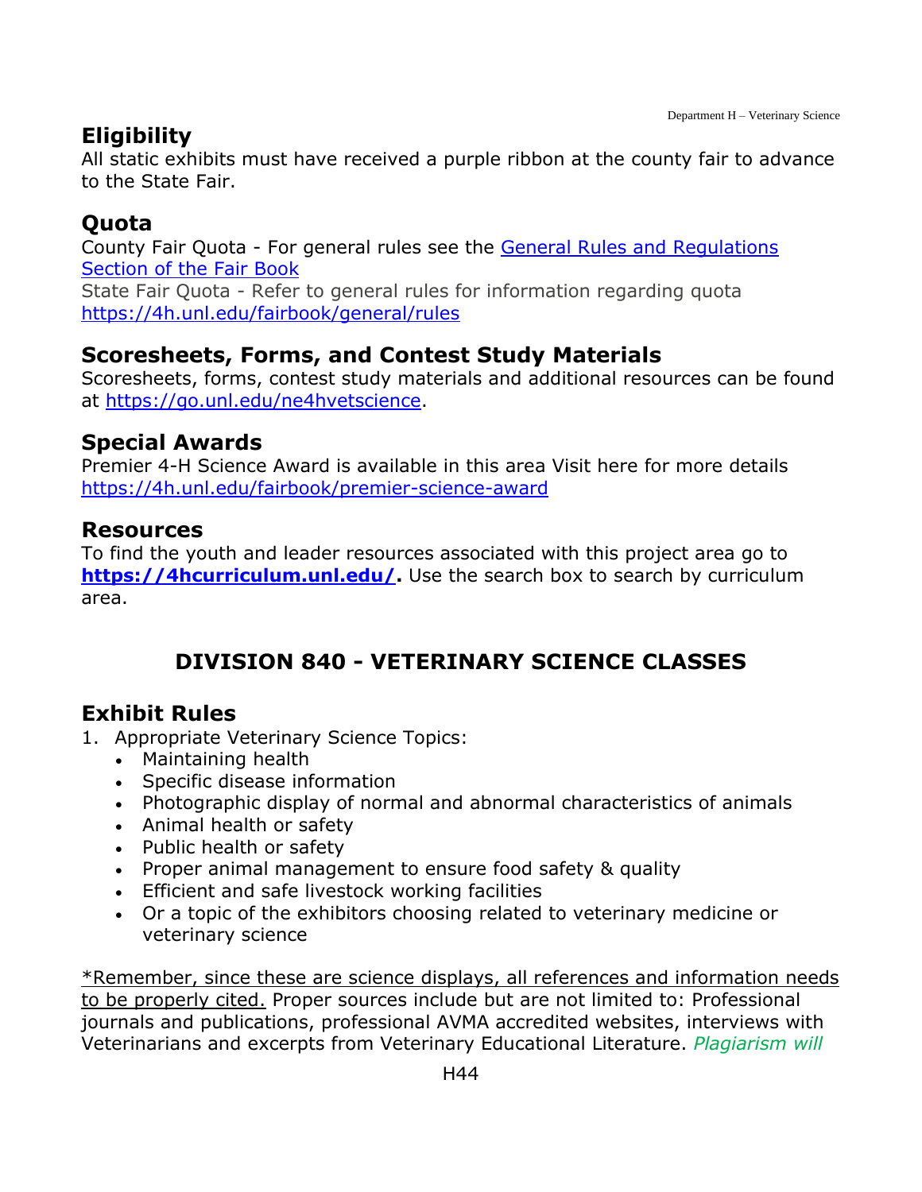## Eligibility

All static exhibits must have received a purple ribbon at the county fair to advance to the State Fair.

## Quota

County Fair Quota - For general rules see the [General Rules and Regulations Section of the Fair Book]

State Fair Quota - Refer to general rules for information regarding quota https://4h.unl.edu/fairbook/general/rules

## Scoresheets, Forms, and Contest Study Materials

Scoresheets, forms, contest study materials and additional resources can be found at https://go.unl.edu/ne4hvetscience.

## Special Awards

Premier 4-H Science Award is available in this area Visit here for more details https://4h.unl.edu/fairbook/premier-science-award

## Resources

To find the youth and leader resources associated with this project area go to **https://4hcurriculum.unl.edu/.** Use the search box to search by curriculum area.

# DIVISION 840 - VETERINARY SCIENCE CLASSES

## Exhibit Rules

1. Appropriate Veterinary Science Topics:
   - Maintaining health
   - Specific disease information
   - Photographic display of normal and abnormal characteristics of animals
   - Animal health or safety
   - Public health or safety
   - Proper animal management to ensure food safety & quality
   - Efficient and safe livestock working facilities
   - Or a topic of the exhibitors choosing related to veterinary medicine or veterinary science

*Remember, since these are science displays, all references and information needs to be properly cited. Proper sources include but are not limited to: Professional journals and publications, professional AVMA accredited websites, interviews with Veterinarians and excerpts from Veterinary Educational Literature. *Plagiarism will*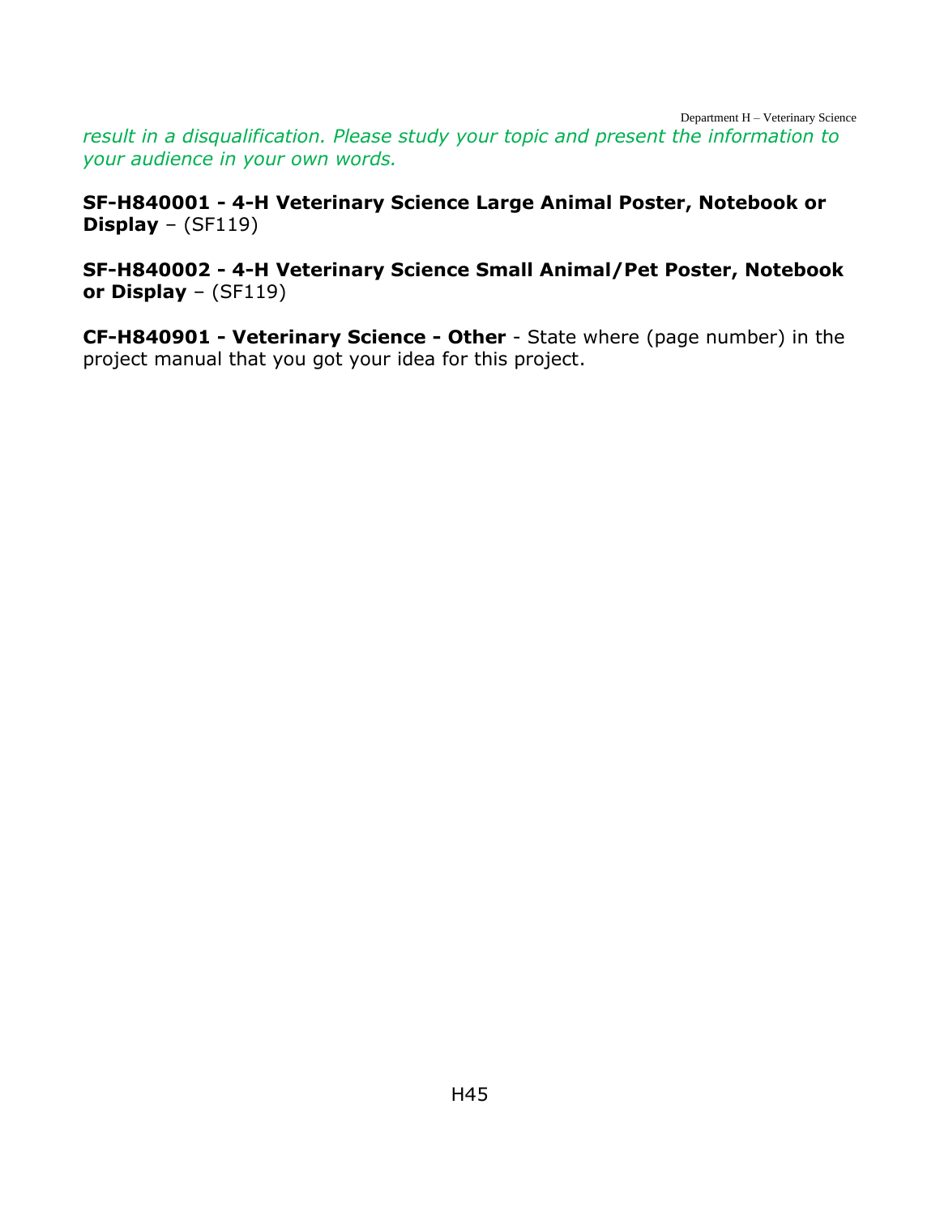*result in a disqualification. Please study your topic and present the information to your audience in your own words.*

**SF-H840001 - 4-H Veterinary Science Large Animal Poster, Notebook or Display** – (SF119)

**SF-H840002 - 4-H Veterinary Science Small Animal/Pet Poster, Notebook or Display** – (SF119)

**CF-H840901 - Veterinary Science - Other** - State where (page number) in the project manual that you got your idea for this project.